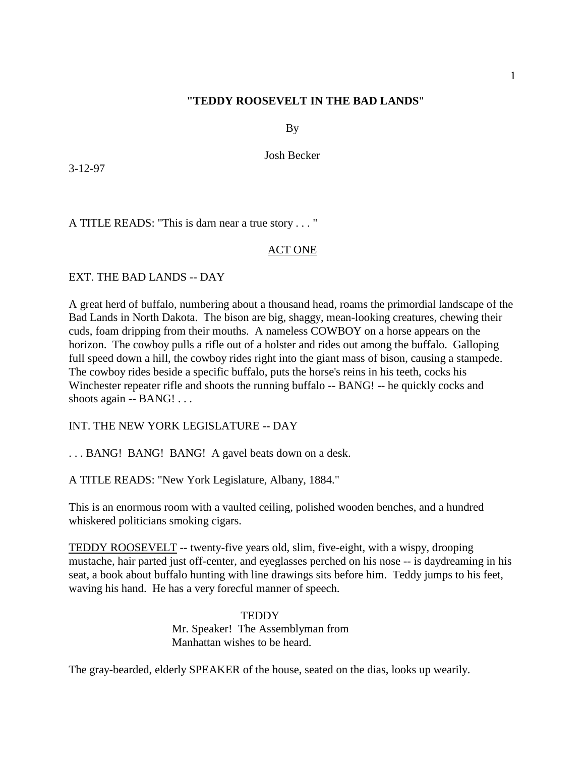**"TEDDY ROOSEVELT IN THE BAD LANDS"**

By

Josh Becker

3-12-97

A TITLE READS: "This is darn near a true story . . . "

<u>ACT ONE</u>

EXT. THE BAD LANDS -- DAY

A great herd of buffalo, numbering about a thousand head, roams the primordial landscape of the Bad Lands in North Dakota. The bison are big, shaggy, mean-looking creatures, chewing their cuds, foam dripping from their mouths. A nameless COWBOY on a horse appears on the horizon. The cowboy pulls a rifle out of a holster and rides out among the buffalo. Galloping full speed down a hill, the cowboy rides right into the giant mass of bison, causing a stampede. The cowboy rides beside a specific buffalo, puts the horse's reins in his teeth, cocks his Winchester repeater rifle and shoots the running buffalo -- BANG! -- he quickly cocks and shoots again -- BANG! . . .

INT. THE NEW YORK LEGISLATURE -- DAY

. . . BANG! BANG! BANG! A gavel beats down on a desk.

A TITLE READS: "New York Legislature, Albany, 1884."

This is an enormous room with a vaulted ceiling, polished wooden benches, and a hundred whiskered politicians smoking cigars.

<u>TEDDY ROOSEVELT</u> -- twenty-five years old, slim, five-eight, with a wispy, drooping mustache, hair parted just off-center, and eyeglasses perched on his nose -- is daydreaming in his seat, a book about buffalo hunting with line drawings sits before him. Teddy jumps to his feet, waving his hand. He has a very forecful manner of speech.

TEDDY
Mr. Speaker! The Assemblyman from Manhattan wishes to be heard.

The gray-bearded, elderly <u>SPEAKER</u> of the house, seated on the dias, looks up wearily.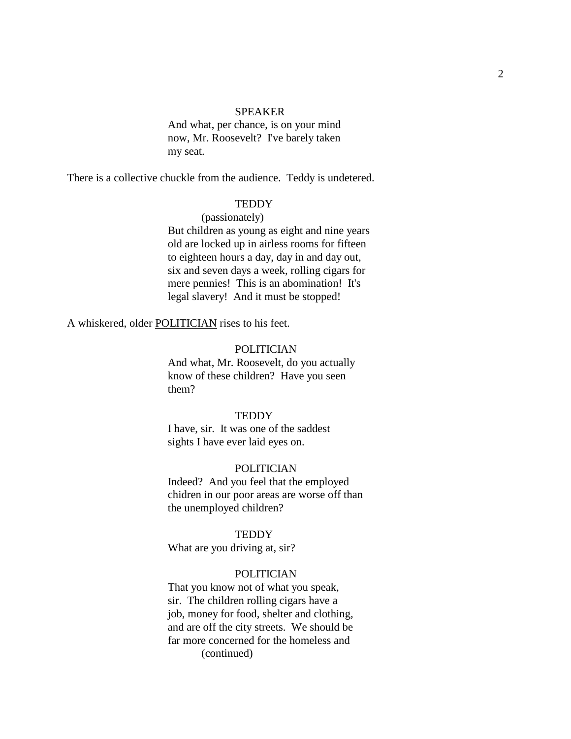SPEAKER

And what, per chance, is on your mind now, Mr. Roosevelt? I've barely taken my seat.

There is a collective chuckle from the audience. Teddy is undetered.

TEDDY

(passionately)

But children as young as eight and nine years old are locked up in airless rooms for fifteen to eighteen hours a day, day in and day out, six and seven days a week, rolling cigars for mere pennies! This is an abomination! It's legal slavery! And it must be stopped!

A whiskered, older <u>POLITICIAN</u> rises to his feet.

POLITICIAN

And what, Mr. Roosevelt, do you actually know of these children? Have you seen them?

TEDDY

I have, sir. It was one of the saddest sights I have ever laid eyes on.

POLITICIAN

Indeed? And you feel that the employed chidren in our poor areas are worse off than the unemployed children?

TEDDY

What are you driving at, sir?

POLITICIAN

That you know not of what you speak, sir. The children rolling cigars have a job, money for food, shelter and clothing, and are off the city streets. We should be far more concerned for the homeless and

(continued)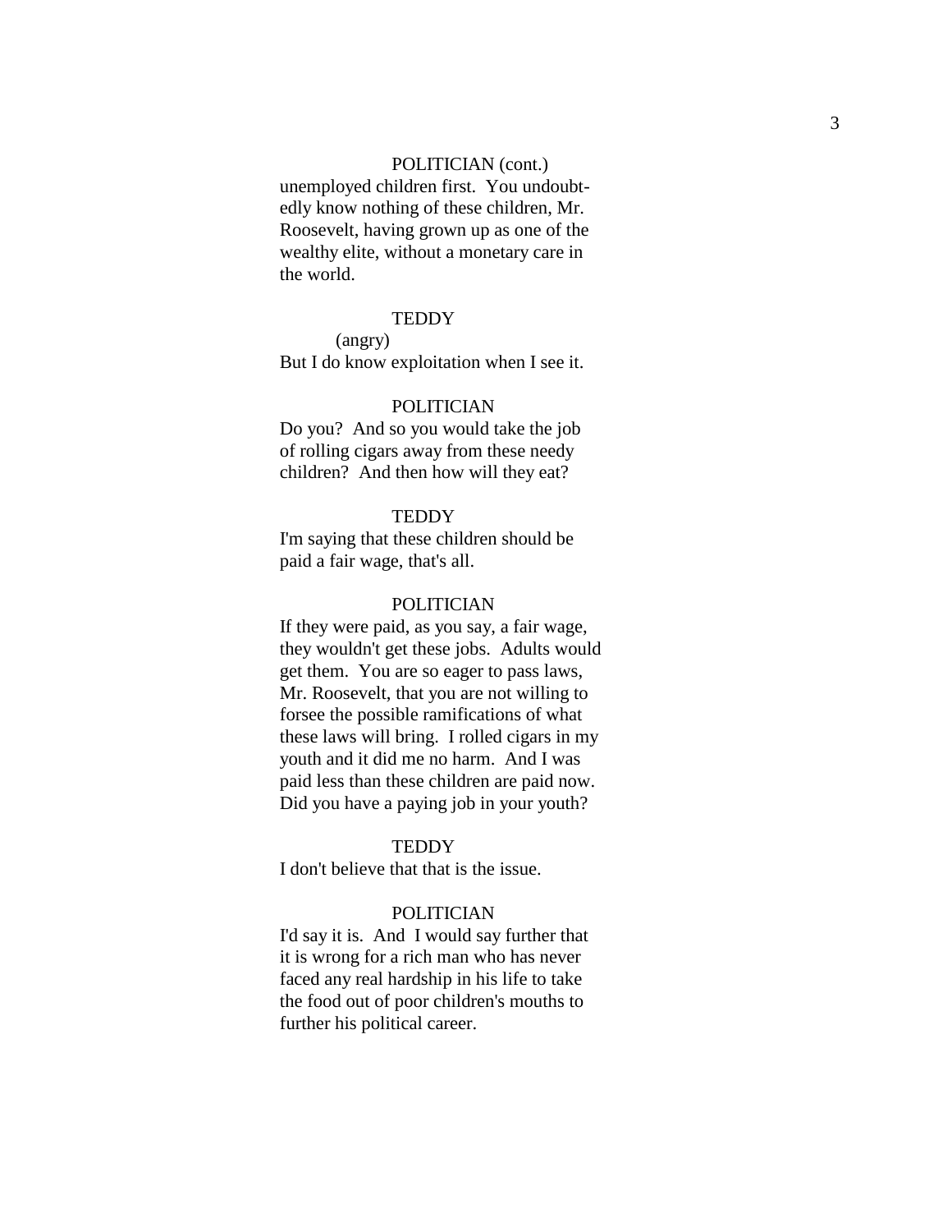POLITICIAN (cont.)

unemployed children first. You undoubt-edly know nothing of these children, Mr. Roosevelt, having grown up as one of the wealthy elite, without a monetary care in the world.

TEDDY

(angry)

But I do know exploitation when I see it.

POLITICIAN

Do you? And so you would take the job of rolling cigars away from these needy children? And then how will they eat?

TEDDY

I'm saying that these children should be paid a fair wage, that's all.

POLITICIAN

If they were paid, as you say, a fair wage, they wouldn't get these jobs. Adults would get them. You are so eager to pass laws, Mr. Roosevelt, that you are not willing to forsee the possible ramifications of what these laws will bring. I rolled cigars in my youth and it did me no harm. And I was paid less than these children are paid now. Did you have a paying job in your youth?

TEDDY

I don't believe that that is the issue.

POLITICIAN

I'd say it is. And I would say further that it is wrong for a rich man who has never faced any real hardship in his life to take the food out of poor children's mouths to further his political career.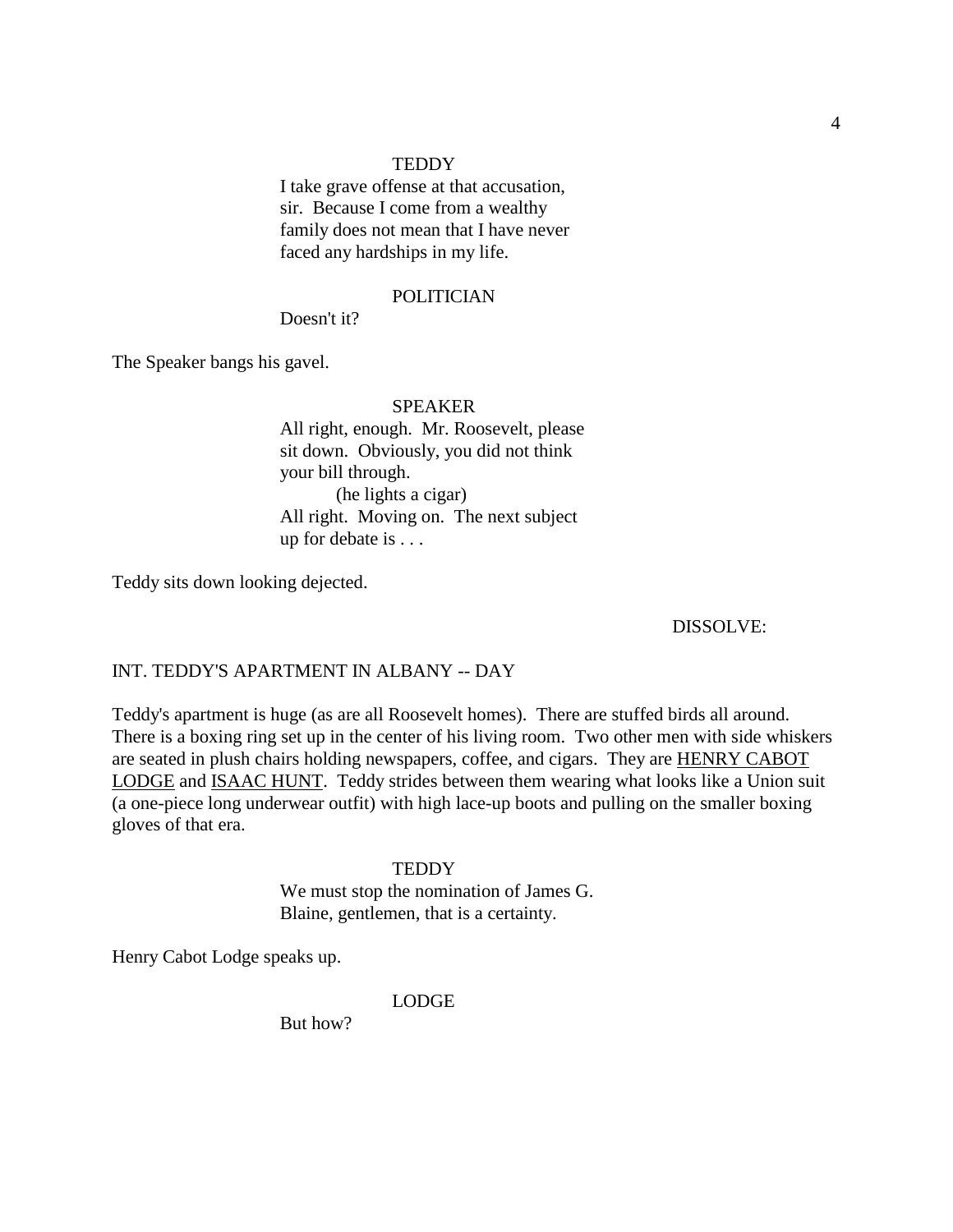TEDDY

I take grave offense at that accusation, sir. Because I come from a wealthy family does not mean that I have never faced any hardships in my life.

POLITICIAN

Doesn't it?

The Speaker bangs his gavel.

SPEAKER

All right, enough. Mr. Roosevelt, please sit down. Obviously, you did not think your bill through.

(he lights a cigar)

All right. Moving on. The next subject up for debate is . . .

Teddy sits down looking dejected.

DISSOLVE:

INT. TEDDY'S APARTMENT IN ALBANY -- DAY

Teddy's apartment is huge (as are all Roosevelt homes). There are stuffed birds all around. There is a boxing ring set up in the center of his living room. Two other men with side whiskers are seated in plush chairs holding newspapers, coffee, and cigars. They are <u>HENRY CABOT LODGE</u> and <u>ISAAC HUNT</u>. Teddy strides between them wearing what looks like a Union suit (a one-piece long underwear outfit) with high lace-up boots and pulling on the smaller boxing gloves of that era.

TEDDY

We must stop the nomination of James G. Blaine, gentlemen, that is a certainty.

Henry Cabot Lodge speaks up.

LODGE

But how?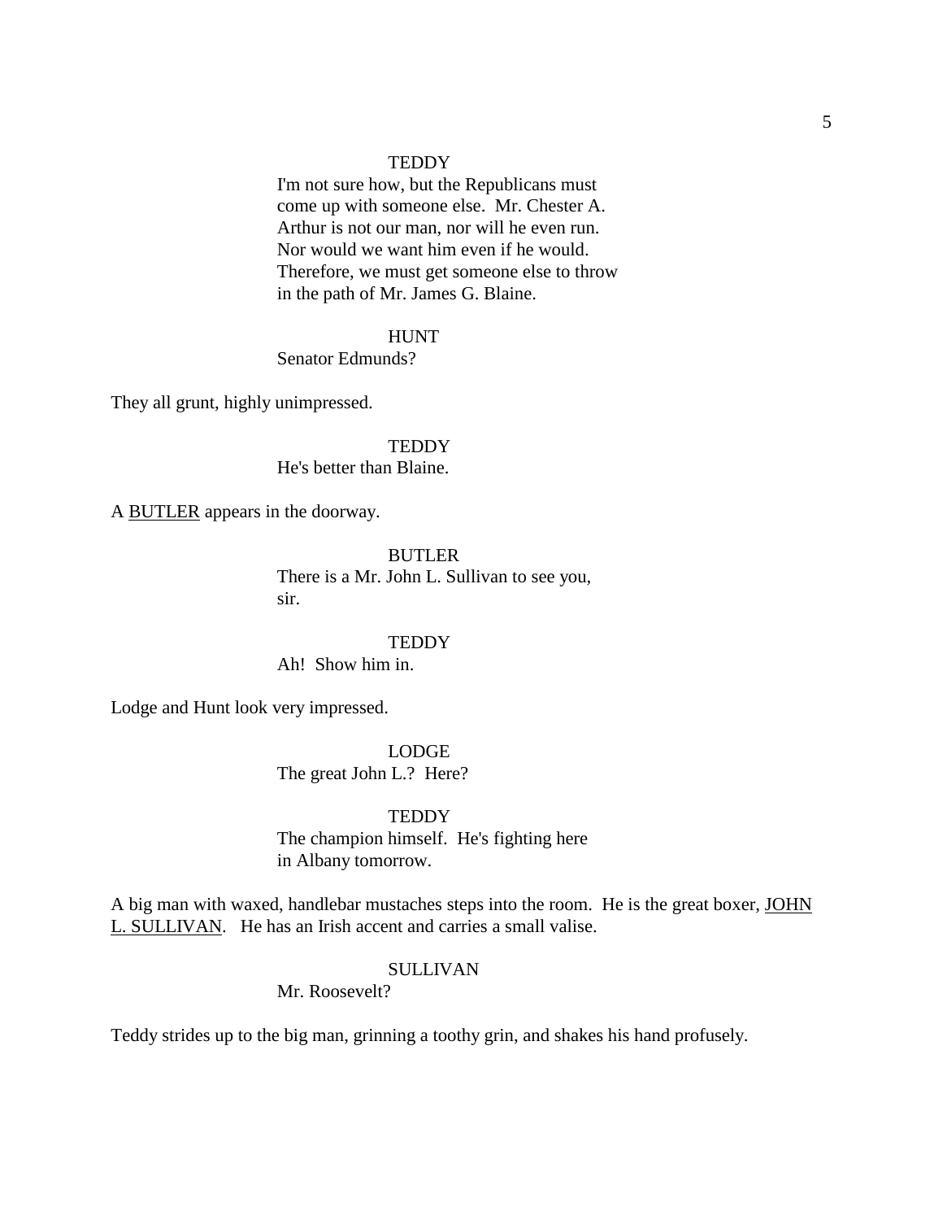TEDDY

I'm not sure how, but the Republicans must come up with someone else. Mr. Chester A. Arthur is not our man, nor will he even run. Nor would we want him even if he would. Therefore, we must get someone else to throw in the path of Mr. James G. Blaine.

HUNT

Senator Edmunds?

They all grunt, highly unimpressed.

TEDDY

He's better than Blaine.

A BUTLER appears in the doorway.

BUTLER

There is a Mr. John L. Sullivan to see you, sir.

TEDDY

Ah! Show him in.

Lodge and Hunt look very impressed.

LODGE

The great John L.? Here?

TEDDY

The champion himself. He's fighting here in Albany tomorrow.

A big man with waxed, handlebar mustaches steps into the room. He is the great boxer, JOHN L. SULLIVAN. He has an Irish accent and carries a small valise.

SULLIVAN

Mr. Roosevelt?

Teddy strides up to the big man, grinning a toothy grin, and shakes his hand profusely.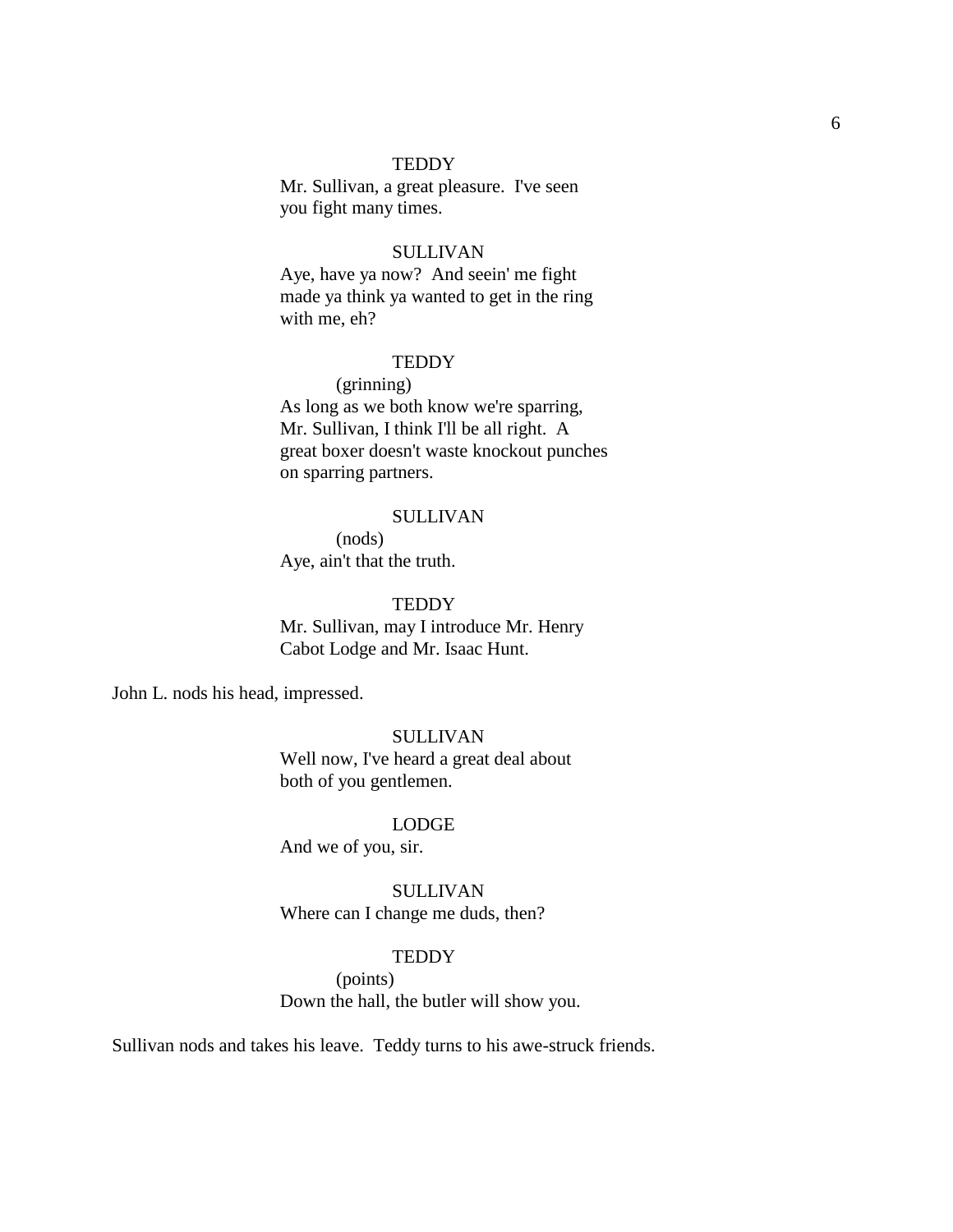TEDDY
Mr. Sullivan, a great pleasure. I've seen you fight many times.

SULLIVAN
Aye, have ya now? And seein' me fight made ya think ya wanted to get in the ring with me, eh?

TEDDY
(grinning)
As long as we both know we're sparring, Mr. Sullivan, I think I'll be all right. A great boxer doesn't waste knockout punches on sparring partners.

SULLIVAN
(nods)
Aye, ain't that the truth.

TEDDY
Mr. Sullivan, may I introduce Mr. Henry Cabot Lodge and Mr. Isaac Hunt.

John L. nods his head, impressed.

SULLIVAN
Well now, I've heard a great deal about both of you gentlemen.

LODGE
And we of you, sir.

SULLIVAN
Where can I change me duds, then?

TEDDY
(points)
Down the hall, the butler will show you.

Sullivan nods and takes his leave. Teddy turns to his awe-struck friends.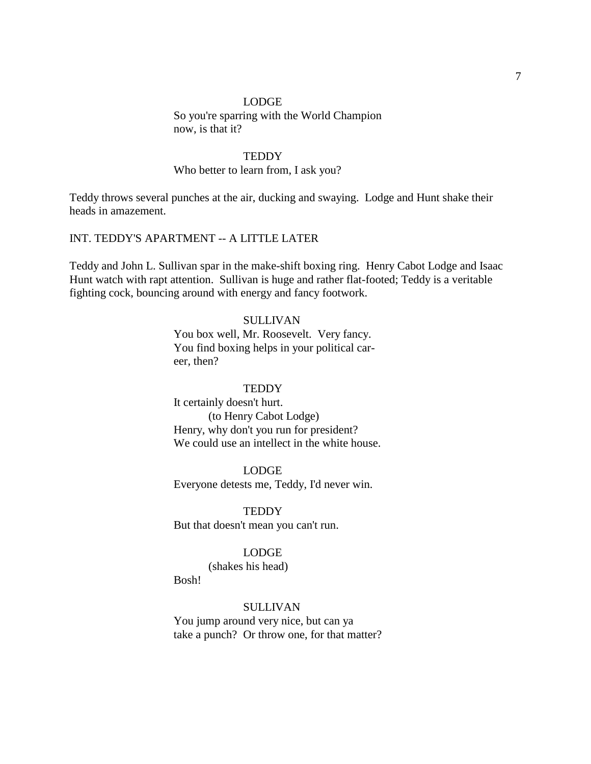LODGE

So you're sparring with the World Champion now, is that it?

TEDDY

Who better to learn from, I ask you?

Teddy throws several punches at the air, ducking and swaying. Lodge and Hunt shake their heads in amazement.

INT. TEDDY'S APARTMENT -- A LITTLE LATER

Teddy and John L. Sullivan spar in the make-shift boxing ring. Henry Cabot Lodge and Isaac Hunt watch with rapt attention. Sullivan is huge and rather flat-footed; Teddy is a veritable fighting cock, bouncing around with energy and fancy footwork.

SULLIVAN

You box well, Mr. Roosevelt. Very fancy. You find boxing helps in your political career, then?

TEDDY

It certainly doesn't hurt.

(to Henry Cabot Lodge)

Henry, why don't you run for president? We could use an intellect in the white house.

LODGE

Everyone detests me, Teddy, I'd never win.

TEDDY

But that doesn't mean you can't run.

LODGE

(shakes his head)

Bosh!

SULLIVAN

You jump around very nice, but can ya take a punch? Or throw one, for that matter?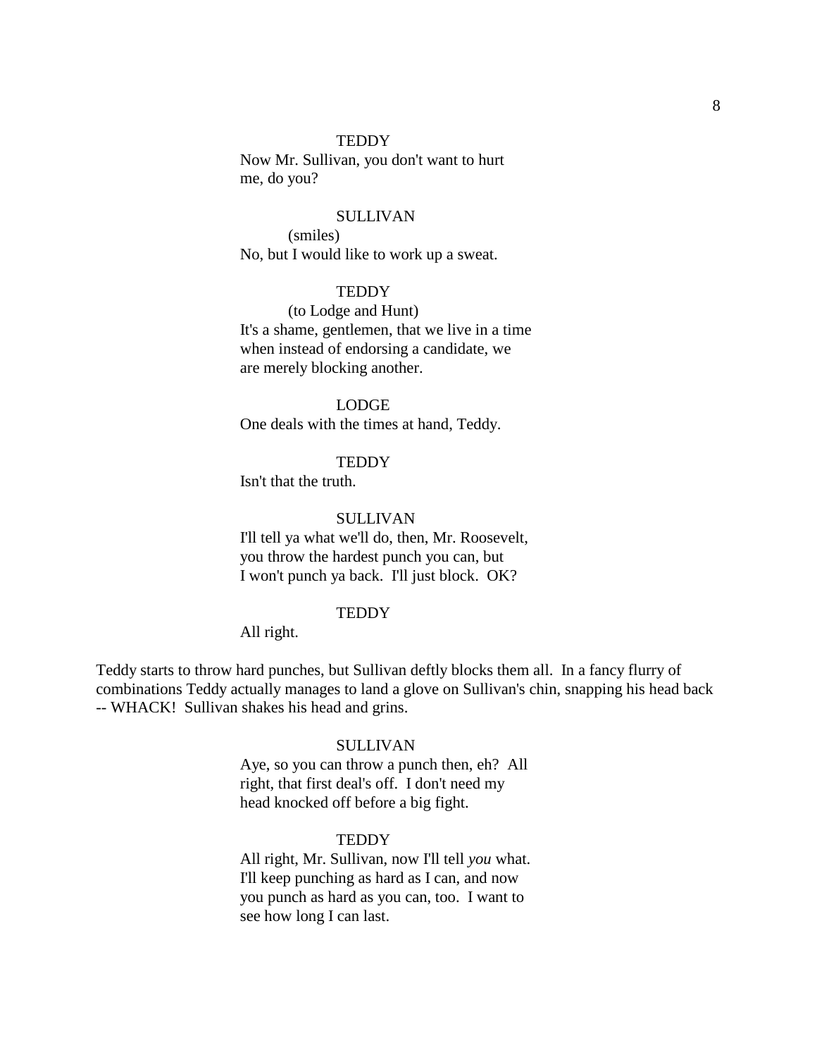TEDDY

Now Mr. Sullivan, you don't want to hurt me, do you?

SULLIVAN

(smiles)

No, but I would like to work up a sweat.

TEDDY

(to Lodge and Hunt)

It's a shame, gentlemen, that we live in a time when instead of endorsing a candidate, we are merely blocking another.

LODGE

One deals with the times at hand, Teddy.

TEDDY

Isn't that the truth.

SULLIVAN

I'll tell ya what we'll do, then, Mr. Roosevelt, you throw the hardest punch you can, but I won't punch ya back. I'll just block. OK?

TEDDY

All right.

Teddy starts to throw hard punches, but Sullivan deftly blocks them all. In a fancy flurry of combinations Teddy actually manages to land a glove on Sullivan's chin, snapping his head back -- WHACK! Sullivan shakes his head and grins.

SULLIVAN

Aye, so you can throw a punch then, eh? All right, that first deal's off. I don't need my head knocked off before a big fight.

TEDDY

All right, Mr. Sullivan, now I'll tell *you* what. I'll keep punching as hard as I can, and now you punch as hard as you can, too. I want to see how long I can last.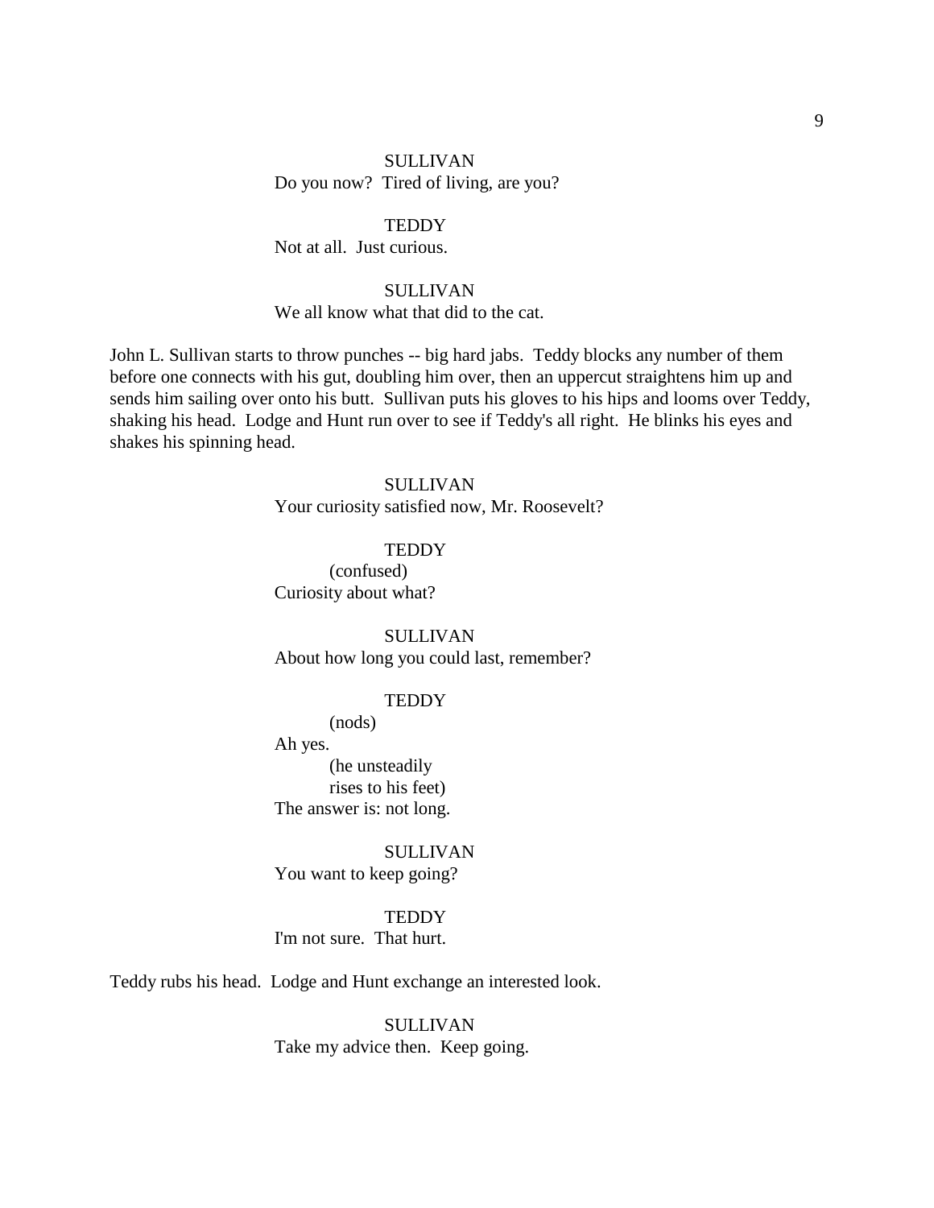SULLIVAN
Do you now?  Tired of living, are you?

TEDDY
Not at all.  Just curious.

SULLIVAN
We all know what that did to the cat.

John L. Sullivan starts to throw punches -- big hard jabs.  Teddy blocks any number of them before one connects with his gut, doubling him over, then an uppercut straightens him up and sends him sailing over onto his butt.  Sullivan puts his gloves to his hips and looms over Teddy, shaking his head.  Lodge and Hunt run over to see if Teddy's all right.  He blinks his eyes and shakes his spinning head.

SULLIVAN
Your curiosity satisfied now, Mr. Roosevelt?

TEDDY
(confused)
Curiosity about what?

SULLIVAN
About how long you could last, remember?

TEDDY
(nods)
Ah yes.
(he unsteadily
rises to his feet)
The answer is: not long.

SULLIVAN
You want to keep going?

TEDDY
I'm not sure.  That hurt.

Teddy rubs his head.  Lodge and Hunt exchange an interested look.

SULLIVAN
Take my advice then.  Keep going.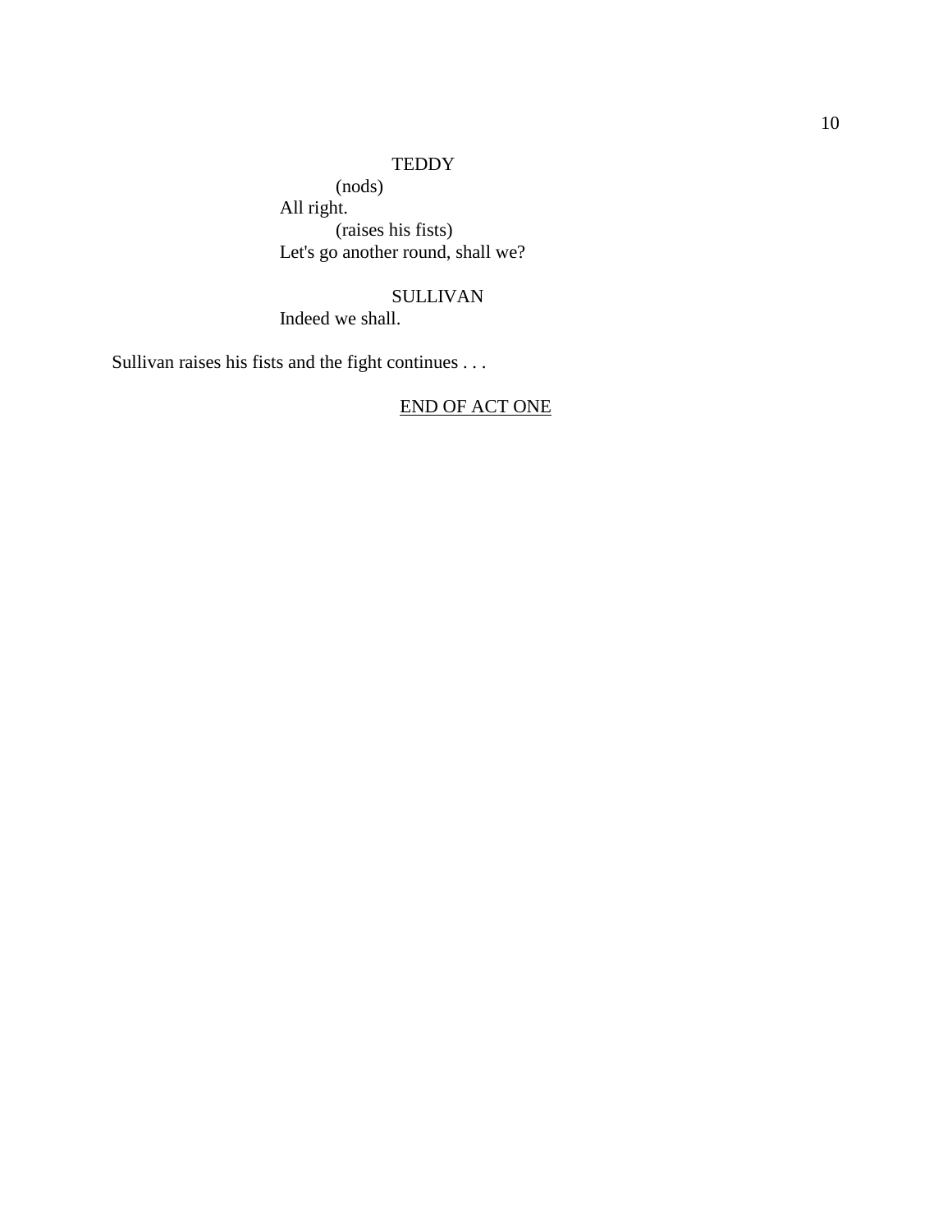TEDDY

(nods)

All right.

(raises his fists)

Let's go another round, shall we?

SULLIVAN

Indeed we shall.

Sullivan raises his fists and the fight continues . . .

<u>END OF ACT ONE</u>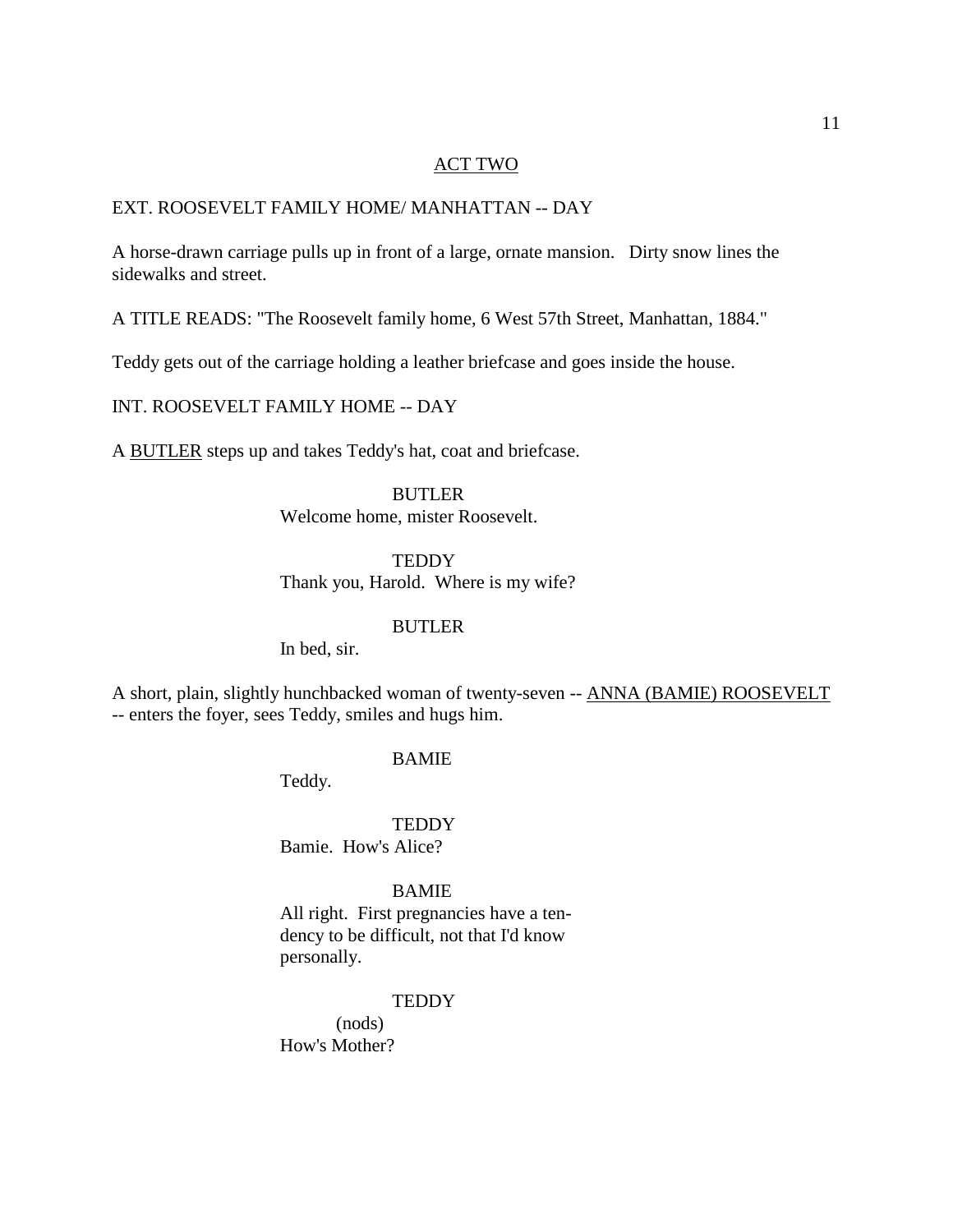ACT TWO

EXT. ROOSEVELT FAMILY HOME/ MANHATTAN -- DAY

A horse-drawn carriage pulls up in front of a large, ornate mansion. Dirty snow lines the sidewalks and street.

A TITLE READS: "The Roosevelt family home, 6 West 57th Street, Manhattan, 1884."

Teddy gets out of the carriage holding a leather briefcase and goes inside the house.

INT. ROOSEVELT FAMILY HOME -- DAY

A BUTLER steps up and takes Teddy's hat, coat and briefcase.

BUTLER
Welcome home, mister Roosevelt.

TEDDY
Thank you, Harold. Where is my wife?

BUTLER
In bed, sir.

A short, plain, slightly hunchbacked woman of twenty-seven -- ANNA (BAMIE) ROOSEVELT -- enters the foyer, sees Teddy, smiles and hugs him.

BAMIE
Teddy.

TEDDY
Bamie. How's Alice?

BAMIE
All right. First pregnancies have a tendency to be difficult, not that I'd know personally.

TEDDY
(nods)
How's Mother?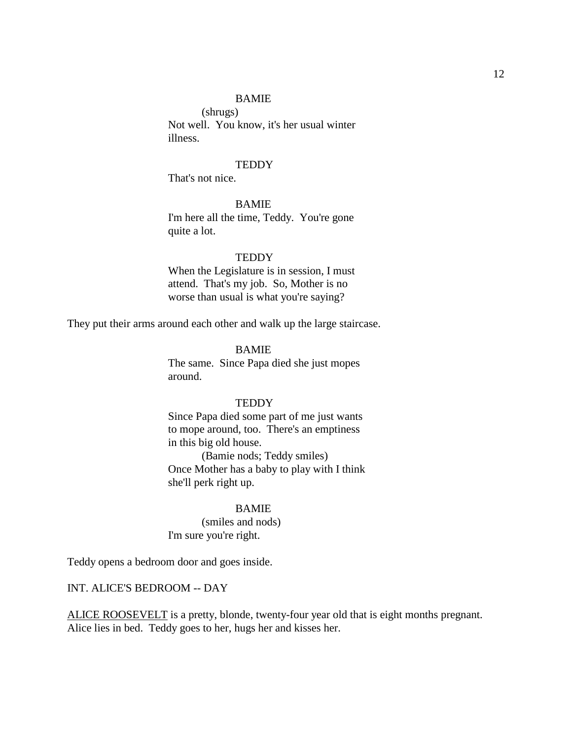BAMIE

(shrugs)

Not well. You know, it's her usual winter illness.

TEDDY

That's not nice.

BAMIE

I'm here all the time, Teddy. You're gone quite a lot.

TEDDY

When the Legislature is in session, I must attend. That's my job. So, Mother is no worse than usual is what you're saying?

They put their arms around each other and walk up the large staircase.

BAMIE

The same. Since Papa died she just mopes around.

TEDDY

Since Papa died some part of me just wants to mope around, too. There's an emptiness in this big old house.

(Bamie nods; Teddy smiles)

Once Mother has a baby to play with I think she'll perk right up.

BAMIE

(smiles and nods)

I'm sure you're right.

Teddy opens a bedroom door and goes inside.

INT. ALICE'S BEDROOM -- DAY

<u>ALICE ROOSEVELT</u> is a pretty, blonde, twenty-four year old that is eight months pregnant. Alice lies in bed. Teddy goes to her, hugs her and kisses her.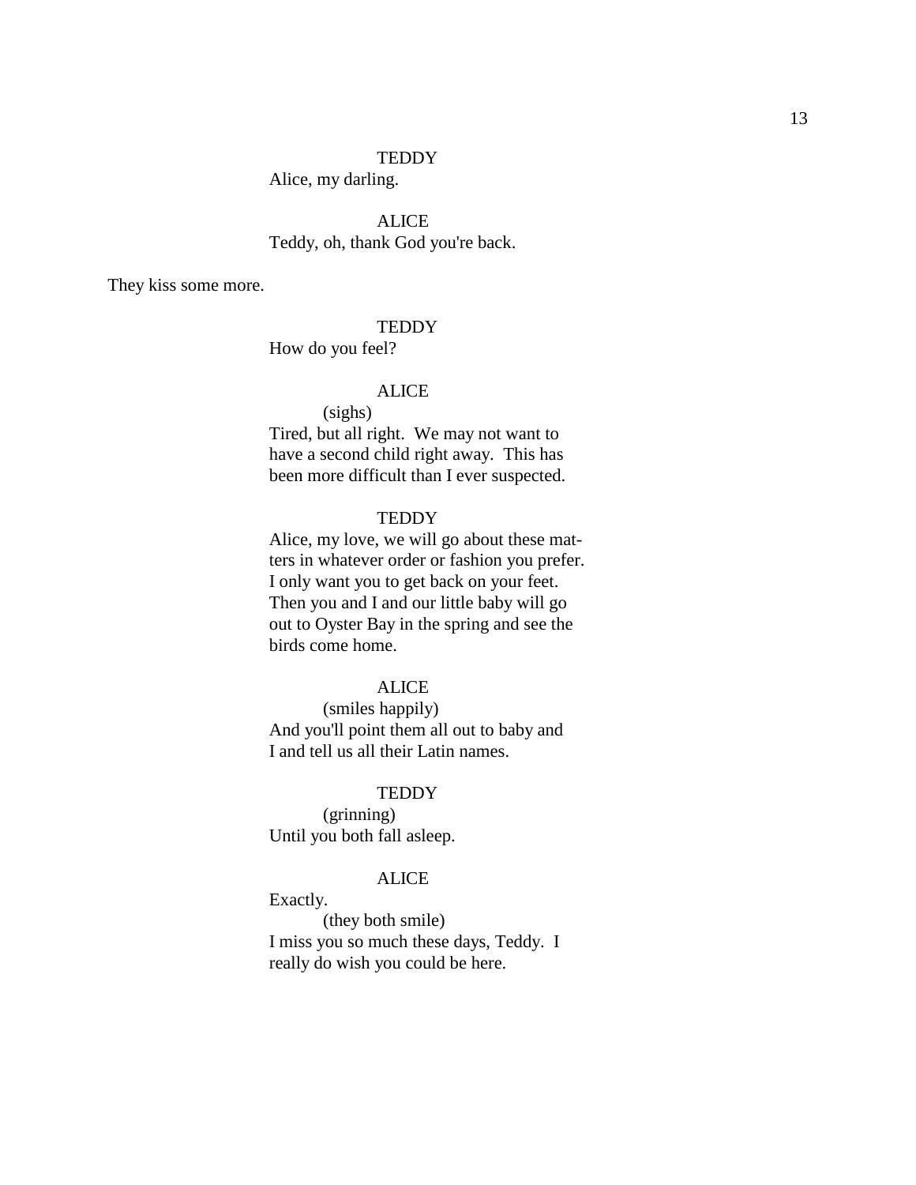TEDDY

Alice, my darling.

ALICE

Teddy, oh, thank God you're back.

They kiss some more.

TEDDY

How do you feel?

ALICE

(sighs)

Tired, but all right. We may not want to have a second child right away. This has been more difficult than I ever suspected.

TEDDY

Alice, my love, we will go about these matters in whatever order or fashion you prefer. I only want you to get back on your feet. Then you and I and our little baby will go out to Oyster Bay in the spring and see the birds come home.

ALICE

(smiles happily)

And you'll point them all out to baby and I and tell us all their Latin names.

TEDDY

(grinning)

Until you both fall asleep.

ALICE

Exactly.

(they both smile)

I miss you so much these days, Teddy. I really do wish you could be here.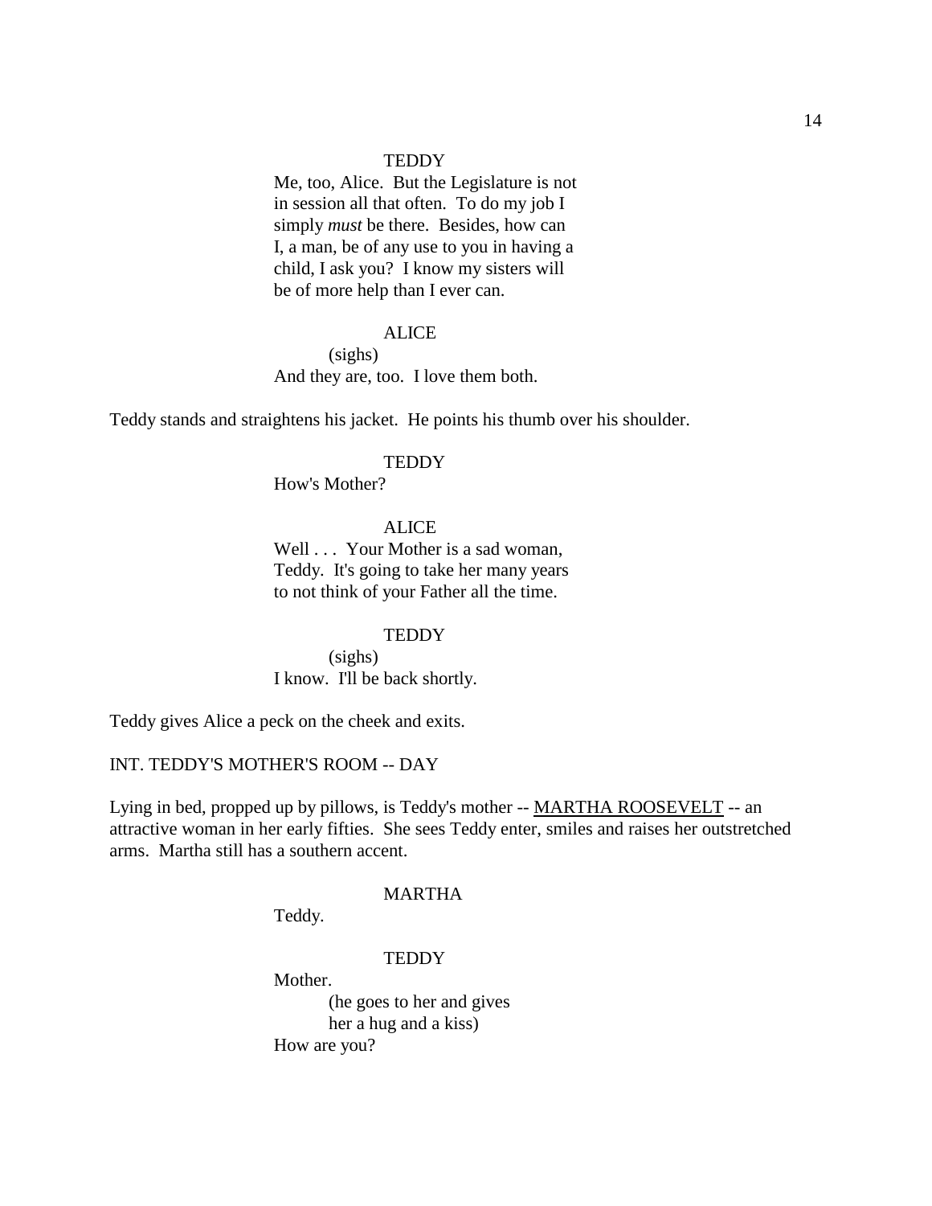TEDDY

Me, too, Alice. But the Legislature is not in session all that often. To do my job I simply *must* be there. Besides, how can I, a man, be of any use to you in having a child, I ask you? I know my sisters will be of more help than I ever can.

ALICE

(sighs)

And they are, too. I love them both.

Teddy stands and straightens his jacket. He points his thumb over his shoulder.

TEDDY

How's Mother?

ALICE

Well . . . Your Mother is a sad woman, Teddy. It's going to take her many years to not think of your Father all the time.

TEDDY

(sighs)

I know. I'll be back shortly.

Teddy gives Alice a peck on the cheek and exits.

INT. TEDDY'S MOTHER'S ROOM -- DAY

Lying in bed, propped up by pillows, is Teddy's mother -- <u>MARTHA ROOSEVELT</u> -- an attractive woman in her early fifties. She sees Teddy enter, smiles and raises her outstretched arms. Martha still has a southern accent.

MARTHA

Teddy.

TEDDY

Mother.

(he goes to her and gives her a hug and a kiss)

How are you?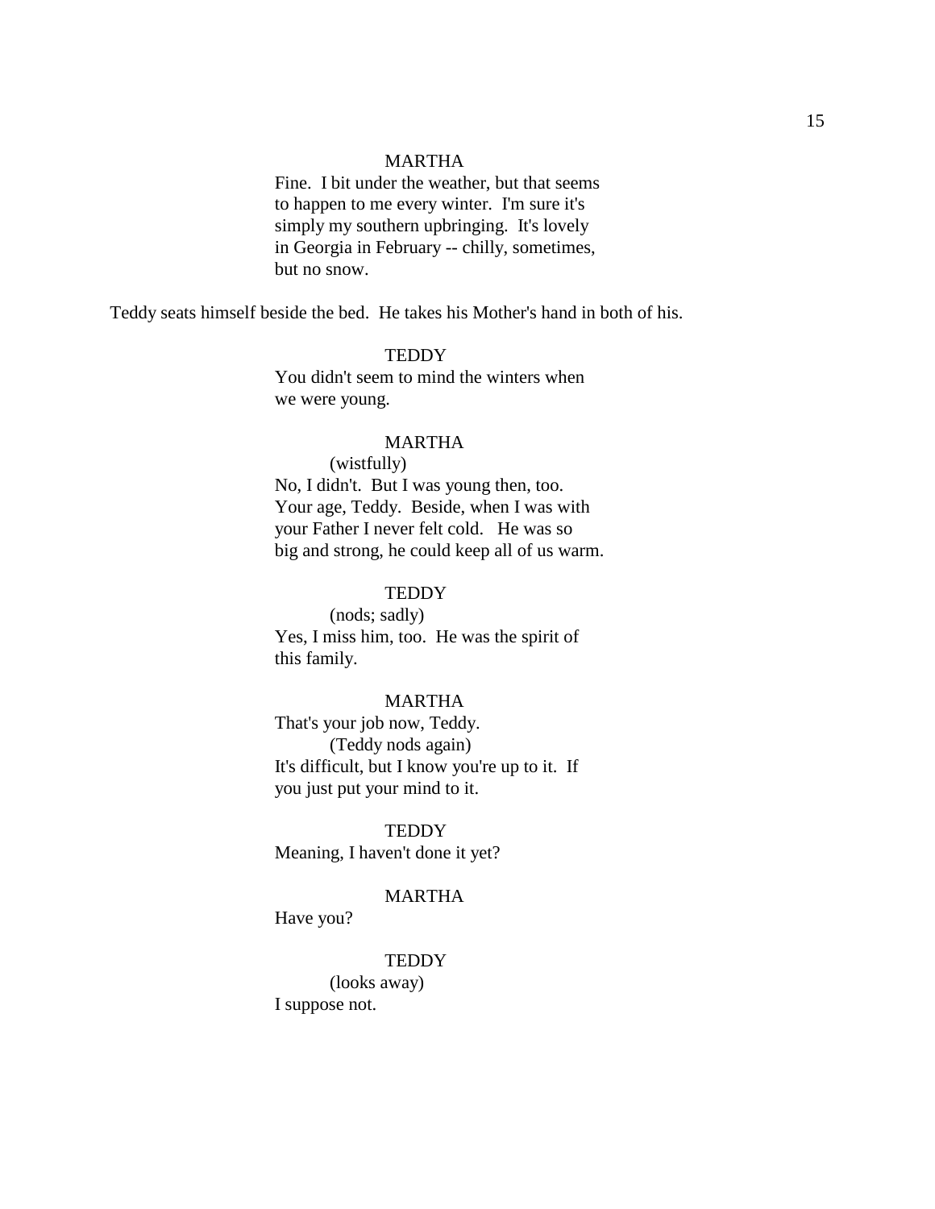MARTHA

Fine.  I bit under the weather, but that seems to happen to me every winter.  I'm sure it's simply my southern upbringing.  It's lovely in Georgia in February -- chilly, sometimes, but no snow.

Teddy seats himself beside the bed.  He takes his Mother's hand in both of his.

TEDDY

You didn't seem to mind the winters when we were young.

MARTHA

(wistfully)

No, I didn't.  But I was young then, too.  Your age, Teddy.  Beside, when I was with your Father I never felt cold.   He was so big and strong, he could keep all of us warm.

TEDDY

(nods; sadly)

Yes, I miss him, too.  He was the spirit of this family.

MARTHA

That's your job now, Teddy.

(Teddy nods again)

It's difficult, but I know you're up to it.  If you just put your mind to it.

TEDDY

Meaning, I haven't done it yet?

MARTHA

Have you?

TEDDY

(looks away)

I suppose not.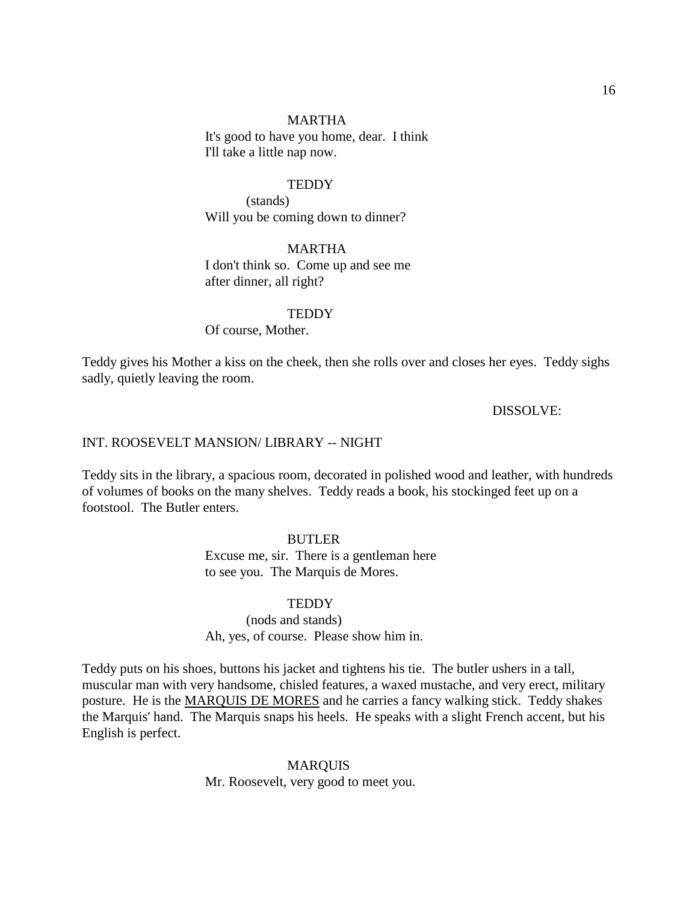MARTHA

It's good to have you home, dear. I think I'll take a little nap now.

TEDDY

(stands)

Will you be coming down to dinner?

MARTHA

I don't think so. Come up and see me after dinner, all right?

TEDDY

Of course, Mother.

Teddy gives his Mother a kiss on the cheek, then she rolls over and closes her eyes. Teddy sighs sadly, quietly leaving the room.

DISSOLVE:

INT. ROOSEVELT MANSION/ LIBRARY -- NIGHT

Teddy sits in the library, a spacious room, decorated in polished wood and leather, with hundreds of volumes of books on the many shelves. Teddy reads a book, his stockinged feet up on a footstool. The Butler enters.

BUTLER

Excuse me, sir. There is a gentleman here to see you. The Marquis de Mores.

TEDDY

(nods and stands)

Ah, yes, of course. Please show him in.

Teddy puts on his shoes, buttons his jacket and tightens his tie. The butler ushers in a tall, muscular man with very handsome, chisled features, a waxed mustache, and very erect, military posture. He is the MARQUIS DE MORES and he carries a fancy walking stick. Teddy shakes the Marquis' hand. The Marquis snaps his heels. He speaks with a slight French accent, but his English is perfect.

MARQUIS

Mr. Roosevelt, very good to meet you.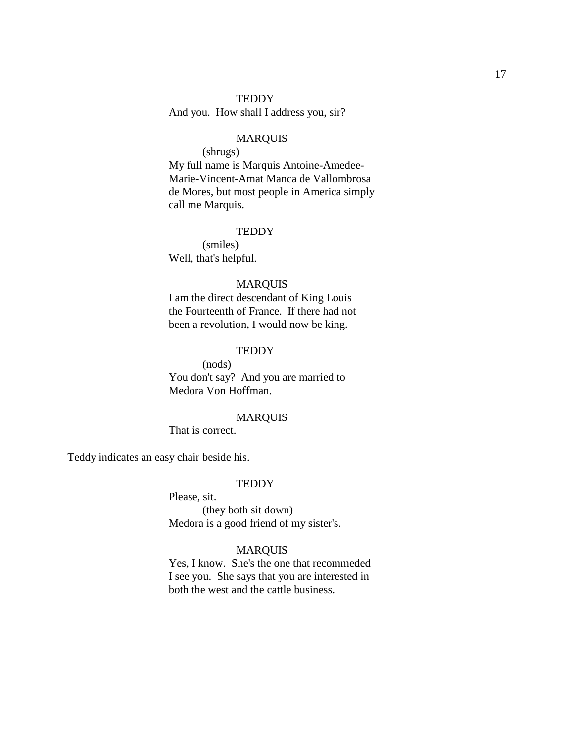TEDDY

And you.  How shall I address you, sir?

MARQUIS

(shrugs)

My full name is Marquis Antoine-Amedee-Marie-Vincent-Amat Manca de Vallombrosa de Mores, but most people in America simply call me Marquis.

TEDDY

(smiles)

Well, that's helpful.

MARQUIS

I am the direct descendant of King Louis the Fourteenth of France.  If there had not been a revolution, I would now be king.

TEDDY

(nods)

You don't say?  And you are married to Medora Von Hoffman.

MARQUIS

That is correct.

Teddy indicates an easy chair beside his.

TEDDY

Please, sit.

(they both sit down)

Medora is a good friend of my sister's.

MARQUIS

Yes, I know.  She's the one that recommeded I see you.  She says that you are interested in both the west and the cattle business.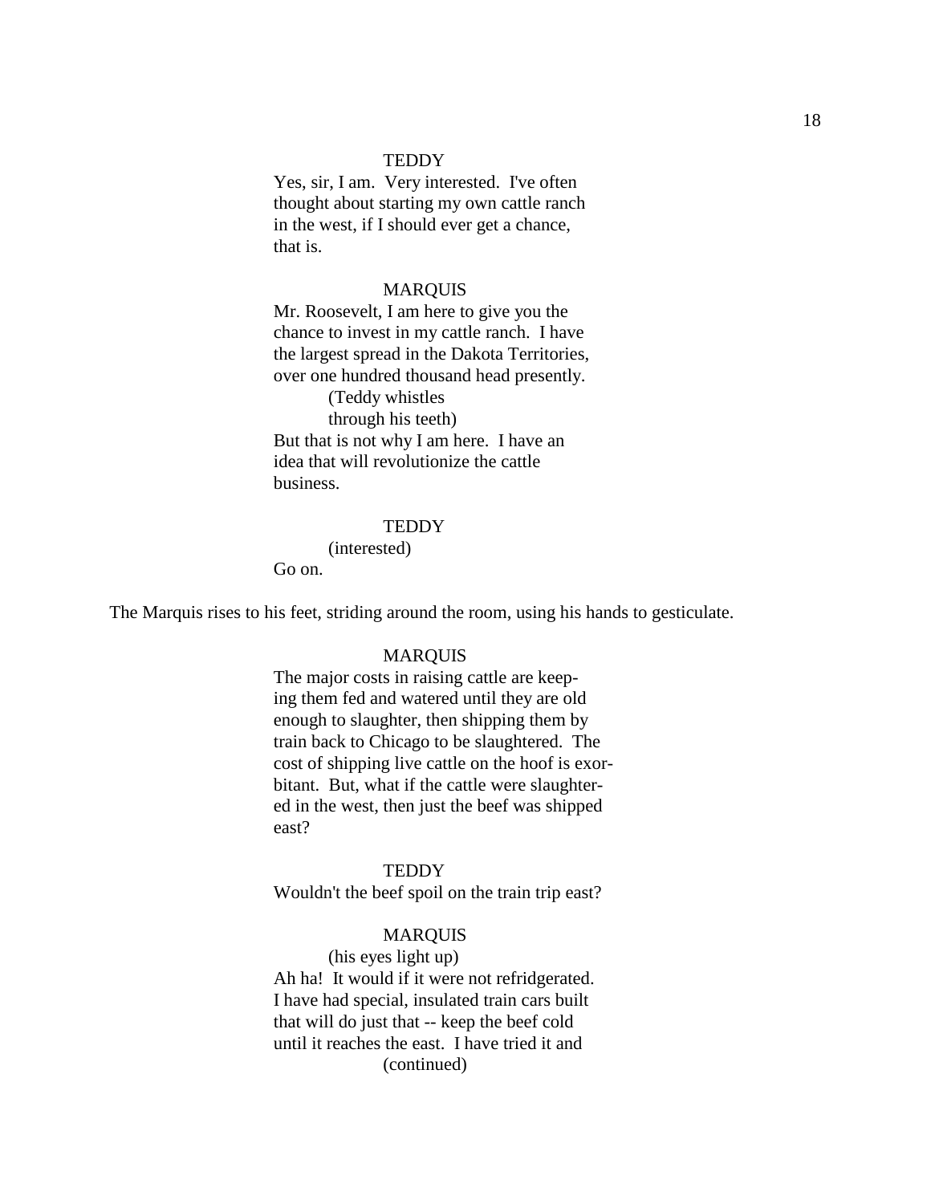TEDDY

Yes, sir, I am. Very interested. I've often thought about starting my own cattle ranch in the west, if I should ever get a chance, that is.

MARQUIS

Mr. Roosevelt, I am here to give you the chance to invest in my cattle ranch. I have the largest spread in the Dakota Territories, over one hundred thousand head presently.

(Teddy whistles through his teeth)

But that is not why I am here. I have an idea that will revolutionize the cattle business.

TEDDY

(interested)

Go on.

The Marquis rises to his feet, striding around the room, using his hands to gesticulate.

MARQUIS

The major costs in raising cattle are keeping them fed and watered until they are old enough to slaughter, then shipping them by train back to Chicago to be slaughtered. The cost of shipping live cattle on the hoof is exorbitant. But, what if the cattle were slaughtered in the west, then just the beef was shipped east?

TEDDY

Wouldn't the beef spoil on the train trip east?

MARQUIS

(his eyes light up)

Ah ha! It would if it were not refridgerated. I have had special, insulated train cars built that will do just that -- keep the beef cold until it reaches the east. I have tried it and

(continued)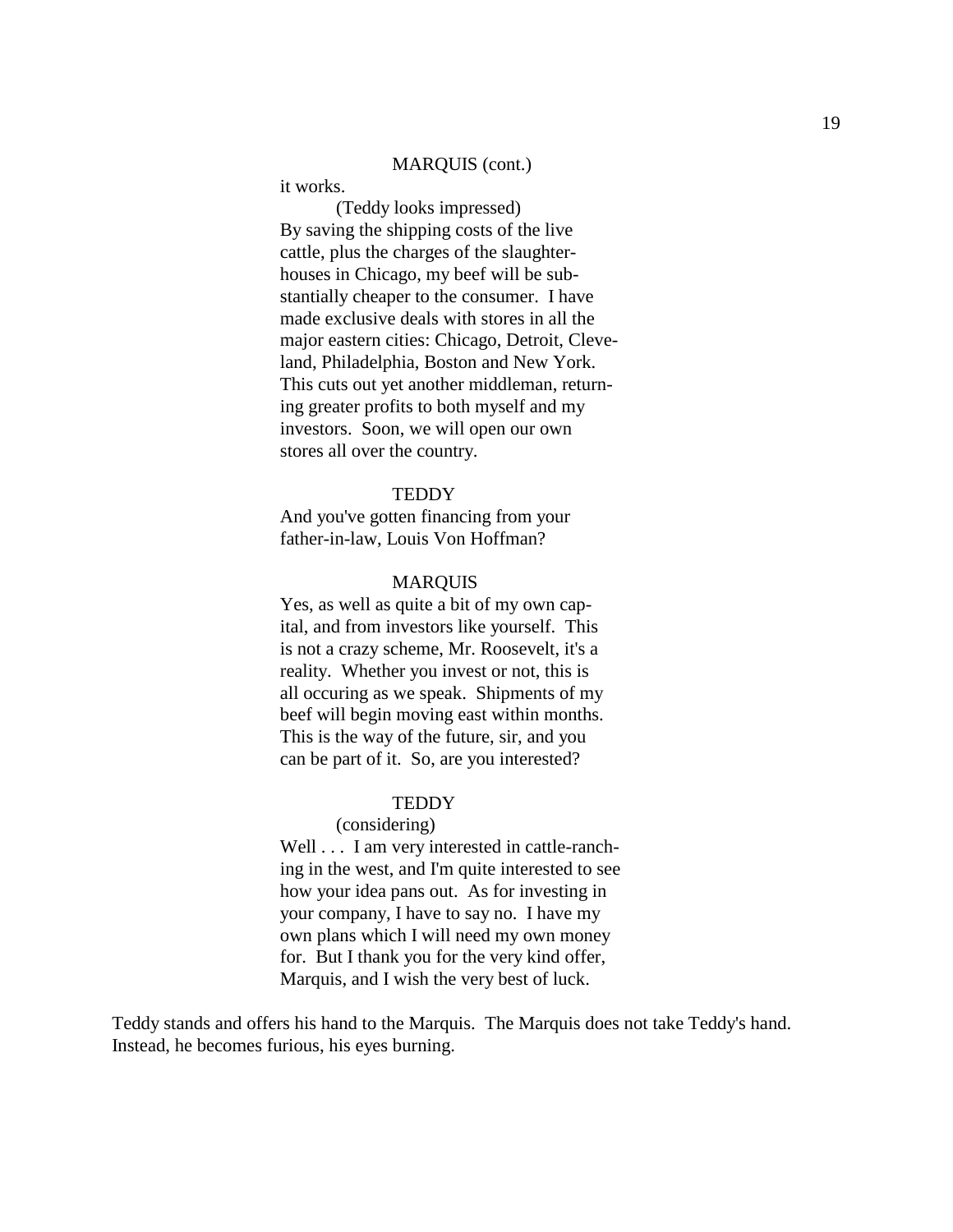MARQUIS (cont.)

it works.

(Teddy looks impressed)

By saving the shipping costs of the live cattle, plus the charges of the slaughter-houses in Chicago, my beef will be substantially cheaper to the consumer. I have made exclusive deals with stores in all the major eastern cities: Chicago, Detroit, Cleveland, Philadelphia, Boston and New York. This cuts out yet another middleman, returning greater profits to both myself and my investors. Soon, we will open our own stores all over the country.

TEDDY

And you've gotten financing from your father-in-law, Louis Von Hoffman?

MARQUIS

Yes, as well as quite a bit of my own capital, and from investors like yourself. This is not a crazy scheme, Mr. Roosevelt, it's a reality. Whether you invest or not, this is all occuring as we speak. Shipments of my beef will begin moving east within months. This is the way of the future, sir, and you can be part of it. So, are you interested?

TEDDY

(considering)

Well . . . I am very interested in cattle-ranching in the west, and I'm quite interested to see how your idea pans out. As for investing in your company, I have to say no. I have my own plans which I will need my own money for. But I thank you for the very kind offer, Marquis, and I wish the very best of luck.

Teddy stands and offers his hand to the Marquis. The Marquis does not take Teddy's hand. Instead, he becomes furious, his eyes burning.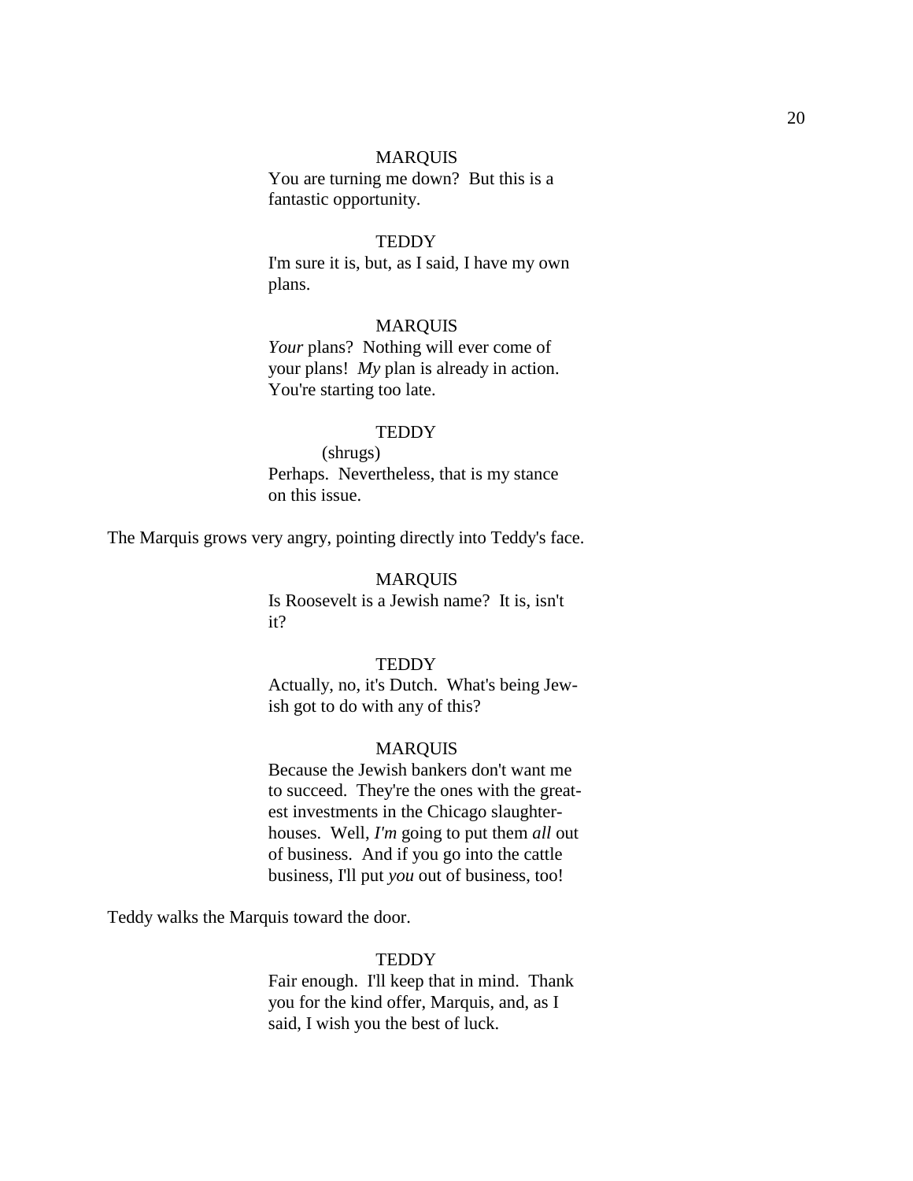MARQUIS

You are turning me down? But this is a fantastic opportunity.

TEDDY

I'm sure it is, but, as I said, I have my own plans.

MARQUIS

*Your* plans? Nothing will ever come of your plans! *My* plan is already in action. You're starting too late.

TEDDY

(shrugs)

Perhaps. Nevertheless, that is my stance on this issue.

The Marquis grows very angry, pointing directly into Teddy's face.

MARQUIS

Is Roosevelt is a Jewish name? It is, isn't it?

TEDDY

Actually, no, it's Dutch. What's being Jewish got to do with any of this?

MARQUIS

Because the Jewish bankers don't want me to succeed. They're the ones with the greatest investments in the Chicago slaughterhouses. Well, *I'm* going to put them *all* out of business. And if you go into the cattle business, I'll put *you* out of business, too!

Teddy walks the Marquis toward the door.

TEDDY

Fair enough. I'll keep that in mind. Thank you for the kind offer, Marquis, and, as I said, I wish you the best of luck.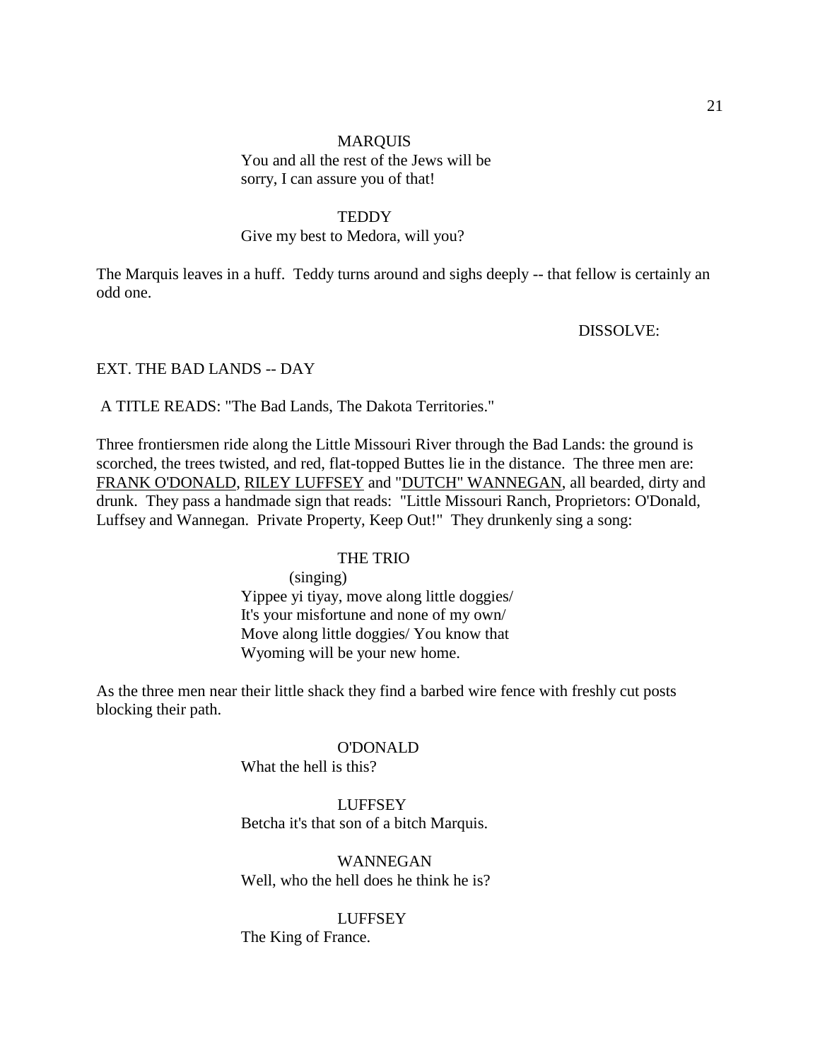MARQUIS
You and all the rest of the Jews will be sorry, I can assure you of that!

TEDDY
Give my best to Medora, will you?

The Marquis leaves in a huff. Teddy turns around and sighs deeply -- that fellow is certainly an odd one.

DISSOLVE:

EXT. THE BAD LANDS -- DAY

A TITLE READS: "The Bad Lands, The Dakota Territories."

Three frontiersmen ride along the Little Missouri River through the Bad Lands: the ground is scorched, the trees twisted, and red, flat-topped Buttes lie in the distance. The three men are: <u>FRANK O'DONALD</u>, <u>RILEY LUFFSEY</u> and "<u>DUTCH" WANNEGAN</u>, all bearded, dirty and drunk. They pass a handmade sign that reads: "Little Missouri Ranch, Proprietors: O'Donald, Luffsey and Wannegan. Private Property, Keep Out!" They drunkenly sing a song:

THE TRIO
(singing)
Yippee yi tiyay, move along little doggies/
It's your misfortune and none of my own/
Move along little doggies/ You know that
Wyoming will be your new home.

As the three men near their little shack they find a barbed wire fence with freshly cut posts blocking their path.

O'DONALD
What the hell is this?

LUFFSEY
Betcha it's that son of a bitch Marquis.

WANNEGAN
Well, who the hell does he think he is?

LUFFSEY
The King of France.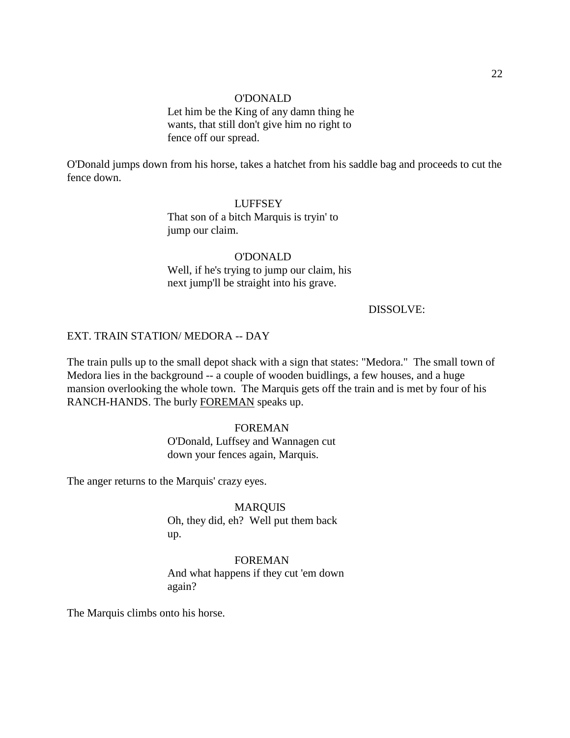O'DONALD

Let him be the King of any damn thing he wants, that still don't give him no right to fence off our spread.

O'Donald jumps down from his horse, takes a hatchet from his saddle bag and proceeds to cut the fence down.

LUFFSEY

That son of a bitch Marquis is tryin' to jump our claim.

O'DONALD

Well, if he's trying to jump our claim, his next jump'll be straight into his grave.

DISSOLVE:

EXT. TRAIN STATION/ MEDORA -- DAY

The train pulls up to the small depot shack with a sign that states: "Medora." The small town of Medora lies in the background -- a couple of wooden buidlings, a few houses, and a huge mansion overlooking the whole town. The Marquis gets off the train and is met by four of his RANCH-HANDS. The burly FOREMAN speaks up.

FOREMAN

O'Donald, Luffsey and Wannagen cut down your fences again, Marquis.

The anger returns to the Marquis' crazy eyes.

MARQUIS

Oh, they did, eh? Well put them back up.

FOREMAN

And what happens if they cut 'em down again?

The Marquis climbs onto his horse.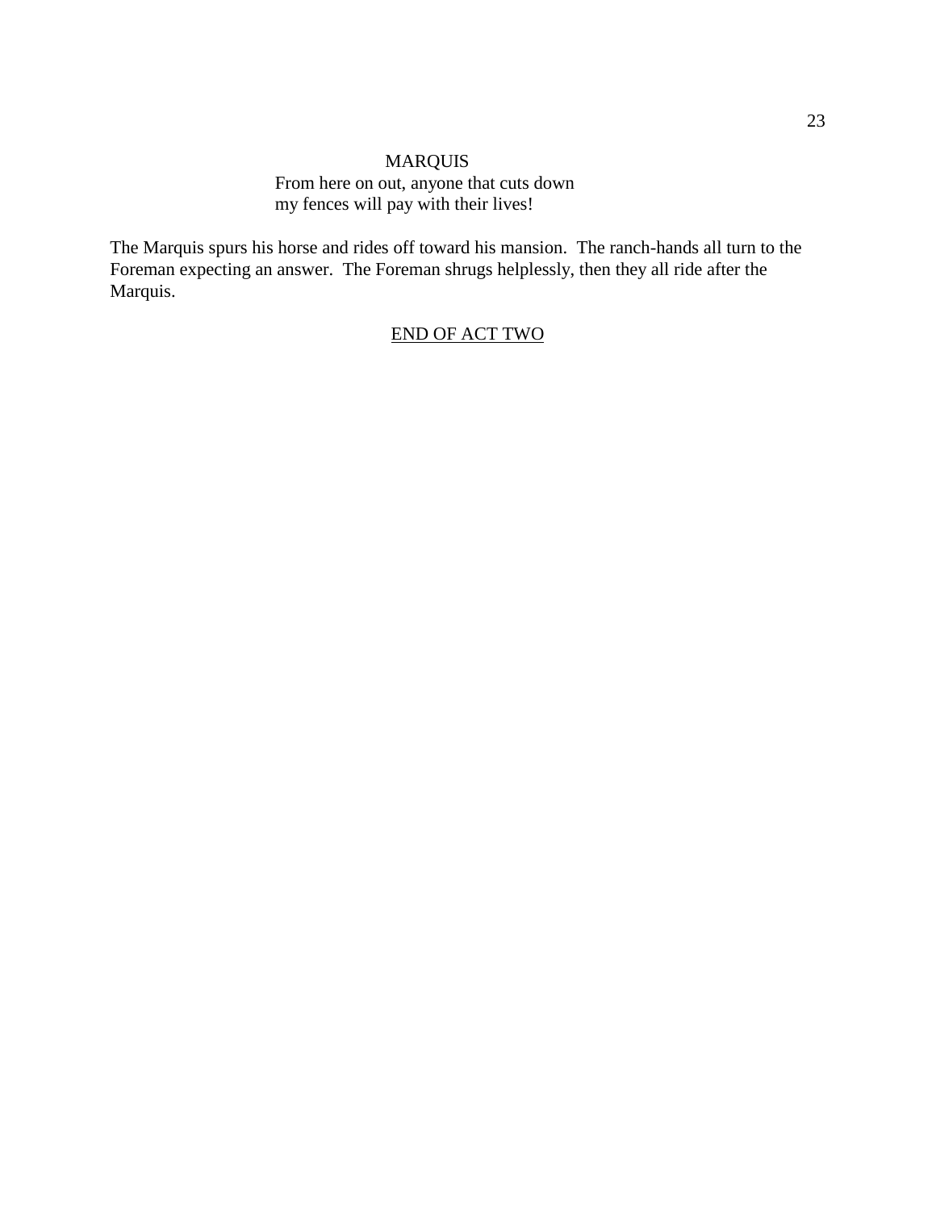MARQUIS

From here on out, anyone that cuts down
my fences will pay with their lives!

The Marquis spurs his horse and rides off toward his mansion. The ranch-hands all turn to the Foreman expecting an answer. The Foreman shrugs helplessly, then they all ride after the Marquis.

<u>END OF ACT TWO</u>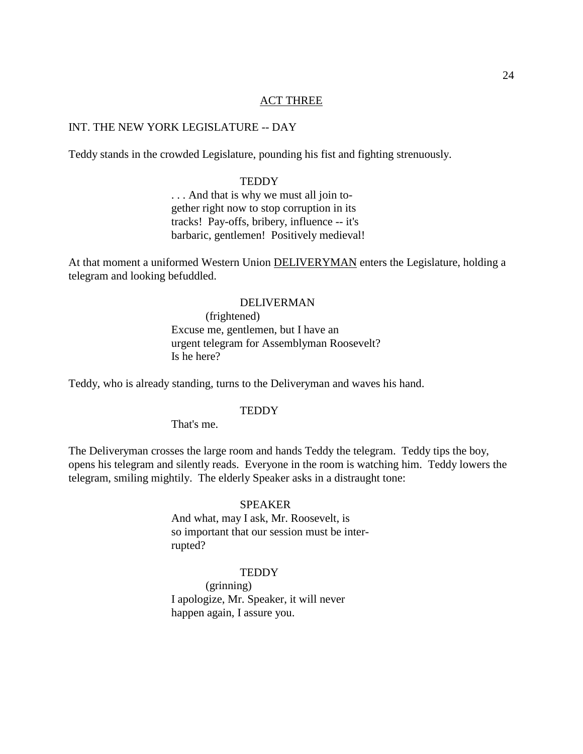<u>ACT THREE</u>

INT. THE NEW YORK LEGISLATURE -- DAY

Teddy stands in the crowded Legislature, pounding his fist and fighting strenuously.

TEDDY

. . . And that is why we must all join together right now to stop corruption in its tracks! Pay-offs, bribery, influence -- it's barbaric, gentlemen! Positively medieval!

At that moment a uniformed Western Union <u>DELIVERYMAN</u> enters the Legislature, holding a telegram and looking befuddled.

DELIVERMAN

(frightened)

Excuse me, gentlemen, but I have an urgent telegram for Assemblyman Roosevelt? Is he here?

Teddy, who is already standing, turns to the Deliveryman and waves his hand.

TEDDY

That's me.

The Deliveryman crosses the large room and hands Teddy the telegram. Teddy tips the boy, opens his telegram and silently reads. Everyone in the room is watching him. Teddy lowers the telegram, smiling mightily. The elderly Speaker asks in a distraught tone:

SPEAKER

And what, may I ask, Mr. Roosevelt, is so important that our session must be interrupted?

TEDDY

(grinning)

I apologize, Mr. Speaker, it will never happen again, I assure you.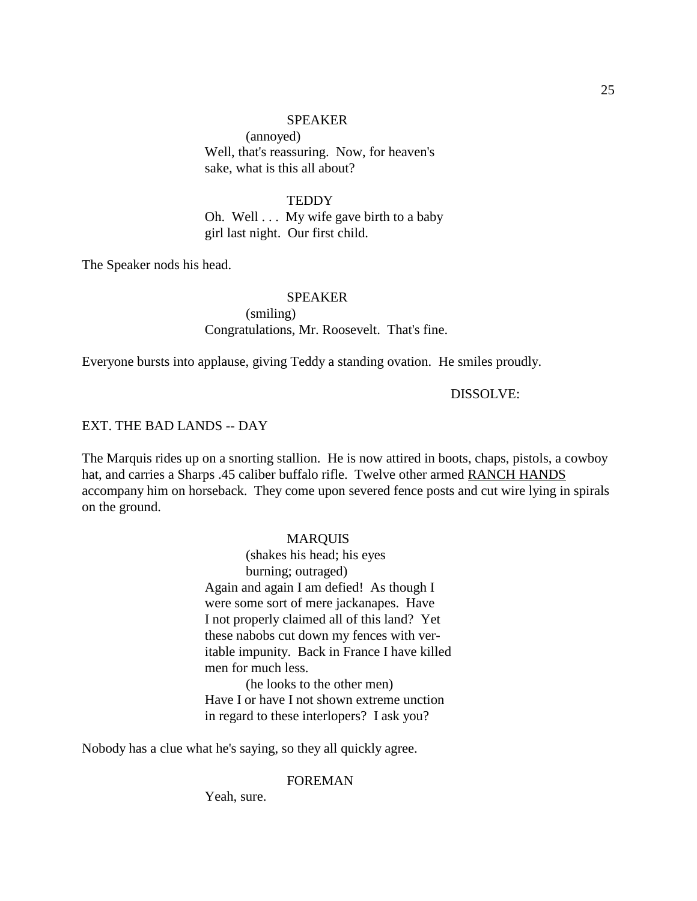SPEAKER

(annoyed)

Well, that's reassuring. Now, for heaven's sake, what is this all about?

TEDDY

Oh. Well . . . My wife gave birth to a baby girl last night. Our first child.

The Speaker nods his head.

SPEAKER

(smiling)

Congratulations, Mr. Roosevelt. That's fine.

Everyone bursts into applause, giving Teddy a standing ovation. He smiles proudly.

DISSOLVE:

EXT. THE BAD LANDS -- DAY

The Marquis rides up on a snorting stallion. He is now attired in boots, chaps, pistols, a cowboy hat, and carries a Sharps .45 caliber buffalo rifle. Twelve other armed RANCH HANDS accompany him on horseback. They come upon severed fence posts and cut wire lying in spirals on the ground.

MARQUIS

(shakes his head; his eyes burning; outraged)

Again and again I am defied! As though I were some sort of mere jackanapes. Have I not properly claimed all of this land? Yet these nabobs cut down my fences with veritable impunity. Back in France I have killed men for much less.

(he looks to the other men)

Have I or have I not shown extreme unction in regard to these interlopers? I ask you?

Nobody has a clue what he's saying, so they all quickly agree.

FOREMAN

Yeah, sure.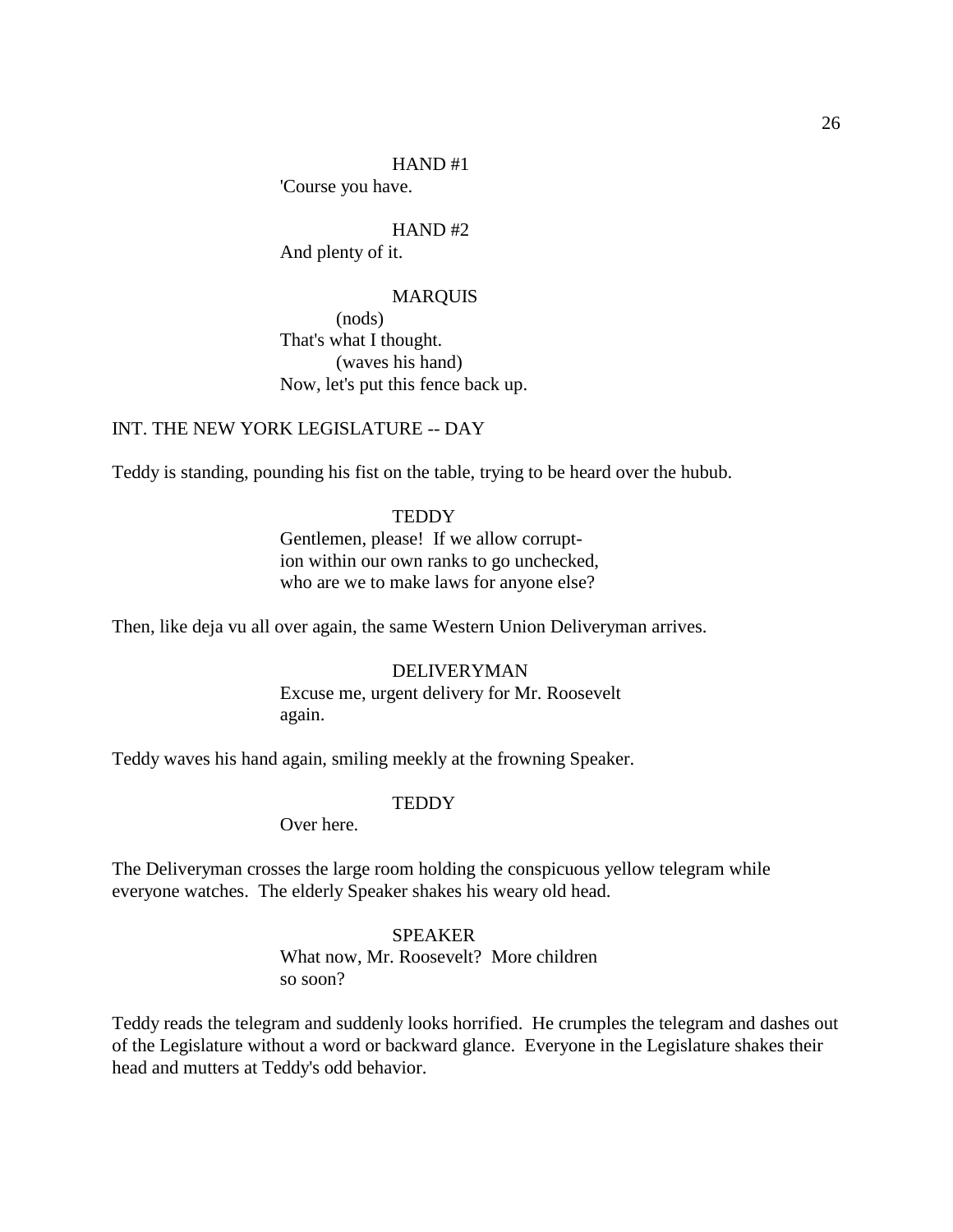HAND #1

'Course you have.

HAND #2

And plenty of it.

MARQUIS

(nods)

That's what I thought.

(waves his hand)

Now, let's put this fence back up.

INT. THE NEW YORK LEGISLATURE -- DAY

Teddy is standing, pounding his fist on the table, trying to be heard over the hubub.

TEDDY

Gentlemen, please! If we allow corrupt-
ion within our own ranks to go unchecked,
who are we to make laws for anyone else?

Then, like deja vu all over again, the same Western Union Deliveryman arrives.

DELIVERYMAN

Excuse me, urgent delivery for Mr. Roosevelt
again.

Teddy waves his hand again, smiling meekly at the frowning Speaker.

TEDDY

Over here.

The Deliveryman crosses the large room holding the conspicuous yellow telegram while everyone watches. The elderly Speaker shakes his weary old head.

SPEAKER

What now, Mr. Roosevelt? More children
so soon?

Teddy reads the telegram and suddenly looks horrified. He crumples the telegram and dashes out of the Legislature without a word or backward glance. Everyone in the Legislature shakes their head and mutters at Teddy's odd behavior.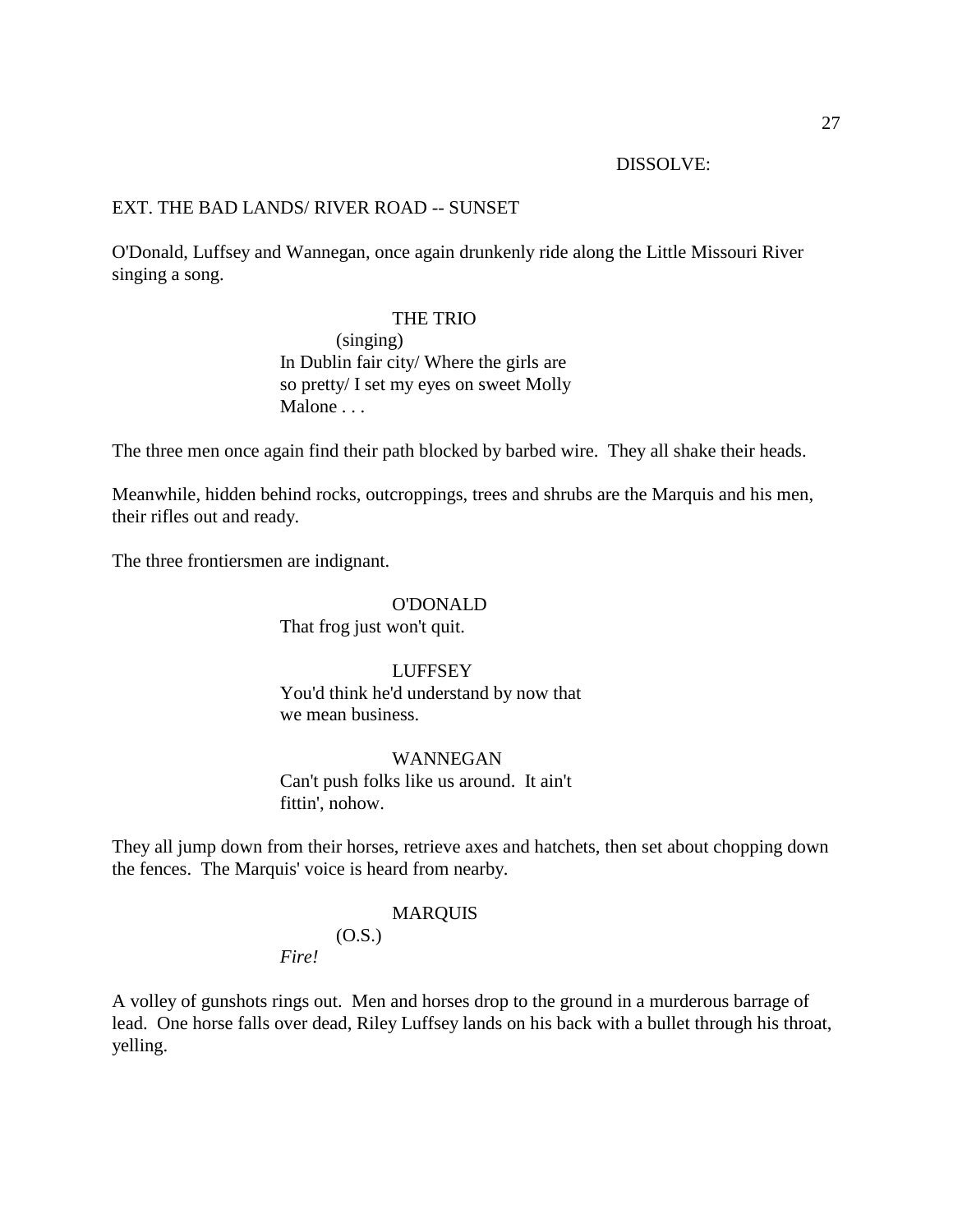DISSOLVE:

EXT. THE BAD LANDS/ RIVER ROAD -- SUNSET

O'Donald, Luffsey and Wannegan, once again drunkenly ride along the Little Missouri River singing a song.

THE TRIO
(singing)
In Dublin fair city/ Where the girls are so pretty/ I set my eyes on sweet Molly Malone . . .

The three men once again find their path blocked by barbed wire. They all shake their heads.

Meanwhile, hidden behind rocks, outcroppings, trees and shrubs are the Marquis and his men, their rifles out and ready.

The three frontiersmen are indignant.

O'DONALD
That frog just won't quit.

LUFFSEY
You'd think he'd understand by now that we mean business.

WANNEGAN
Can't push folks like us around. It ain't fittin', nohow.

They all jump down from their horses, retrieve axes and hatchets, then set about chopping down the fences. The Marquis' voice is heard from nearby.

MARQUIS
(O.S.)
*Fire!*

A volley of gunshots rings out. Men and horses drop to the ground in a murderous barrage of lead. One horse falls over dead, Riley Luffsey lands on his back with a bullet through his throat, yelling.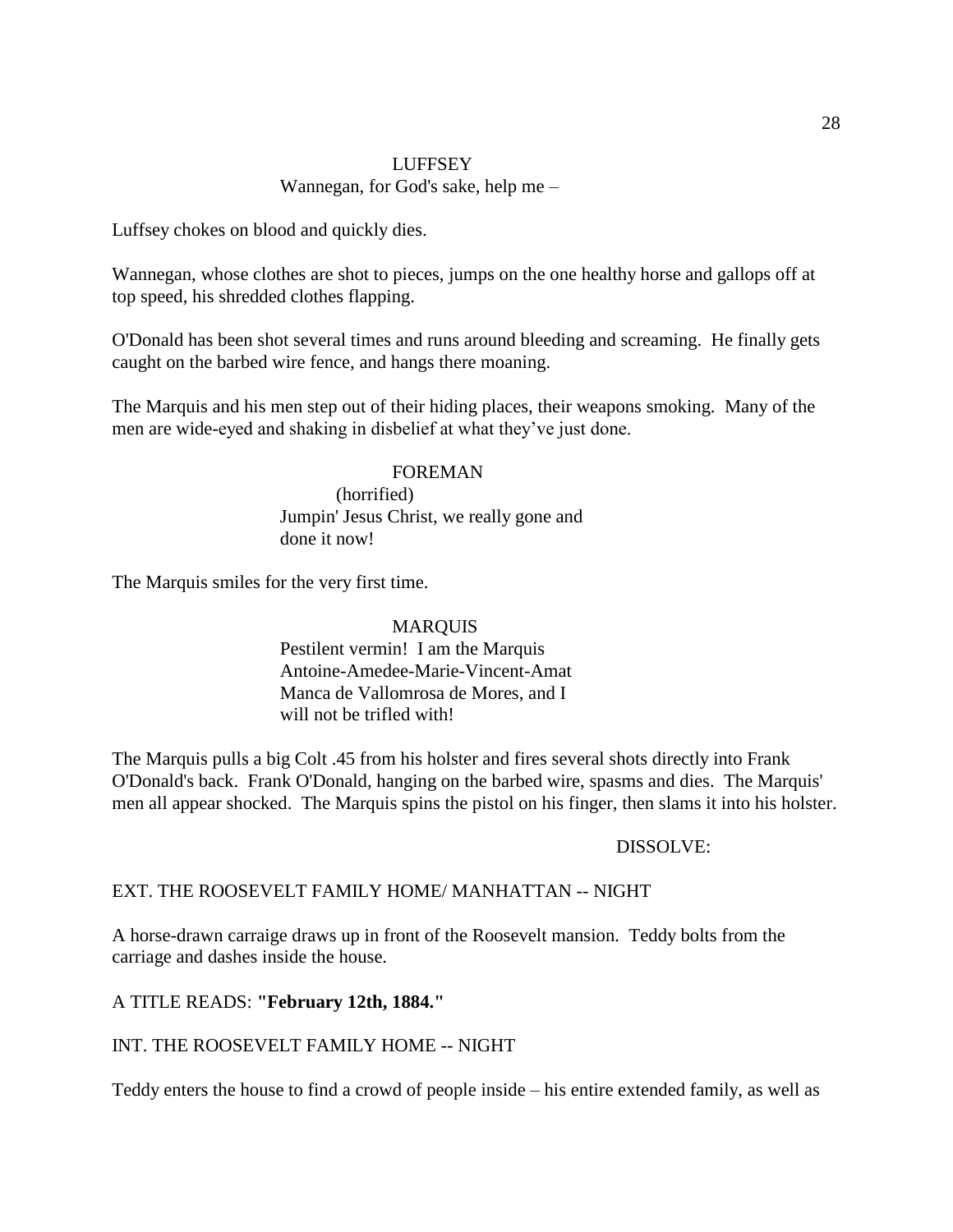LUFFSEY

Wannegan, for God's sake, help me –

Luffsey chokes on blood and quickly dies.

Wannegan, whose clothes are shot to pieces, jumps on the one healthy horse and gallops off at top speed, his shredded clothes flapping.

O'Donald has been shot several times and runs around bleeding and screaming. He finally gets caught on the barbed wire fence, and hangs there moaning.

The Marquis and his men step out of their hiding places, their weapons smoking. Many of the men are wide-eyed and shaking in disbelief at what they've just done.

FOREMAN

(horrified)

Jumpin' Jesus Christ, we really gone and done it now!

The Marquis smiles for the very first time.

MARQUIS

Pestilent vermin! I am the Marquis Antoine-Amedee-Marie-Vincent-Amat Manca de Vallomrosa de Mores, and I will not be trifled with!

The Marquis pulls a big Colt .45 from his holster and fires several shots directly into Frank O'Donald's back. Frank O'Donald, hanging on the barbed wire, spasms and dies. The Marquis' men all appear shocked. The Marquis spins the pistol on his finger, then slams it into his holster.

DISSOLVE:

EXT. THE ROOSEVELT FAMILY HOME/ MANHATTAN -- NIGHT

A horse-drawn carraige draws up in front of the Roosevelt mansion. Teddy bolts from the carriage and dashes inside the house.

A TITLE READS: **"February 12th, 1884."**

INT. THE ROOSEVELT FAMILY HOME -- NIGHT

Teddy enters the house to find a crowd of people inside – his entire extended family, as well as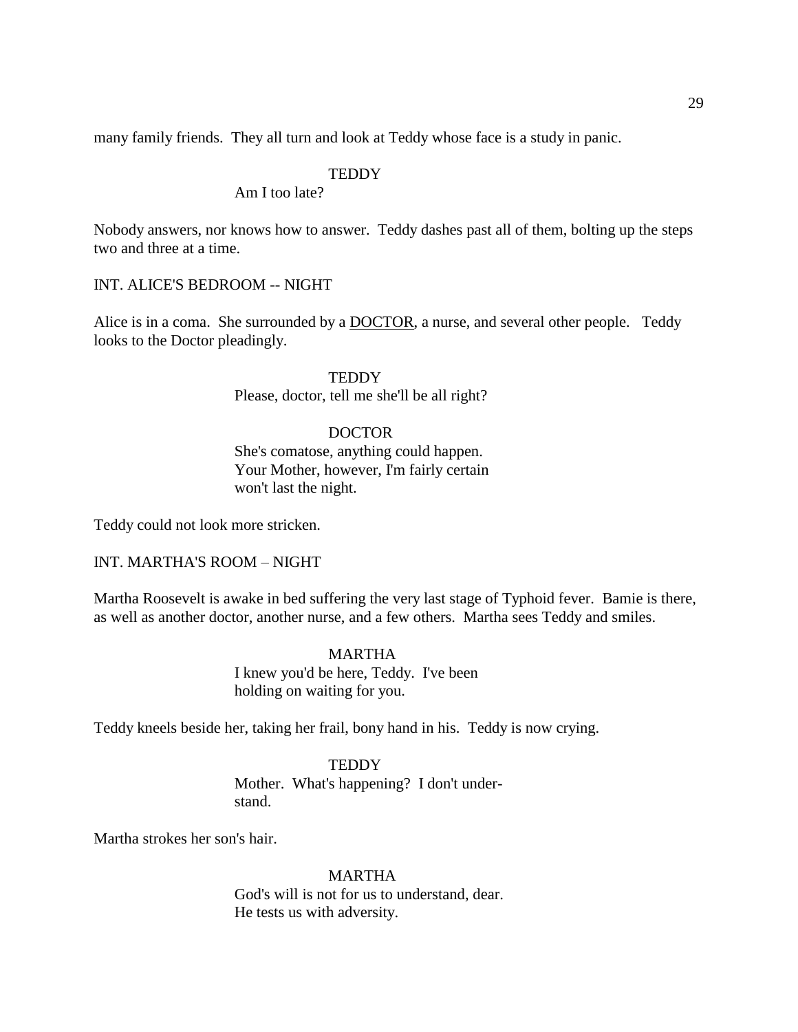many family friends.  They all turn and look at Teddy whose face is a study in panic.

TEDDY
Am I too late?

Nobody answers, nor knows how to answer.  Teddy dashes past all of them, bolting up the steps two and three at a time.

INT. ALICE'S BEDROOM -- NIGHT

Alice is in a coma.  She surrounded by a <u>DOCTOR</u>, a nurse, and several other people.   Teddy looks to the Doctor pleadingly.

TEDDY
Please, doctor, tell me she'll be all right?

DOCTOR
She's comatose, anything could happen.
Your Mother, however, I'm fairly certain
won't last the night.

Teddy could not look more stricken.

INT. MARTHA'S ROOM – NIGHT

Martha Roosevelt is awake in bed suffering the very last stage of Typhoid fever.  Bamie is there, as well as another doctor, another nurse, and a few others.  Martha sees Teddy and smiles.

MARTHA
I knew you'd be here, Teddy.  I've been
holding on waiting for you.

Teddy kneels beside her, taking her frail, bony hand in his.  Teddy is now crying.

TEDDY
Mother.  What's happening?  I don't under-
stand.

Martha strokes her son's hair.

MARTHA
God's will is not for us to understand, dear.
He tests us with adversity.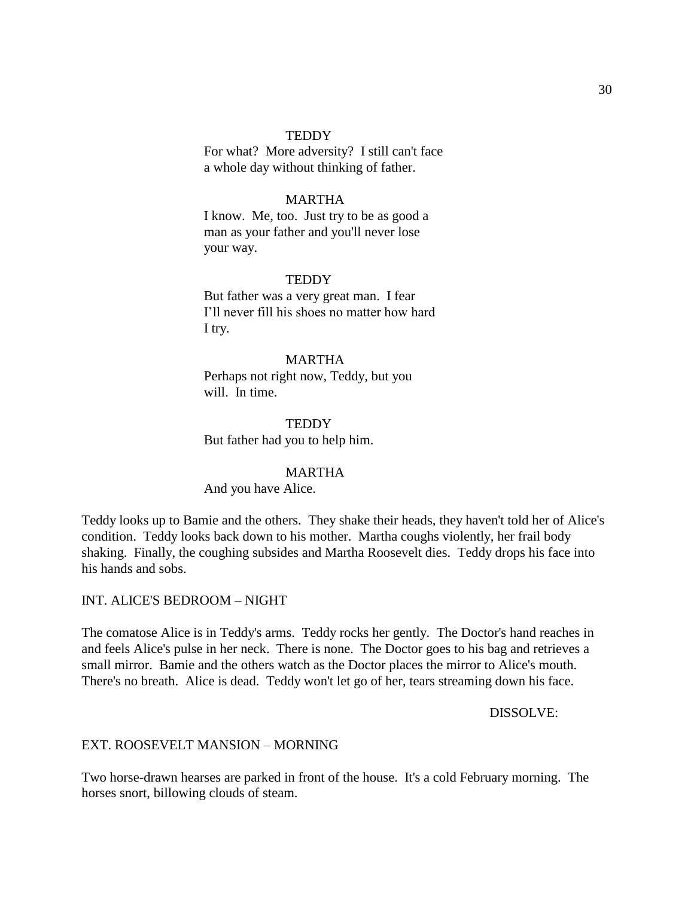TEDDY

For what? More adversity? I still can't face a whole day without thinking of father.

MARTHA

I know. Me, too. Just try to be as good a man as your father and you'll never lose your way.

TEDDY

But father was a very great man. I fear I'll never fill his shoes no matter how hard I try.

MARTHA

Perhaps not right now, Teddy, but you will. In time.

TEDDY

But father had you to help him.

MARTHA

And you have Alice.

Teddy looks up to Bamie and the others. They shake their heads, they haven't told her of Alice's condition. Teddy looks back down to his mother. Martha coughs violently, her frail body shaking. Finally, the coughing subsides and Martha Roosevelt dies. Teddy drops his face into his hands and sobs.

INT. ALICE'S BEDROOM – NIGHT

The comatose Alice is in Teddy's arms. Teddy rocks her gently. The Doctor's hand reaches in and feels Alice's pulse in her neck. There is none. The Doctor goes to his bag and retrieves a small mirror. Bamie and the others watch as the Doctor places the mirror to Alice's mouth. There's no breath. Alice is dead. Teddy won't let go of her, tears streaming down his face.

DISSOLVE:

EXT. ROOSEVELT MANSION – MORNING

Two horse-drawn hearses are parked in front of the house. It's a cold February morning. The horses snort, billowing clouds of steam.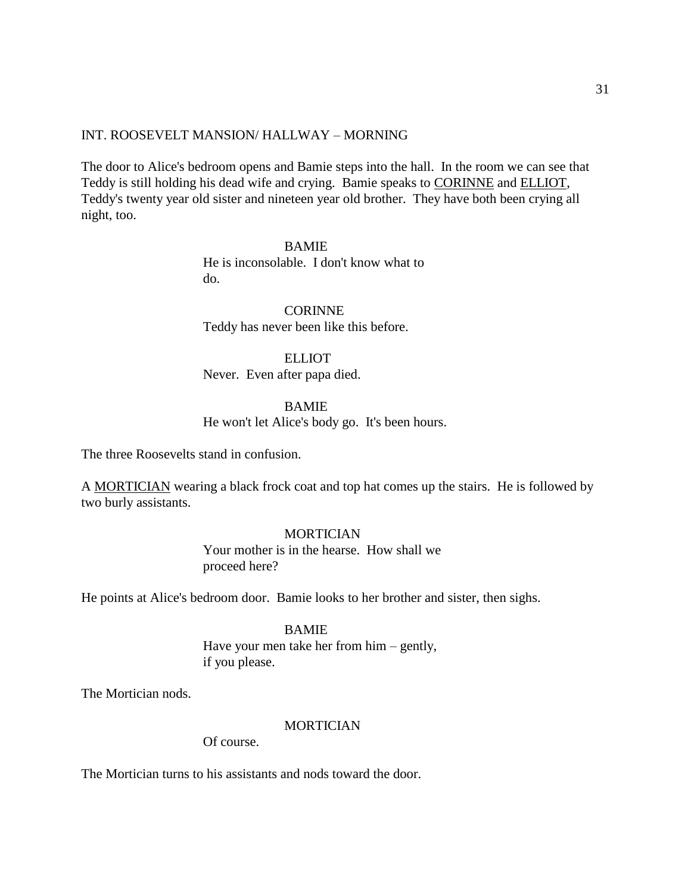INT. ROOSEVELT MANSION/ HALLWAY – MORNING

The door to Alice's bedroom opens and Bamie steps into the hall. In the room we can see that Teddy is still holding his dead wife and crying. Bamie speaks to CORINNE and ELLIOT, Teddy's twenty year old sister and nineteen year old brother. They have both been crying all night, too.

BAMIE
He is inconsolable. I don't know what to do.

CORINNE
Teddy has never been like this before.

ELLIOT
Never. Even after papa died.

BAMIE
He won't let Alice's body go. It's been hours.

The three Roosevelts stand in confusion.

A MORTICIAN wearing a black frock coat and top hat comes up the stairs. He is followed by two burly assistants.

MORTICIAN
Your mother is in the hearse. How shall we proceed here?

He points at Alice's bedroom door. Bamie looks to her brother and sister, then sighs.

BAMIE
Have your men take her from him – gently, if you please.

The Mortician nods.

MORTICIAN
Of course.

The Mortician turns to his assistants and nods toward the door.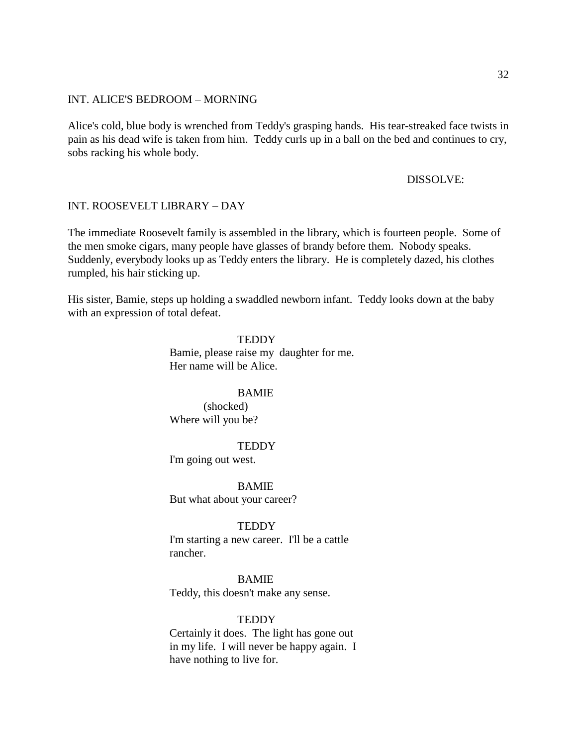INT. ALICE'S BEDROOM – MORNING

Alice's cold, blue body is wrenched from Teddy's grasping hands. His tear-streaked face twists in pain as his dead wife is taken from him. Teddy curls up in a ball on the bed and continues to cry, sobs racking his whole body.

DISSOLVE:

INT. ROOSEVELT LIBRARY – DAY

The immediate Roosevelt family is assembled in the library, which is fourteen people. Some of the men smoke cigars, many people have glasses of brandy before them. Nobody speaks. Suddenly, everybody looks up as Teddy enters the library. He is completely dazed, his clothes rumpled, his hair sticking up.

His sister, Bamie, steps up holding a swaddled newborn infant. Teddy looks down at the baby with an expression of total defeat.

TEDDY
Bamie, please raise my daughter for me. Her name will be Alice.

BAMIE
(shocked)
Where will you be?

TEDDY
I'm going out west.

BAMIE
But what about your career?

TEDDY
I'm starting a new career. I'll be a cattle rancher.

BAMIE
Teddy, this doesn't make any sense.

TEDDY
Certainly it does. The light has gone out in my life. I will never be happy again. I have nothing to live for.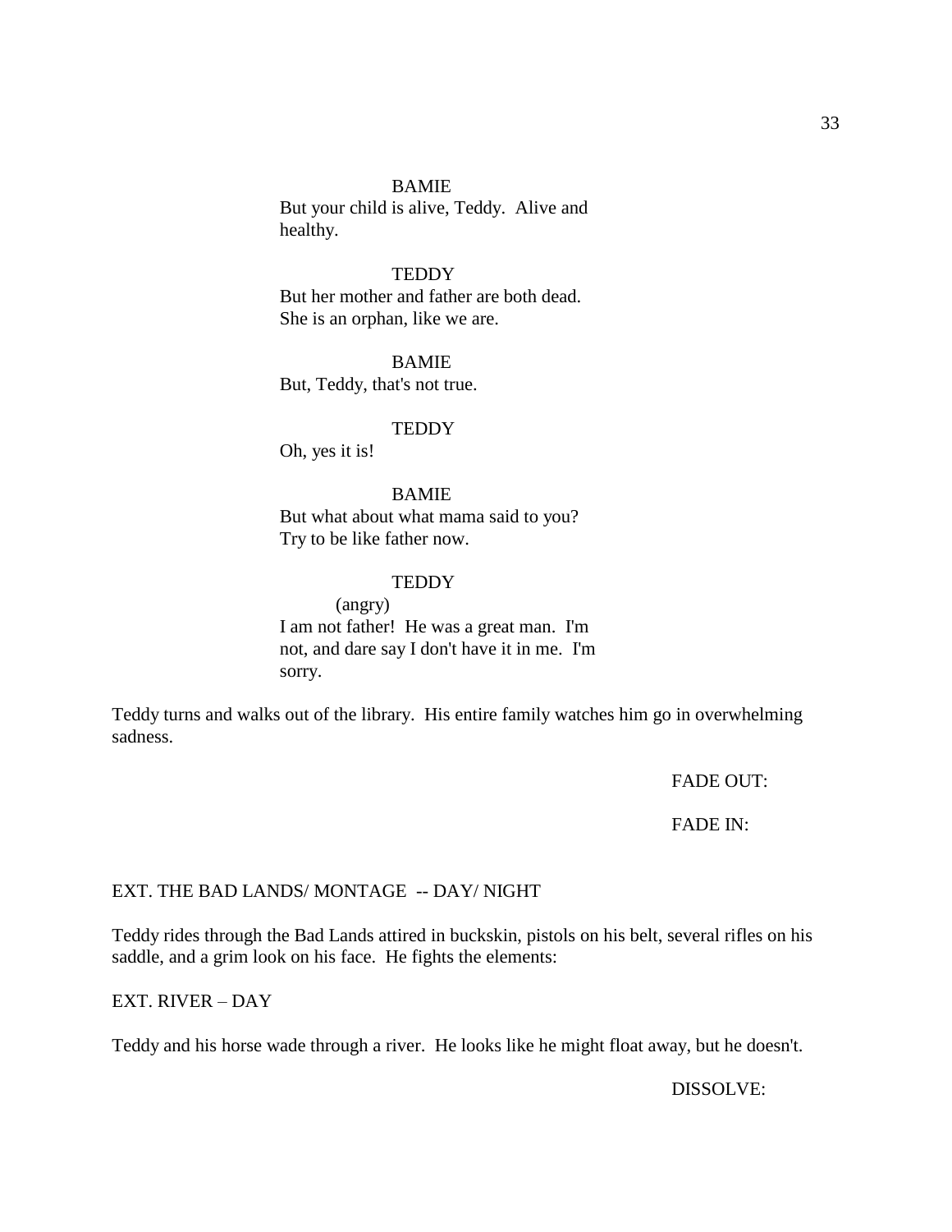BAMIE
But your child is alive, Teddy. Alive and healthy.

TEDDY
But her mother and father are both dead. She is an orphan, like we are.

BAMIE
But, Teddy, that's not true.

TEDDY
Oh, yes it is!

BAMIE
But what about what mama said to you? Try to be like father now.

TEDDY
(angry)
I am not father! He was a great man. I'm not, and dare say I don't have it in me. I'm sorry.

Teddy turns and walks out of the library. His entire family watches him go in overwhelming sadness.

FADE OUT:

FADE IN:

EXT. THE BAD LANDS/ MONTAGE -- DAY/ NIGHT

Teddy rides through the Bad Lands attired in buckskin, pistols on his belt, several rifles on his saddle, and a grim look on his face. He fights the elements:

EXT. RIVER – DAY

Teddy and his horse wade through a river. He looks like he might float away, but he doesn't.

DISSOLVE: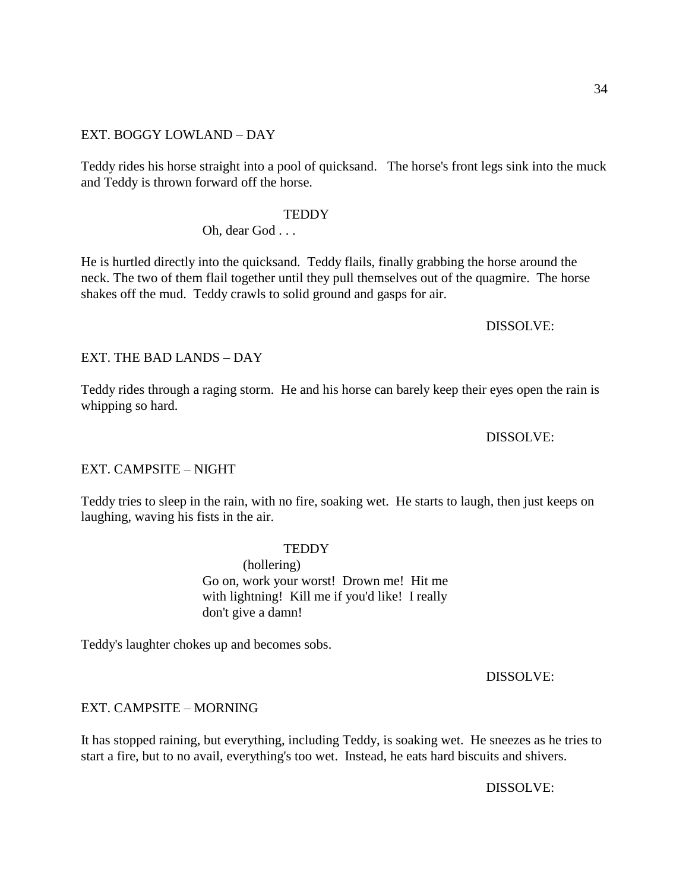EXT. BOGGY LOWLAND – DAY

Teddy rides his horse straight into a pool of quicksand. The horse's front legs sink into the muck and Teddy is thrown forward off the horse.

TEDDY

Oh, dear God . . .

He is hurtled directly into the quicksand. Teddy flails, finally grabbing the horse around the neck. The two of them flail together until they pull themselves out of the quagmire. The horse shakes off the mud. Teddy crawls to solid ground and gasps for air.

DISSOLVE:

EXT. THE BAD LANDS – DAY

Teddy rides through a raging storm. He and his horse can barely keep their eyes open the rain is whipping so hard.

DISSOLVE:

EXT. CAMPSITE – NIGHT

Teddy tries to sleep in the rain, with no fire, soaking wet. He starts to laugh, then just keeps on laughing, waving his fists in the air.

TEDDY

(hollering)

Go on, work your worst! Drown me! Hit me with lightning! Kill me if you'd like! I really don't give a damn!

Teddy's laughter chokes up and becomes sobs.

DISSOLVE:

EXT. CAMPSITE – MORNING

It has stopped raining, but everything, including Teddy, is soaking wet. He sneezes as he tries to start a fire, but to no avail, everything's too wet. Instead, he eats hard biscuits and shivers.

DISSOLVE: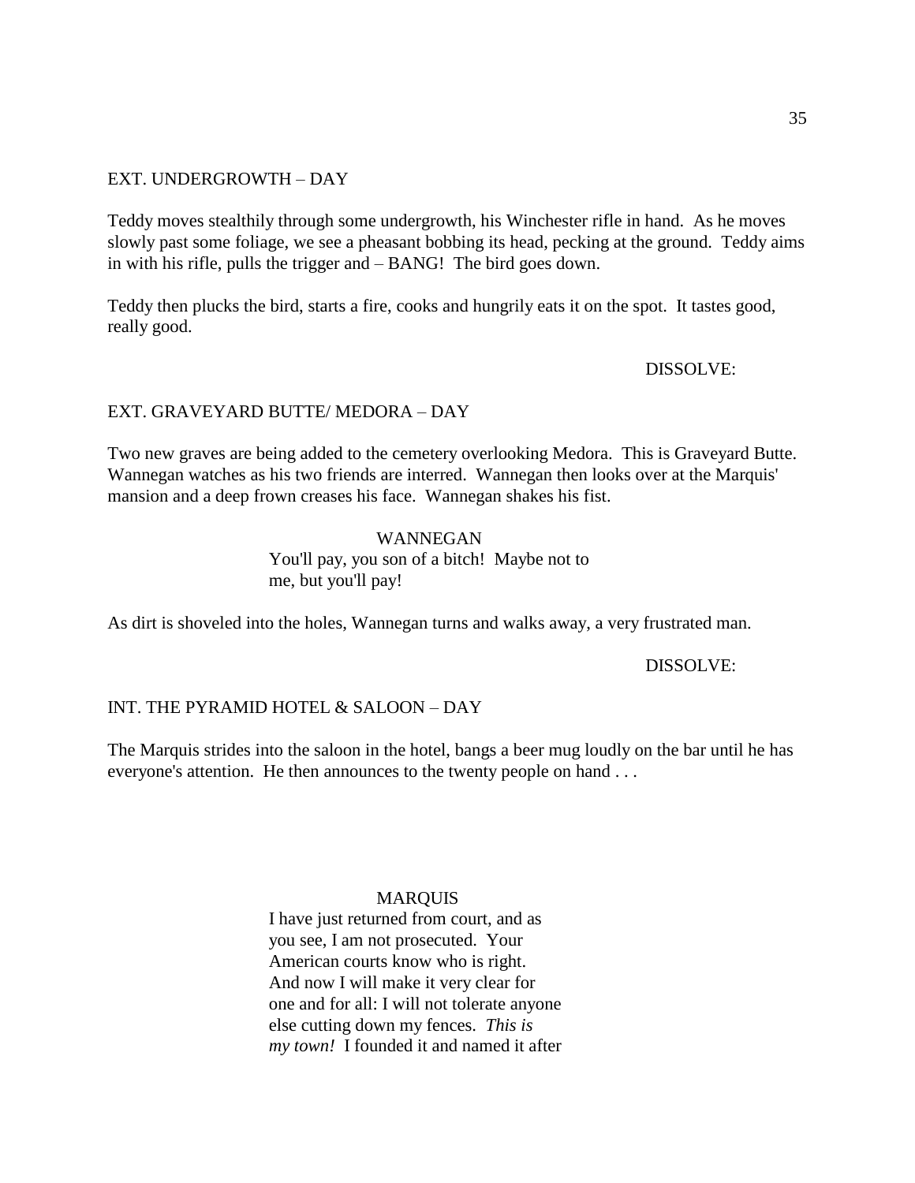EXT. UNDERGROWTH – DAY

Teddy moves stealthily through some undergrowth, his Winchester rifle in hand. As he moves slowly past some foliage, we see a pheasant bobbing its head, pecking at the ground. Teddy aims in with his rifle, pulls the trigger and – BANG! The bird goes down.

Teddy then plucks the bird, starts a fire, cooks and hungrily eats it on the spot. It tastes good, really good.

DISSOLVE:

EXT. GRAVEYARD BUTTE/ MEDORA – DAY

Two new graves are being added to the cemetery overlooking Medora. This is Graveyard Butte. Wannegan watches as his two friends are interred. Wannegan then looks over at the Marquis' mansion and a deep frown creases his face. Wannegan shakes his fist.

WANNEGAN

You'll pay, you son of a bitch! Maybe not to me, but you'll pay!

As dirt is shoveled into the holes, Wannegan turns and walks away, a very frustrated man.

DISSOLVE:

INT. THE PYRAMID HOTEL & SALOON – DAY

The Marquis strides into the saloon in the hotel, bangs a beer mug loudly on the bar until he has everyone's attention. He then announces to the twenty people on hand . . .

MARQUIS

I have just returned from court, and as you see, I am not prosecuted. Your American courts know who is right. And now I will make it very clear for one and for all: I will not tolerate anyone else cutting down my fences. *This is my town!* I founded it and named it after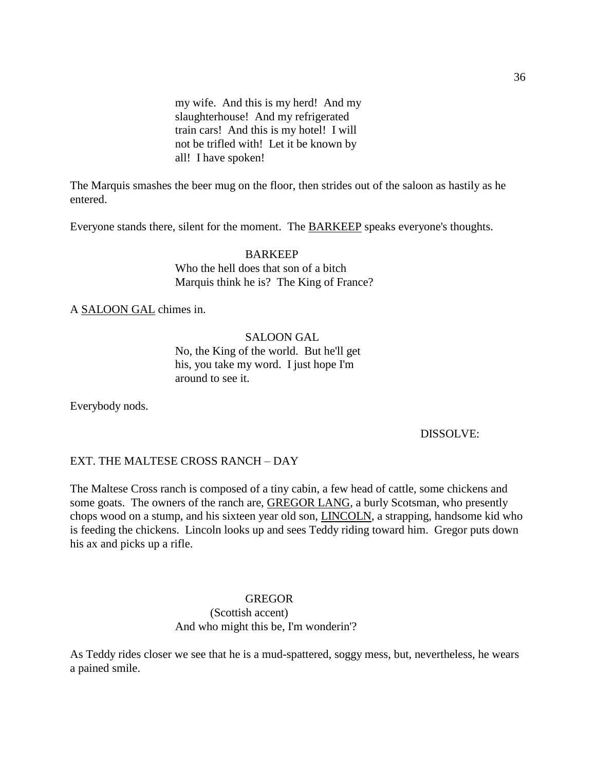my wife. And this is my herd! And my slaughterhouse! And my refrigerated train cars! And this is my hotel! I will not be trifled with! Let it be known by all! I have spoken!

The Marquis smashes the beer mug on the floor, then strides out of the saloon as hastily as he entered.

Everyone stands there, silent for the moment. The <u>BARKEEP</u> speaks everyone's thoughts.

BARKEEP
Who the hell does that son of a bitch Marquis think he is? The King of France?

A <u>SALOON GAL</u> chimes in.

SALOON GAL
No, the King of the world. But he'll get his, you take my word. I just hope I'm around to see it.

Everybody nods.

DISSOLVE:

EXT. THE MALTESE CROSS RANCH – DAY

The Maltese Cross ranch is composed of a tiny cabin, a few head of cattle, some chickens and some goats. The owners of the ranch are, <u>GREGOR LANG</u>, a burly Scotsman, who presently chops wood on a stump, and his sixteen year old son, <u>LINCOLN</u>, a strapping, handsome kid who is feeding the chickens. Lincoln looks up and sees Teddy riding toward him. Gregor puts down his ax and picks up a rifle.

GREGOR
(Scottish accent)
And who might this be, I'm wonderin'?

As Teddy rides closer we see that he is a mud-spattered, soggy mess, but, nevertheless, he wears a pained smile.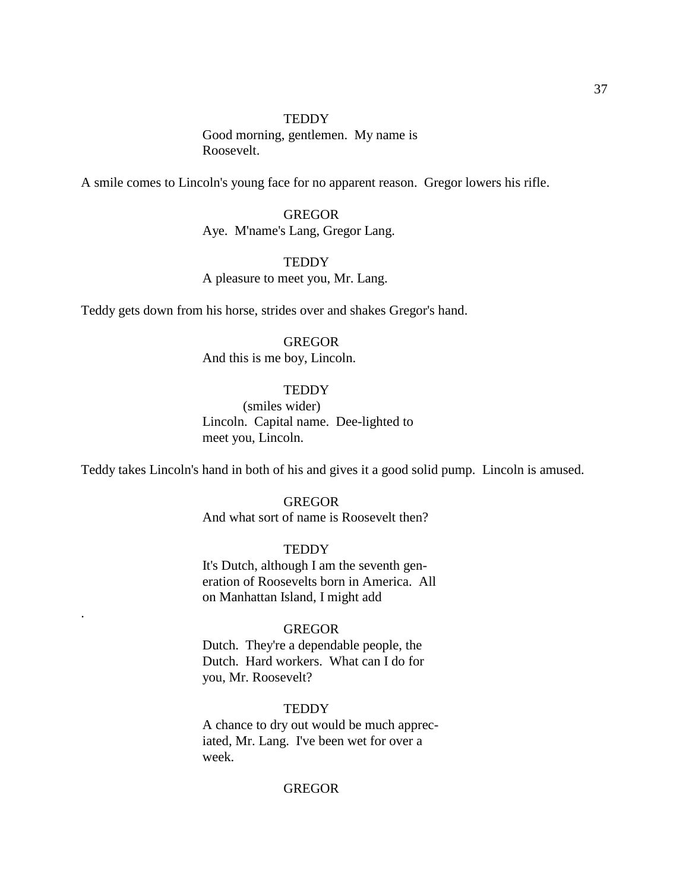TEDDY

Good morning, gentlemen. My name is Roosevelt.

A smile comes to Lincoln's young face for no apparent reason. Gregor lowers his rifle.

GREGOR

Aye. M'name's Lang, Gregor Lang.

TEDDY

A pleasure to meet you, Mr. Lang.

Teddy gets down from his horse, strides over and shakes Gregor's hand.

GREGOR

And this is me boy, Lincoln.

TEDDY

(smiles wider)

Lincoln. Capital name. Dee-lighted to meet you, Lincoln.

Teddy takes Lincoln's hand in both of his and gives it a good solid pump. Lincoln is amused.

GREGOR

And what sort of name is Roosevelt then?

TEDDY

It's Dutch, although I am the seventh generation of Roosevelts born in America. All on Manhattan Island, I might add

.

GREGOR

Dutch. They're a dependable people, the Dutch. Hard workers. What can I do for you, Mr. Roosevelt?

TEDDY

A chance to dry out would be much appreciated, Mr. Lang. I've been wet for over a week.

GREGOR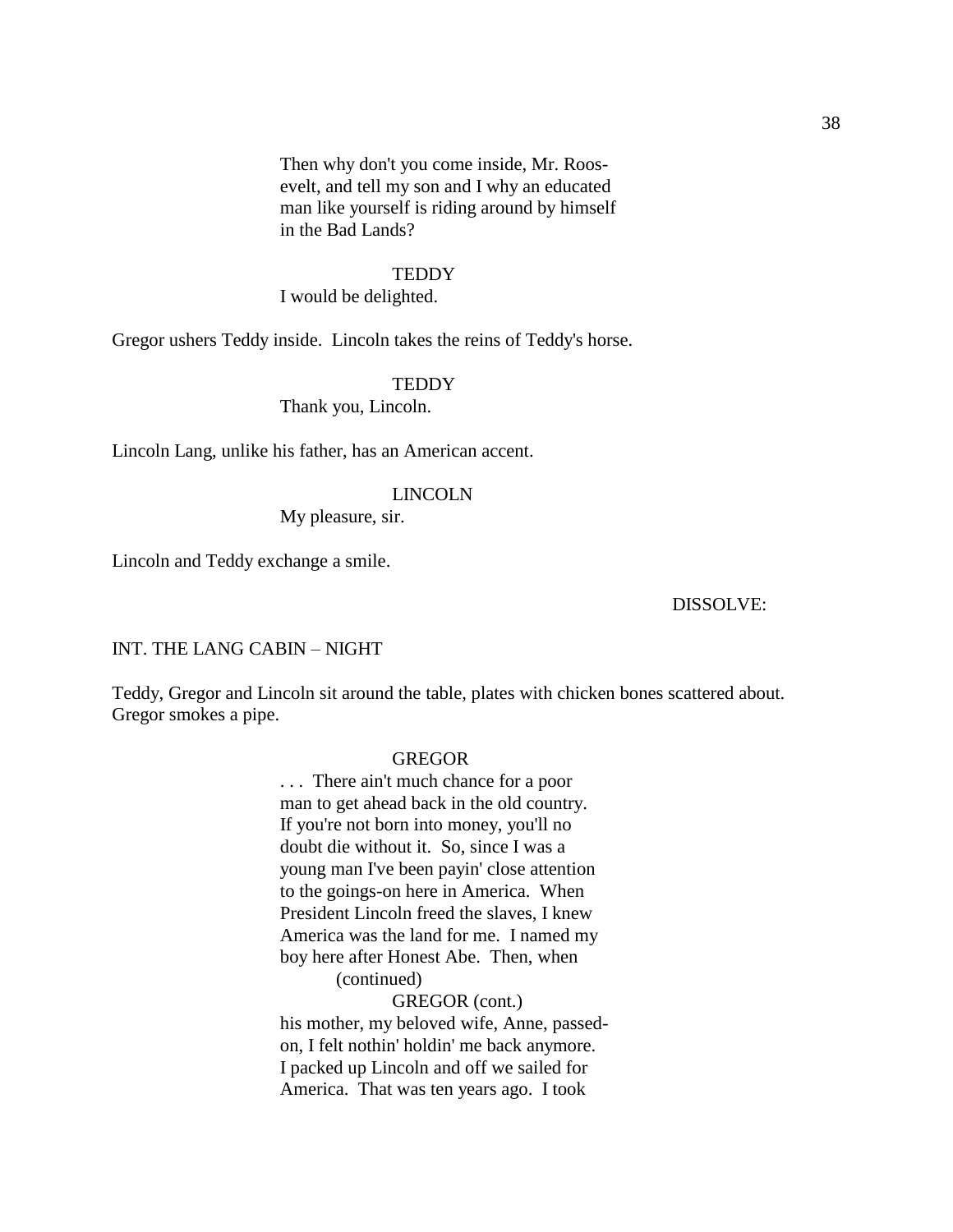Then why don't you come inside, Mr. Roos-
evelt, and tell my son and I why an educated
man like yourself is riding around by himself
in the Bad Lands?

TEDDY

I would be delighted.

Gregor ushers Teddy inside. Lincoln takes the reins of Teddy's horse.

TEDDY

Thank you, Lincoln.

Lincoln Lang, unlike his father, has an American accent.

LINCOLN

My pleasure, sir.

Lincoln and Teddy exchange a smile.

DISSOLVE:

INT. THE LANG CABIN – NIGHT

Teddy, Gregor and Lincoln sit around the table, plates with chicken bones scattered about. Gregor smokes a pipe.

GREGOR

. . . There ain't much chance for a poor
man to get ahead back in the old country.
If you're not born into money, you'll no
doubt die without it. So, since I was a
young man I've been payin' close attention
to the goings-on here in America. When
President Lincoln freed the slaves, I knew
America was the land for me. I named my
boy here after Honest Abe. Then, when

(continued)

GREGOR (cont.)

his mother, my beloved wife, Anne, passed-
on, I felt nothin' holdin' me back anymore.
I packed up Lincoln and off we sailed for
America. That was ten years ago. I took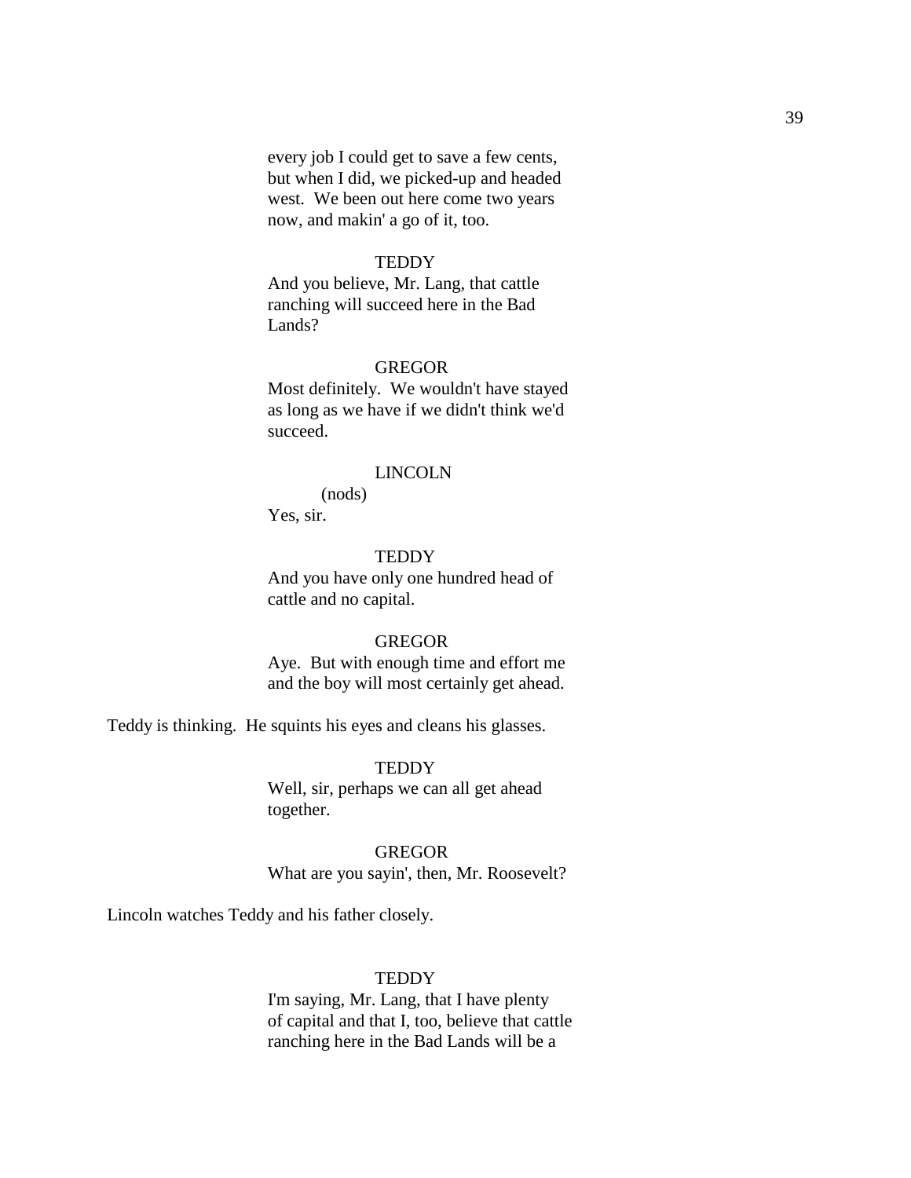every job I could get to save a few cents, but when I did, we picked-up and headed west. We been out here come two years now, and makin' a go of it, too.

TEDDY

And you believe, Mr. Lang, that cattle ranching will succeed here in the Bad Lands?

GREGOR

Most definitely. We wouldn't have stayed as long as we have if we didn't think we'd succeed.

LINCOLN

(nods)

Yes, sir.

TEDDY

And you have only one hundred head of cattle and no capital.

GREGOR

Aye. But with enough time and effort me and the boy will most certainly get ahead.

Teddy is thinking. He squints his eyes and cleans his glasses.

TEDDY

Well, sir, perhaps we can all get ahead together.

GREGOR

What are you sayin', then, Mr. Roosevelt?

Lincoln watches Teddy and his father closely.

TEDDY

I'm saying, Mr. Lang, that I have plenty of capital and that I, too, believe that cattle ranching here in the Bad Lands will be a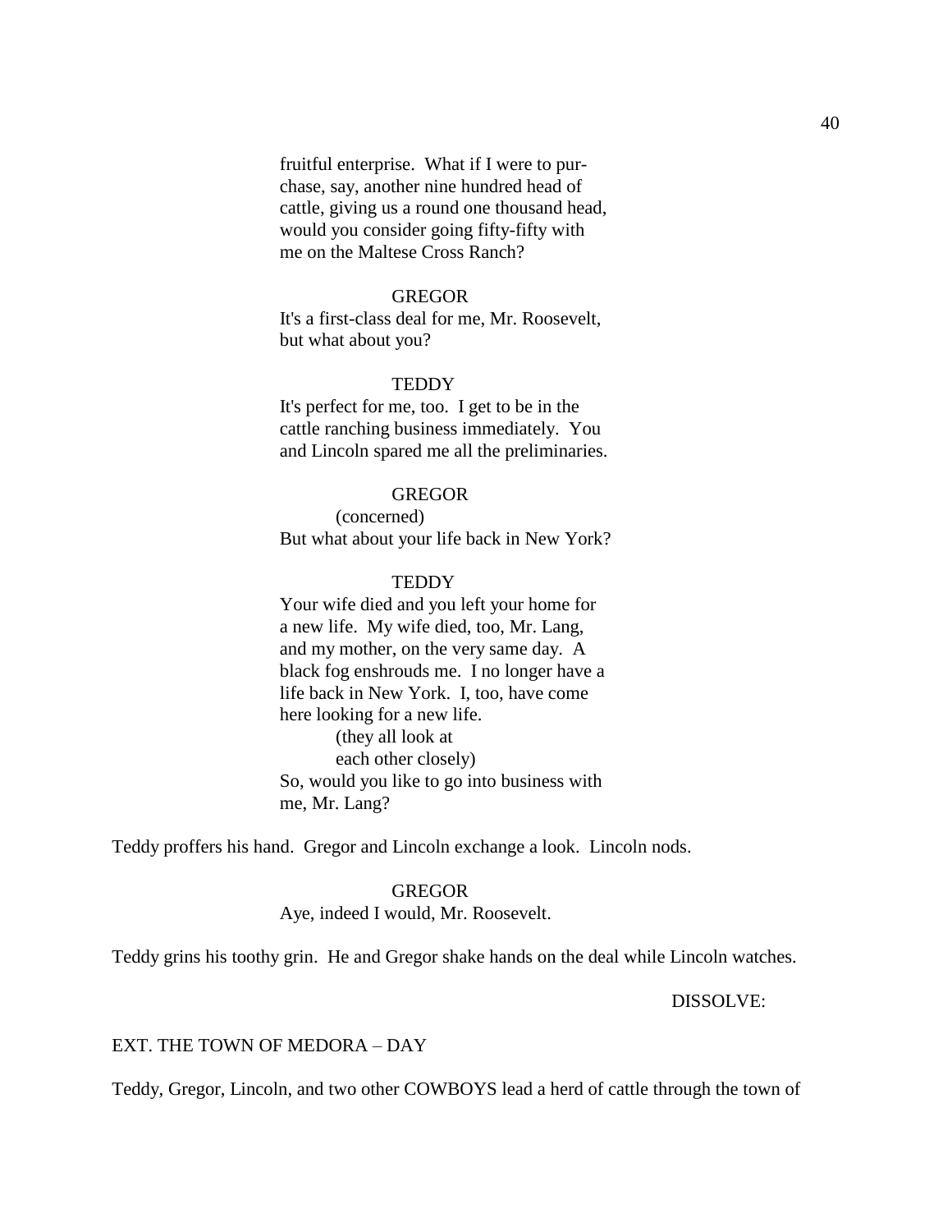fruitful enterprise. What if I were to purchase, say, another nine hundred head of cattle, giving us a round one thousand head, would you consider going fifty-fifty with me on the Maltese Cross Ranch?

GREGOR
It's a first-class deal for me, Mr. Roosevelt, but what about you?

TEDDY
It's perfect for me, too. I get to be in the cattle ranching business immediately. You and Lincoln spared me all the preliminaries.

GREGOR
(concerned)
But what about your life back in New York?

TEDDY
Your wife died and you left your home for a new life. My wife died, too, Mr. Lang, and my mother, on the very same day. A black fog enshrouds me. I no longer have a life back in New York. I, too, have come here looking for a new life.
(they all look at each other closely)
So, would you like to go into business with me, Mr. Lang?

Teddy proffers his hand. Gregor and Lincoln exchange a look. Lincoln nods.

GREGOR
Aye, indeed I would, Mr. Roosevelt.

Teddy grins his toothy grin. He and Gregor shake hands on the deal while Lincoln watches.

DISSOLVE:

EXT. THE TOWN OF MEDORA – DAY

Teddy, Gregor, Lincoln, and two other COWBOYS lead a herd of cattle through the town of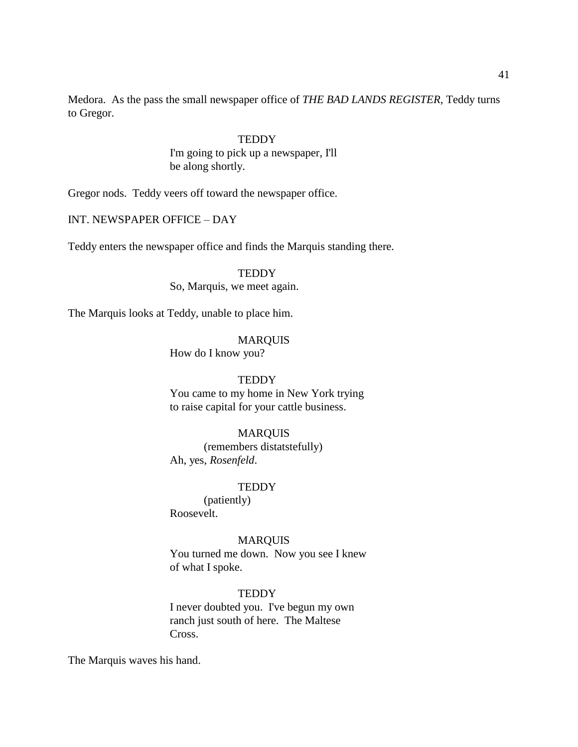Medora. As the pass the small newspaper office of *THE BAD LANDS REGISTER*, Teddy turns to Gregor.

TEDDY
I'm going to pick up a newspaper, I'll be along shortly.

Gregor nods. Teddy veers off toward the newspaper office.

INT. NEWSPAPER OFFICE – DAY

Teddy enters the newspaper office and finds the Marquis standing there.

TEDDY
So, Marquis, we meet again.

The Marquis looks at Teddy, unable to place him.

MARQUIS
How do I know you?

TEDDY
You came to my home in New York trying to raise capital for your cattle business.

MARQUIS
(remembers distatstefully)
Ah, yes, *Rosenfeld*.

TEDDY
(patiently)
Roosevelt.

MARQUIS
You turned me down. Now you see I knew of what I spoke.

TEDDY
I never doubted you. I've begun my own ranch just south of here. The Maltese Cross.

The Marquis waves his hand.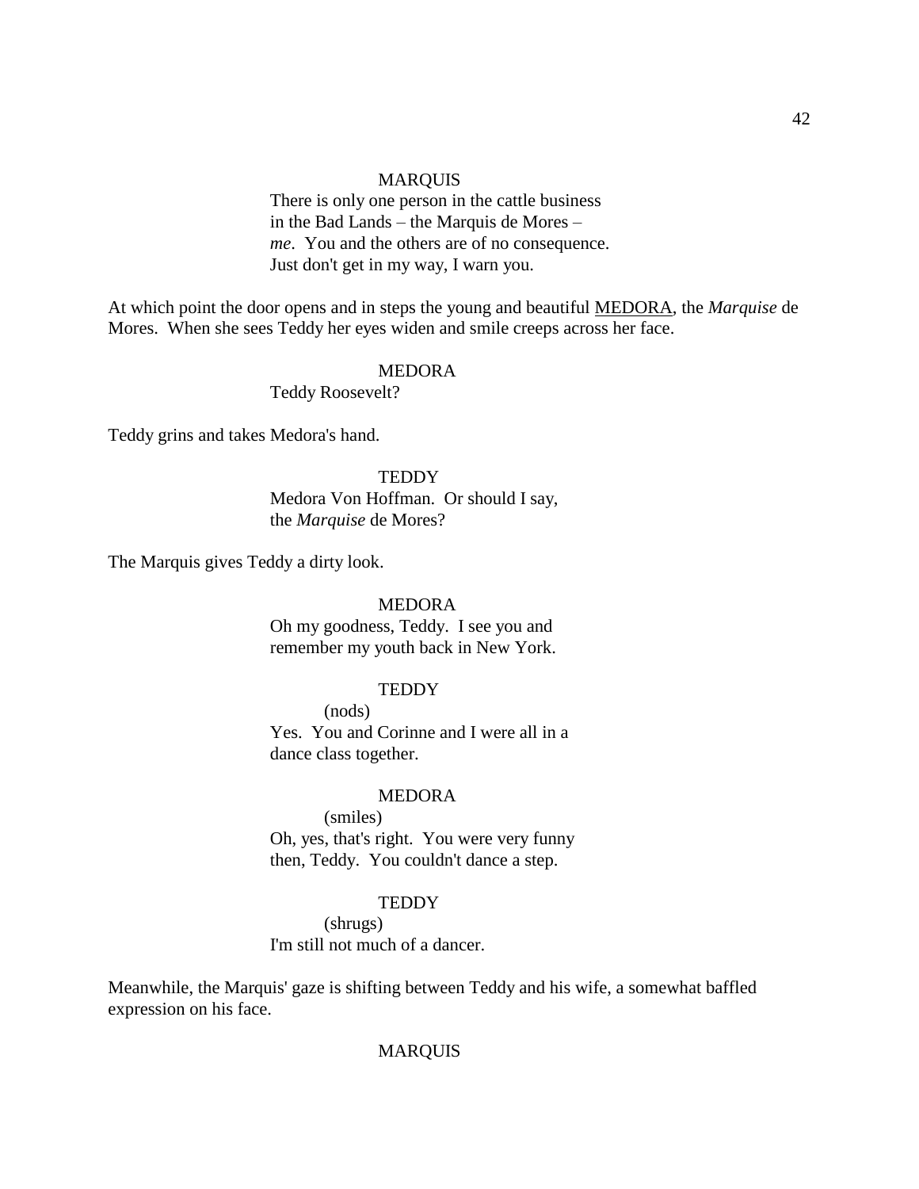MARQUIS

There is only one person in the cattle business in the Bad Lands – the Marquis de Mores – *me*.  You and the others are of no consequence.  Just don't get in my way, I warn you.

At which point the door opens and in steps the young and beautiful MEDORA, the *Marquise* de Mores.  When she sees Teddy her eyes widen and smile creeps across her face.

MEDORA

Teddy Roosevelt?

Teddy grins and takes Medora's hand.

TEDDY

Medora Von Hoffman.  Or should I say, the *Marquise* de Mores?

The Marquis gives Teddy a dirty look.

MEDORA

Oh my goodness, Teddy.  I see you and remember my youth back in New York.

TEDDY

(nods)

Yes.  You and Corinne and I were all in a dance class together.

MEDORA

(smiles)

Oh, yes, that's right.  You were very funny then, Teddy.  You couldn't dance a step.

TEDDY

(shrugs)

I'm still not much of a dancer.

Meanwhile, the Marquis' gaze is shifting between Teddy and his wife, a somewhat baffled expression on his face.

MARQUIS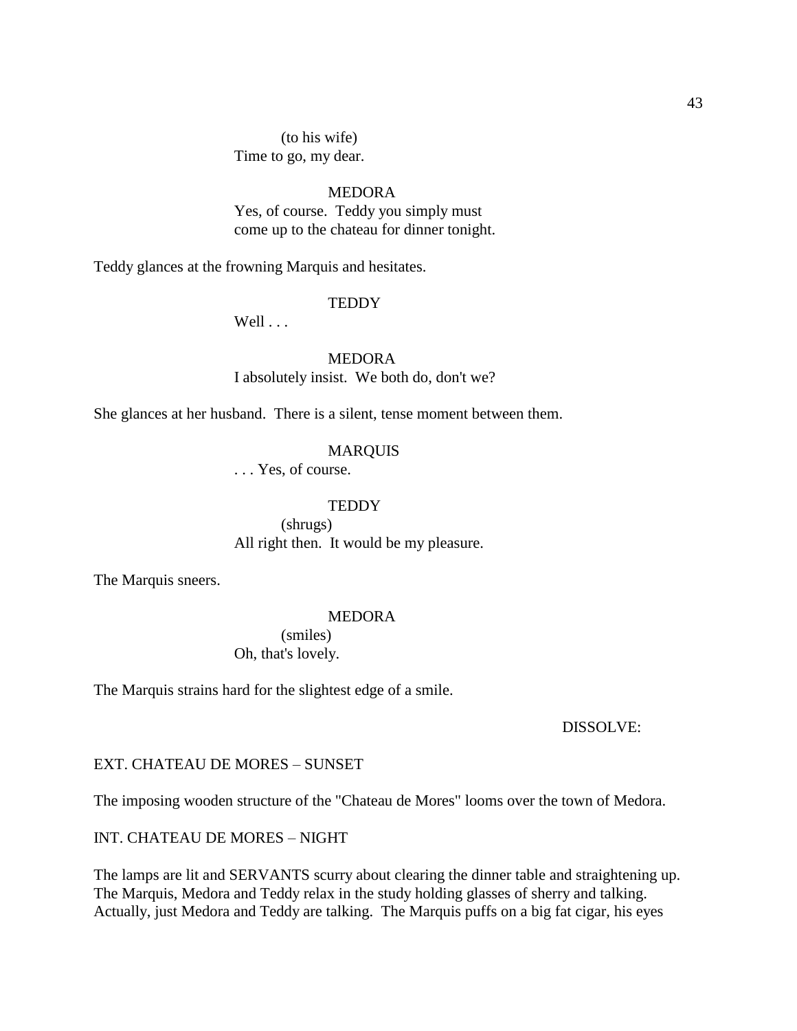(to his wife)
Time to go, my dear.

MEDORA
Yes, of course. Teddy you simply must come up to the chateau for dinner tonight.

Teddy glances at the frowning Marquis and hesitates.

TEDDY
Well . . .

MEDORA
I absolutely insist. We both do, don't we?

She glances at her husband. There is a silent, tense moment between them.

MARQUIS
. . . Yes, of course.

TEDDY
(shrugs)
All right then. It would be my pleasure.

The Marquis sneers.

MEDORA
(smiles)
Oh, that's lovely.

The Marquis strains hard for the slightest edge of a smile.

DISSOLVE:

EXT. CHATEAU DE MORES – SUNSET

The imposing wooden structure of the "Chateau de Mores" looms over the town of Medora.

INT. CHATEAU DE MORES – NIGHT

The lamps are lit and SERVANTS scurry about clearing the dinner table and straightening up. The Marquis, Medora and Teddy relax in the study holding glasses of sherry and talking. Actually, just Medora and Teddy are talking. The Marquis puffs on a big fat cigar, his eyes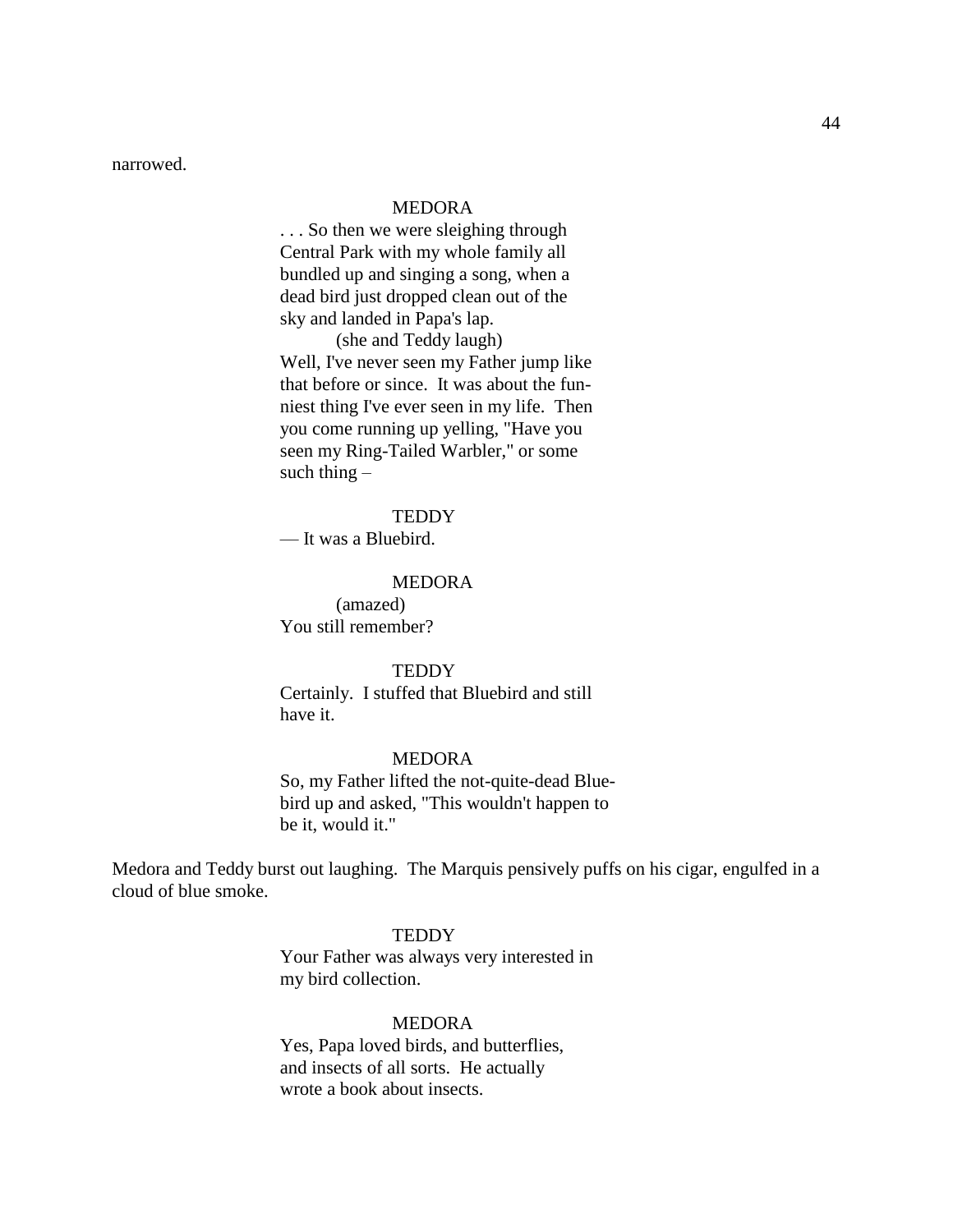narrowed.

MEDORA

. . . So then we were sleighing through Central Park with my whole family all bundled up and singing a song, when a dead bird just dropped clean out of the sky and landed in Papa's lap.

(she and Teddy laugh)

Well, I've never seen my Father jump like that before or since. It was about the fun-niest thing I've ever seen in my life. Then you come running up yelling, "Have you seen my Ring-Tailed Warbler," or some such thing –

TEDDY

— It was a Bluebird.

MEDORA

(amazed)

You still remember?

TEDDY

Certainly. I stuffed that Bluebird and still have it.

MEDORA

So, my Father lifted the not-quite-dead Blue-bird up and asked, "This wouldn't happen to be it, would it."

Medora and Teddy burst out laughing. The Marquis pensively puffs on his cigar, engulfed in a cloud of blue smoke.

TEDDY

Your Father was always very interested in my bird collection.

MEDORA

Yes, Papa loved birds, and butterflies, and insects of all sorts. He actually wrote a book about insects.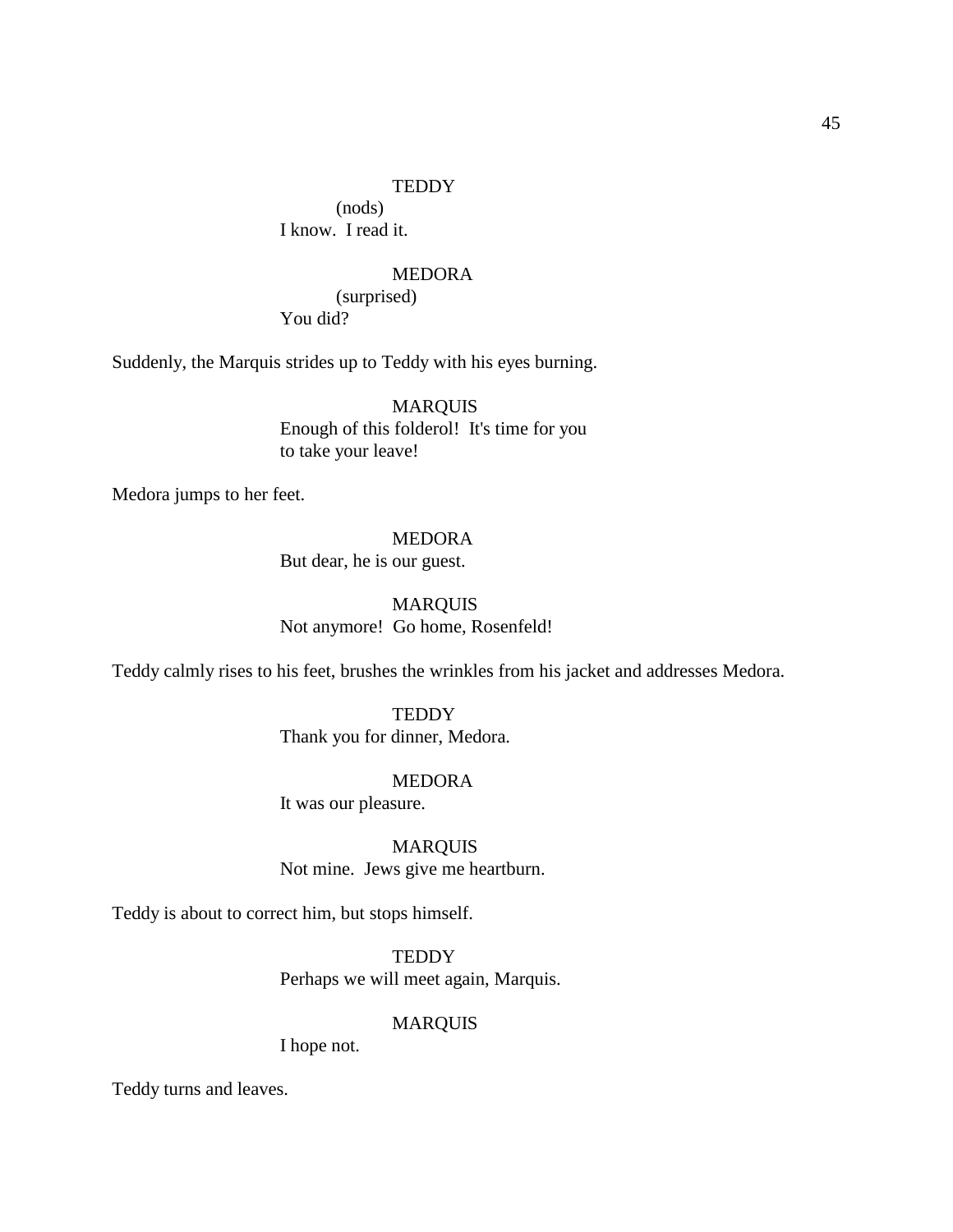TEDDY
(nods)
I know.  I read it.

MEDORA
(surprised)
You did?

Suddenly, the Marquis strides up to Teddy with his eyes burning.

MARQUIS
Enough of this folderol!  It's time for you to take your leave!

Medora jumps to her feet.

MEDORA
But dear, he is our guest.

MARQUIS
Not anymore!  Go home, Rosenfeld!

Teddy calmly rises to his feet, brushes the wrinkles from his jacket and addresses Medora.

TEDDY
Thank you for dinner, Medora.

MEDORA
It was our pleasure.

MARQUIS
Not mine.  Jews give me heartburn.

Teddy is about to correct him, but stops himself.

TEDDY
Perhaps we will meet again, Marquis.

MARQUIS
I hope not.

Teddy turns and leaves.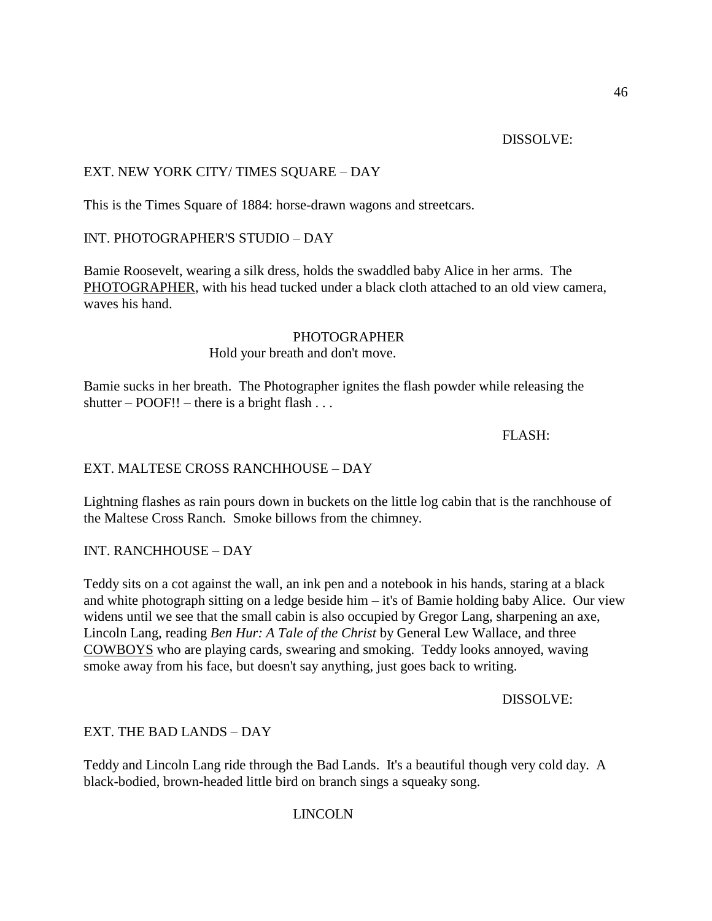DISSOLVE:

EXT. NEW YORK CITY/ TIMES SQUARE – DAY

This is the Times Square of 1884: horse-drawn wagons and streetcars.

INT. PHOTOGRAPHER'S STUDIO – DAY

Bamie Roosevelt, wearing a silk dress, holds the swaddled baby Alice in her arms. The PHOTOGRAPHER, with his head tucked under a black cloth attached to an old view camera, waves his hand.

PHOTOGRAPHER
Hold your breath and don't move.

Bamie sucks in her breath. The Photographer ignites the flash powder while releasing the shutter – POOF!! – there is a bright flash . . .

FLASH:

EXT. MALTESE CROSS RANCHHOUSE – DAY

Lightning flashes as rain pours down in buckets on the little log cabin that is the ranchhouse of the Maltese Cross Ranch. Smoke billows from the chimney.

INT. RANCHHOUSE – DAY

Teddy sits on a cot against the wall, an ink pen and a notebook in his hands, staring at a black and white photograph sitting on a ledge beside him – it's of Bamie holding baby Alice. Our view widens until we see that the small cabin is also occupied by Gregor Lang, sharpening an axe, Lincoln Lang, reading *Ben Hur: A Tale of the Christ* by General Lew Wallace, and three COWBOYS who are playing cards, swearing and smoking. Teddy looks annoyed, waving smoke away from his face, but doesn't say anything, just goes back to writing.

DISSOLVE:

EXT. THE BAD LANDS – DAY

Teddy and Lincoln Lang ride through the Bad Lands. It's a beautiful though very cold day. A black-bodied, brown-headed little bird on branch sings a squeaky song.

LINCOLN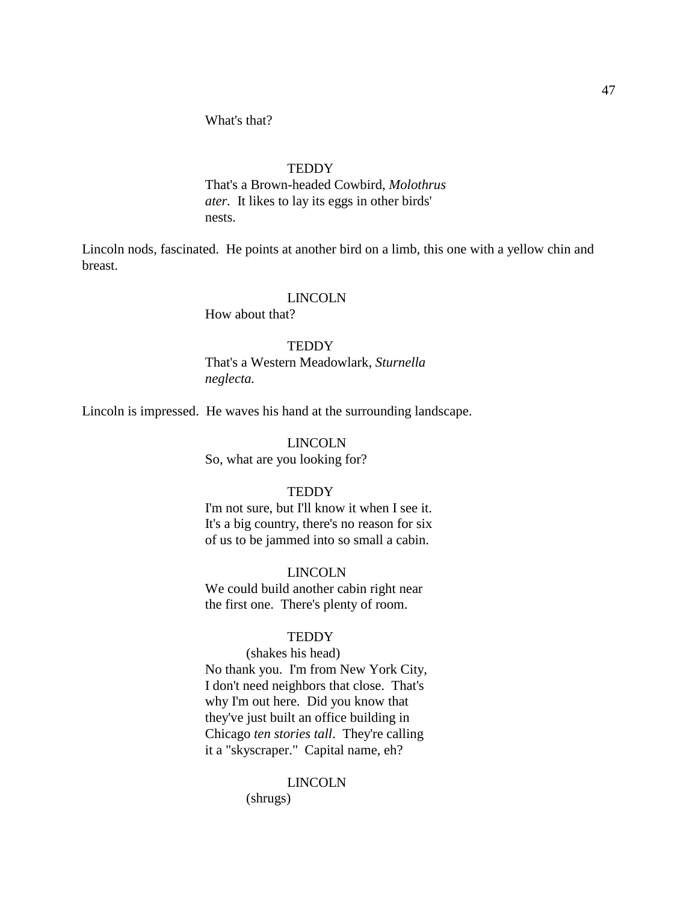What's that?

TEDDY

That's a Brown-headed Cowbird, *Molothrus ater*. It likes to lay its eggs in other birds' nests.

Lincoln nods, fascinated. He points at another bird on a limb, this one with a yellow chin and breast.

LINCOLN

How about that?

TEDDY

That's a Western Meadowlark, *Sturnella neglecta.*

Lincoln is impressed. He waves his hand at the surrounding landscape.

LINCOLN

So, what are you looking for?

TEDDY

I'm not sure, but I'll know it when I see it. It's a big country, there's no reason for six of us to be jammed into so small a cabin.

LINCOLN

We could build another cabin right near the first one. There's plenty of room.

TEDDY

(shakes his head)

No thank you. I'm from New York City, I don't need neighbors that close. That's why I'm out here. Did you know that they've just built an office building in Chicago *ten stories tall*. They're calling it a "skyscraper." Capital name, eh?

LINCOLN

(shrugs)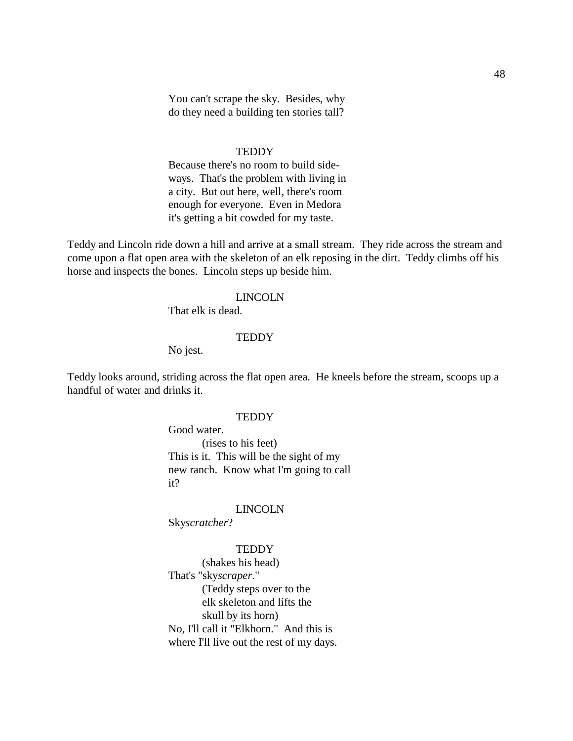You can't scrape the sky.  Besides, why do they need a building ten stories tall?

TEDDY

Because there's no room to build side-ways.  That's the problem with living in a city.  But out here, well, there's room enough for everyone.  Even in Medora it's getting a bit cowded for my taste.

Teddy and Lincoln ride down a hill and arrive at a small stream.  They ride across the stream and come upon a flat open area with the skeleton of an elk reposing in the dirt.  Teddy climbs off his horse and inspects the bones.  Lincoln steps up beside him.

LINCOLN

That elk is dead.

TEDDY

No jest.

Teddy looks around, striding across the flat open area.  He kneels before the stream, scoops up a handful of water and drinks it.

TEDDY

Good water.
(rises to his feet)
This is it.  This will be the sight of my new ranch.  Know what I'm going to call it?

LINCOLN

Sky*scratcher*?

TEDDY

(shakes his head)
That's "sky*scraper*."
(Teddy steps over to the elk skeleton and lifts the skull by its horn)
No, I'll call it "Elkhorn."  And this is where I'll live out the rest of my days.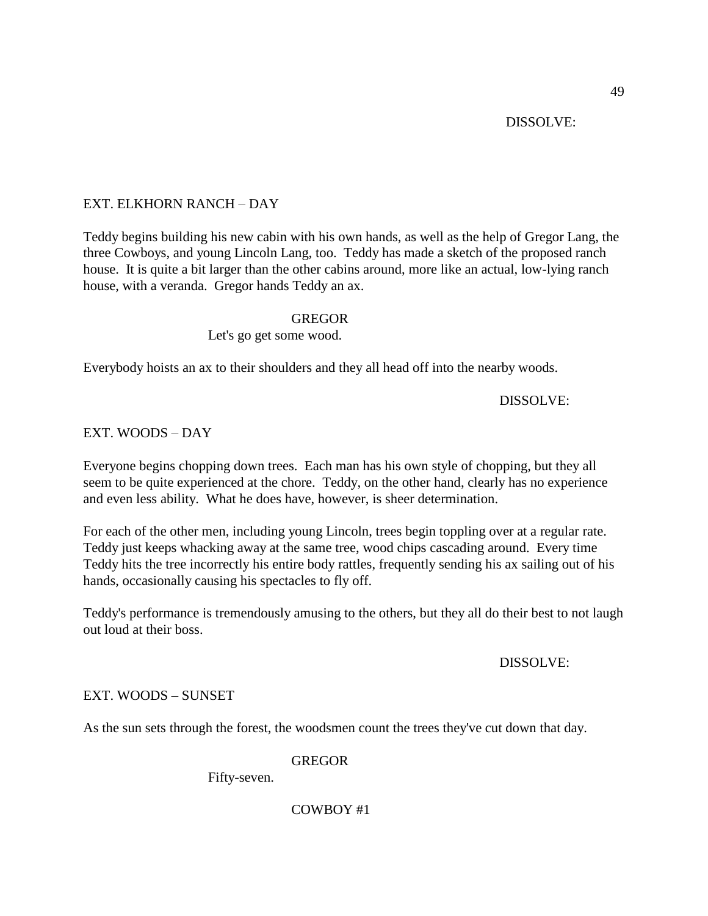DISSOLVE:

EXT. ELKHORN RANCH – DAY

Teddy begins building his new cabin with his own hands, as well as the help of Gregor Lang, the three Cowboys, and young Lincoln Lang, too. Teddy has made a sketch of the proposed ranch house. It is quite a bit larger than the other cabins around, more like an actual, low-lying ranch house, with a veranda. Gregor hands Teddy an ax.

GREGOR

Let's go get some wood.

Everybody hoists an ax to their shoulders and they all head off into the nearby woods.

DISSOLVE:

EXT. WOODS – DAY

Everyone begins chopping down trees. Each man has his own style of chopping, but they all seem to be quite experienced at the chore. Teddy, on the other hand, clearly has no experience and even less ability. What he does have, however, is sheer determination.

For each of the other men, including young Lincoln, trees begin toppling over at a regular rate. Teddy just keeps whacking away at the same tree, wood chips cascading around. Every time Teddy hits the tree incorrectly his entire body rattles, frequently sending his ax sailing out of his hands, occasionally causing his spectacles to fly off.

Teddy's performance is tremendously amusing to the others, but they all do their best to not laugh out loud at their boss.

DISSOLVE:

EXT. WOODS – SUNSET

As the sun sets through the forest, the woodsmen count the trees they've cut down that day.

GREGOR

Fifty-seven.

COWBOY #1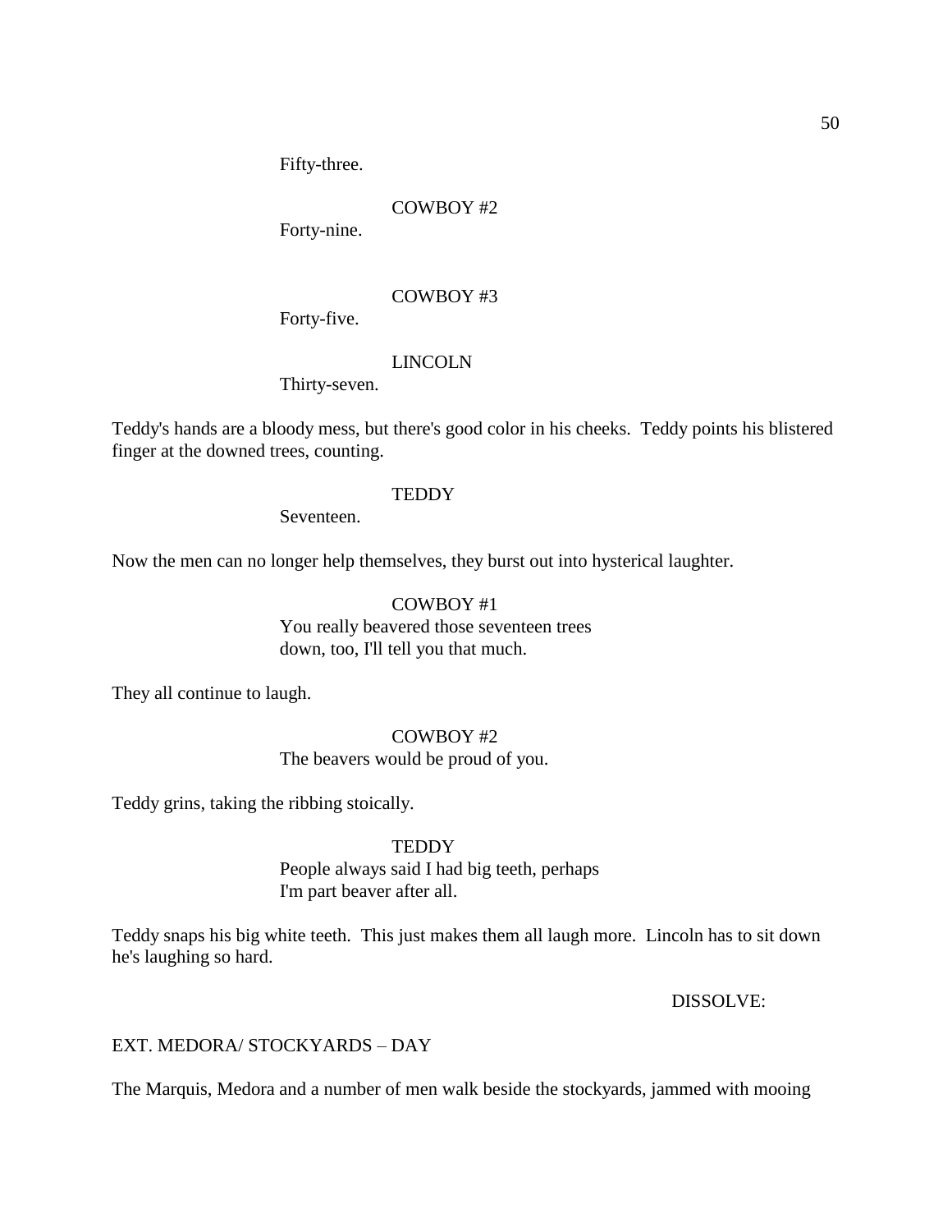Fifty-three.

COWBOY #2

Forty-nine.

COWBOY #3

Forty-five.

LINCOLN

Thirty-seven.

Teddy's hands are a bloody mess, but there's good color in his cheeks. Teddy points his blistered finger at the downed trees, counting.

TEDDY

Seventeen.

Now the men can no longer help themselves, they burst out into hysterical laughter.

COWBOY #1

You really beavered those seventeen trees down, too, I'll tell you that much.

They all continue to laugh.

COWBOY #2

The beavers would be proud of you.

Teddy grins, taking the ribbing stoically.

TEDDY

People always said I had big teeth, perhaps I'm part beaver after all.

Teddy snaps his big white teeth. This just makes them all laugh more. Lincoln has to sit down he's laughing so hard.

DISSOLVE:

EXT. MEDORA/ STOCKYARDS – DAY

The Marquis, Medora and a number of men walk beside the stockyards, jammed with mooing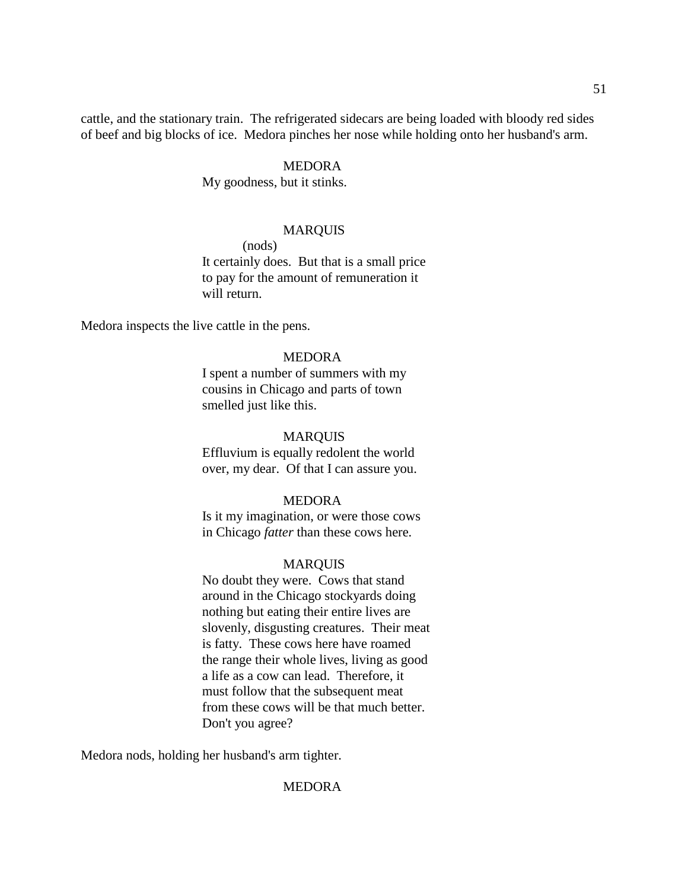cattle, and the stationary train. The refrigerated sidecars are being loaded with bloody red sides of beef and big blocks of ice. Medora pinches her nose while holding onto her husband's arm.

MEDORA
My goodness, but it stinks.

MARQUIS
(nods)
It certainly does. But that is a small price to pay for the amount of remuneration it will return.

Medora inspects the live cattle in the pens.

MEDORA
I spent a number of summers with my cousins in Chicago and parts of town smelled just like this.

MARQUIS
Effluvium is equally redolent the world over, my dear. Of that I can assure you.

MEDORA
Is it my imagination, or were those cows in Chicago *fatter* than these cows here.

MARQUIS
No doubt they were. Cows that stand around in the Chicago stockyards doing nothing but eating their entire lives are slovenly, disgusting creatures. Their meat is fatty. These cows here have roamed the range their whole lives, living as good a life as a cow can lead. Therefore, it must follow that the subsequent meat from these cows will be that much better. Don't you agree?

Medora nods, holding her husband's arm tighter.

MEDORA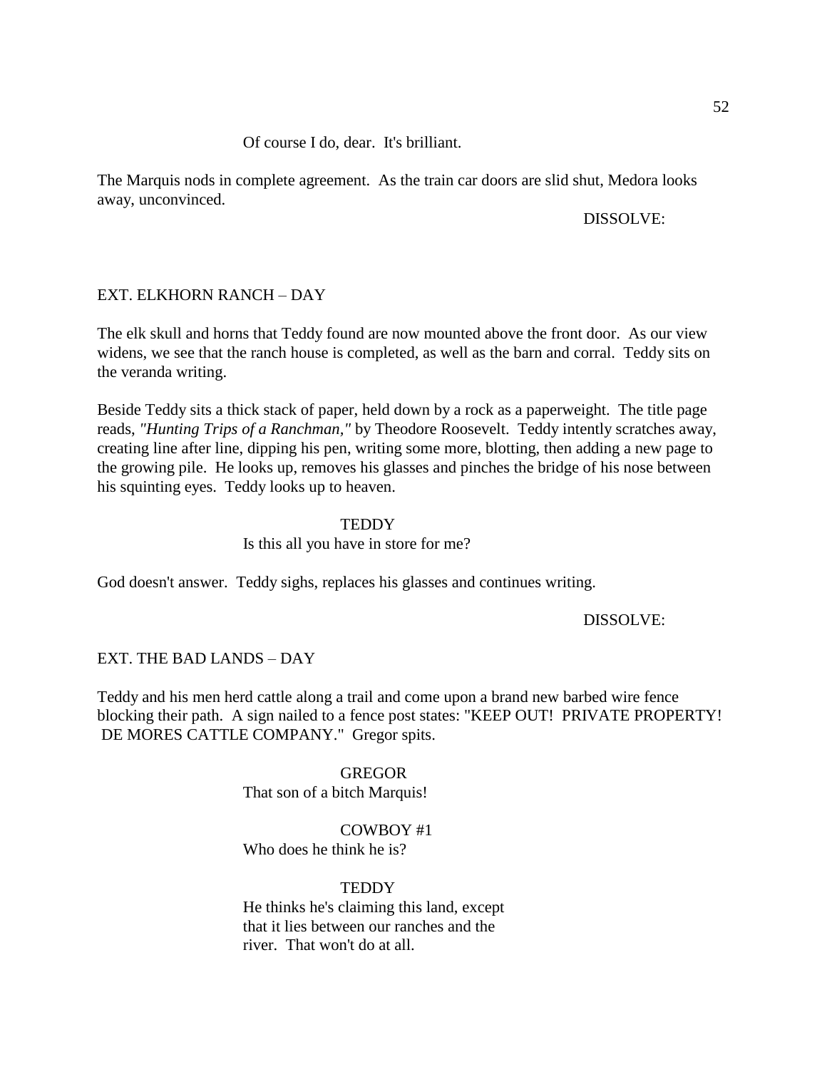Of course I do, dear.  It's brilliant.

The Marquis nods in complete agreement.  As the train car doors are slid shut, Medora looks away, unconvinced.

DISSOLVE:

EXT. ELKHORN RANCH – DAY

The elk skull and horns that Teddy found are now mounted above the front door.  As our view widens, we see that the ranch house is completed, as well as the barn and corral.  Teddy sits on the veranda writing.

Beside Teddy sits a thick stack of paper, held down by a rock as a paperweight.  The title page reads, *"Hunting Trips of a Ranchman,"* by Theodore Roosevelt.  Teddy intently scratches away, creating line after line, dipping his pen, writing some more, blotting, then adding a new page to the growing pile.  He looks up, removes his glasses and pinches the bridge of his nose between his squinting eyes.  Teddy looks up to heaven.

TEDDY
Is this all you have in store for me?

God doesn't answer.  Teddy sighs, replaces his glasses and continues writing.

DISSOLVE:

EXT. THE BAD LANDS – DAY

Teddy and his men herd cattle along a trail and come upon a brand new barbed wire fence blocking their path.  A sign nailed to a fence post states: "KEEP OUT!  PRIVATE PROPERTY!  DE MORES CATTLE COMPANY."  Gregor spits.

GREGOR
That son of a bitch Marquis!

COWBOY #1
Who does he think he is?

TEDDY
He thinks he's claiming this land, except that it lies between our ranches and the river.  That won't do at all.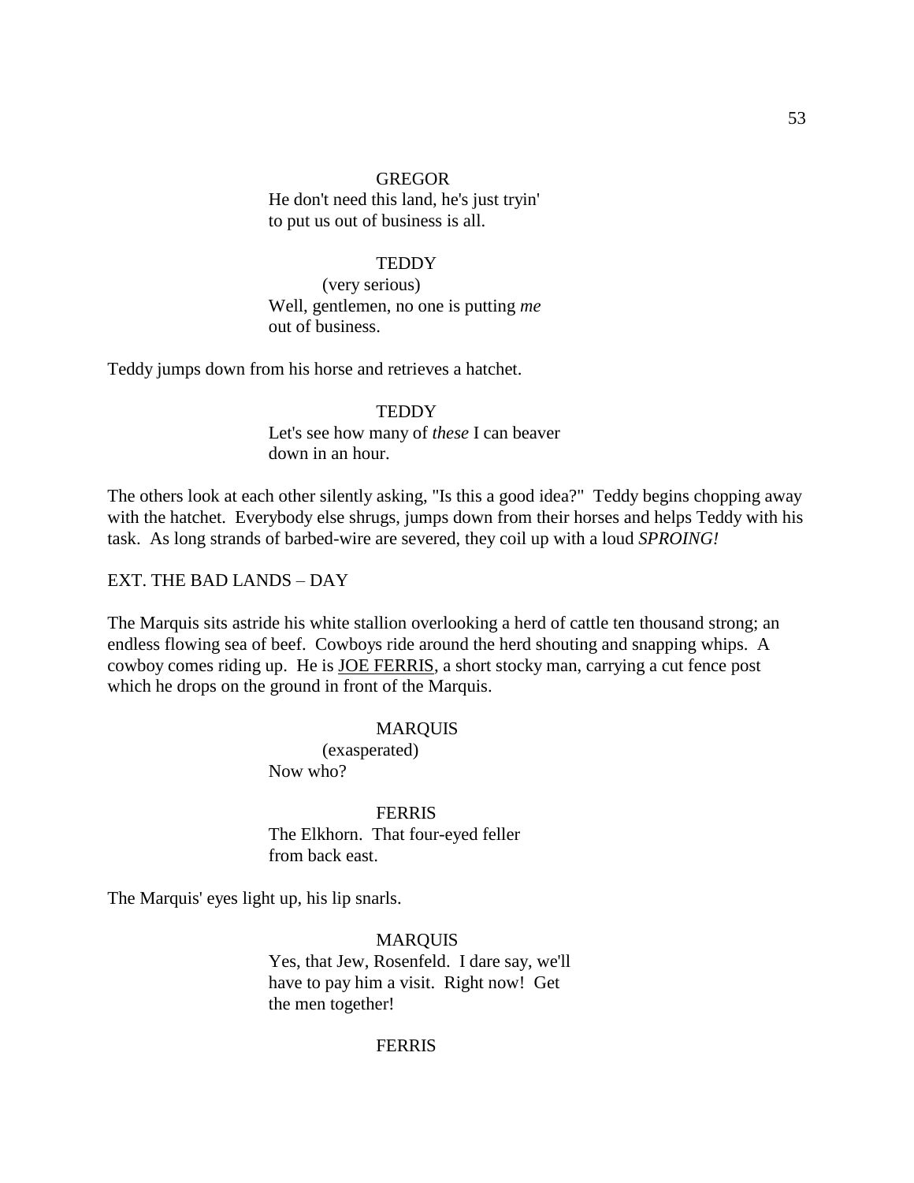GREGOR

He don't need this land, he's just tryin' to put us out of business is all.

TEDDY

(very serious)

Well, gentlemen, no one is putting *me* out of business.

Teddy jumps down from his horse and retrieves a hatchet.

TEDDY

Let's see how many of *these* I can beaver down in an hour.

The others look at each other silently asking, "Is this a good idea?" Teddy begins chopping away with the hatchet. Everybody else shrugs, jumps down from their horses and helps Teddy with his task. As long strands of barbed-wire are severed, they coil up with a loud *SPROING!*

EXT. THE BAD LANDS – DAY

The Marquis sits astride his white stallion overlooking a herd of cattle ten thousand strong; an endless flowing sea of beef. Cowboys ride around the herd shouting and snapping whips. A cowboy comes riding up. He is JOE FERRIS, a short stocky man, carrying a cut fence post which he drops on the ground in front of the Marquis.

MARQUIS

(exasperated)

Now who?

FERRIS

The Elkhorn. That four-eyed feller from back east.

The Marquis' eyes light up, his lip snarls.

MARQUIS

Yes, that Jew, Rosenfeld. I dare say, we'll have to pay him a visit. Right now! Get the men together!

FERRIS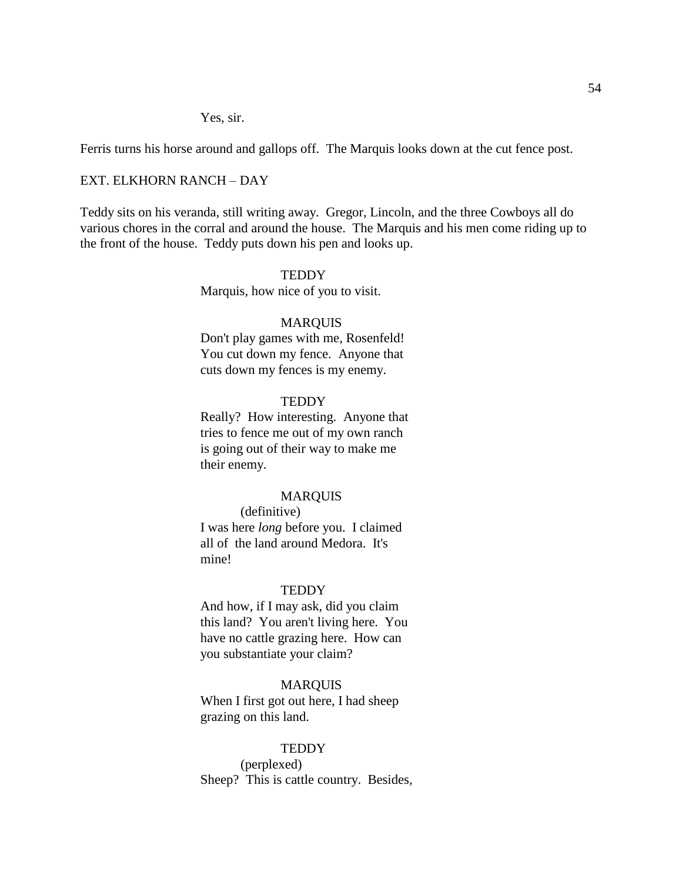Yes, sir.

Ferris turns his horse around and gallops off.  The Marquis looks down at the cut fence post.

EXT. ELKHORN RANCH – DAY

Teddy sits on his veranda, still writing away.  Gregor, Lincoln, and the three Cowboys all do various chores in the corral and around the house.  The Marquis and his men come riding up to the front of the house.  Teddy puts down his pen and looks up.

TEDDY
Marquis, how nice of you to visit.

MARQUIS
Don't play games with me, Rosenfeld! You cut down my fence.  Anyone that cuts down my fences is my enemy.

TEDDY
Really?  How interesting.  Anyone that tries to fence me out of my own ranch is going out of their way to make me their enemy.

MARQUIS
(definitive)
I was here *long* before you.  I claimed all of  the land around Medora.  It's mine!

TEDDY
And how, if I may ask, did you claim this land?  You aren't living here.  You have no cattle grazing here.  How can you substantiate your claim?

MARQUIS
When I first got out here, I had sheep grazing on this land.

TEDDY
(perplexed)
Sheep?  This is cattle country.  Besides,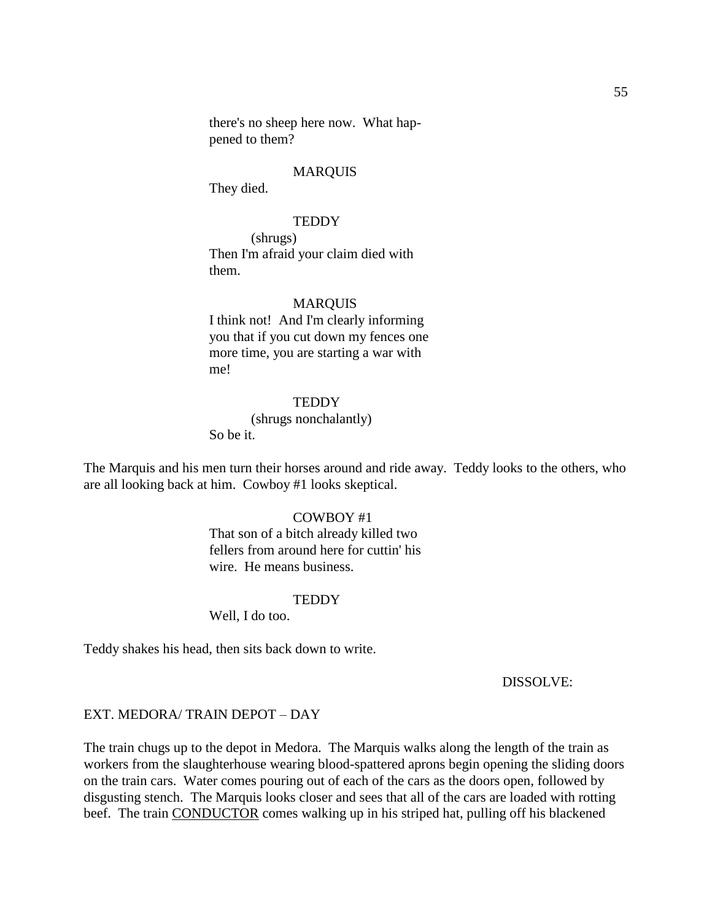there's no sheep here now. What happened to them?

MARQUIS

They died.

TEDDY

(shrugs)

Then I'm afraid your claim died with them.

MARQUIS

I think not! And I'm clearly informing you that if you cut down my fences one more time, you are starting a war with me!

TEDDY

(shrugs nonchalantly)

So be it.

The Marquis and his men turn their horses around and ride away. Teddy looks to the others, who are all looking back at him. Cowboy #1 looks skeptical.

COWBOY #1

That son of a bitch already killed two fellers from around here for cuttin' his wire. He means business.

TEDDY

Well, I do too.

Teddy shakes his head, then sits back down to write.

DISSOLVE:

EXT. MEDORA/ TRAIN DEPOT – DAY

The train chugs up to the depot in Medora. The Marquis walks along the length of the train as workers from the slaughterhouse wearing blood-spattered aprons begin opening the sliding doors on the train cars. Water comes pouring out of each of the cars as the doors open, followed by disgusting stench. The Marquis looks closer and sees that all of the cars are loaded with rotting beef. The train <u>CONDUCTOR</u> comes walking up in his striped hat, pulling off his blackened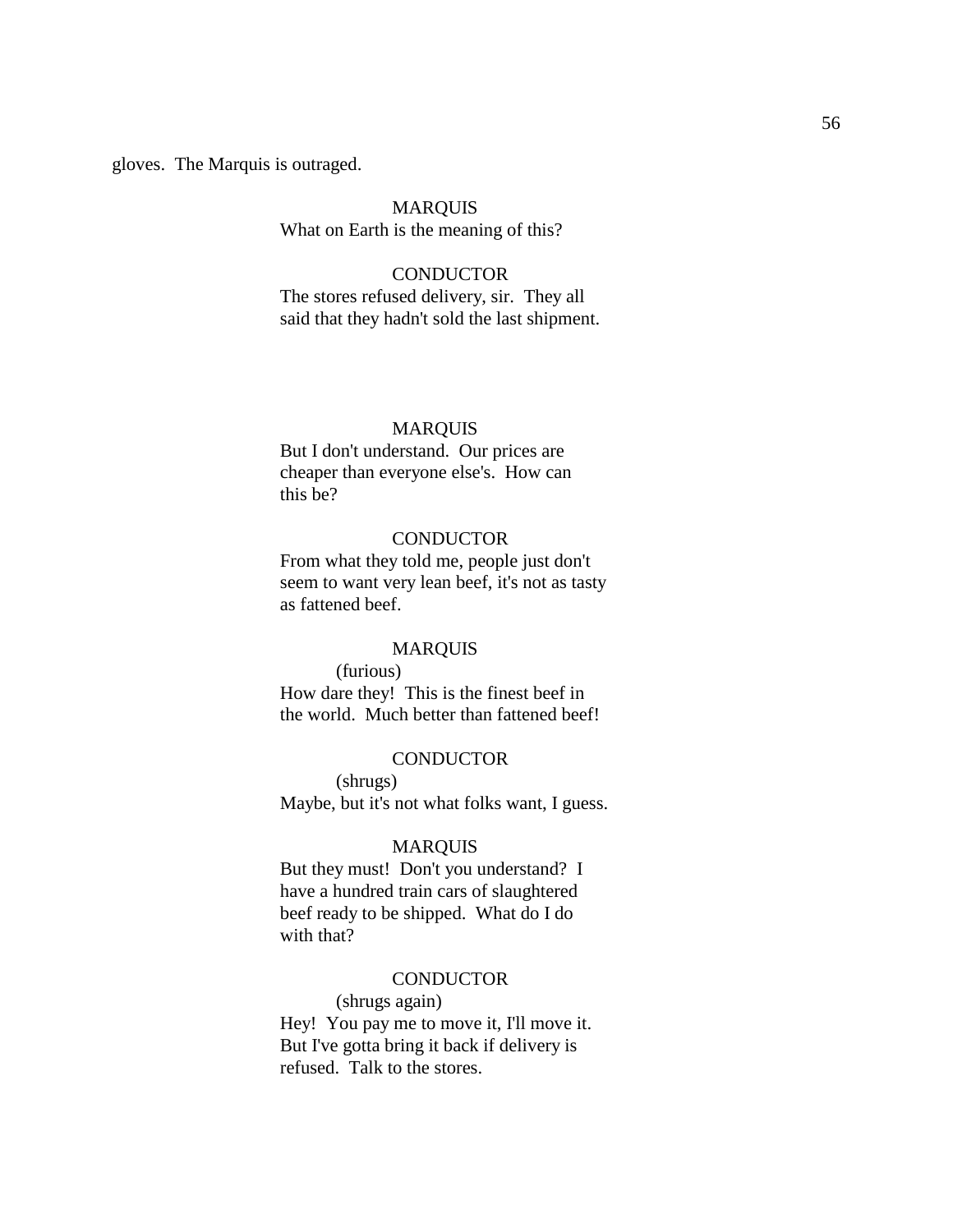gloves.  The Marquis is outraged.

MARQUIS
What on Earth is the meaning of this?

CONDUCTOR
The stores refused delivery, sir.  They all said that they hadn't sold the last shipment.

MARQUIS
But I don't understand.  Our prices are cheaper than everyone else's.  How can this be?

CONDUCTOR
From what they told me, people just don't seem to want very lean beef, it's not as tasty as fattened beef.

MARQUIS
(furious)
How dare they!  This is the finest beef in the world.  Much better than fattened beef!

CONDUCTOR
(shrugs)
Maybe, but it's not what folks want, I guess.

MARQUIS
But they must!  Don't you understand?  I have a hundred train cars of slaughtered beef ready to be shipped.  What do I do with that?

CONDUCTOR
(shrugs again)
Hey!  You pay me to move it, I'll move it.  But I've gotta bring it back if delivery is refused.  Talk to the stores.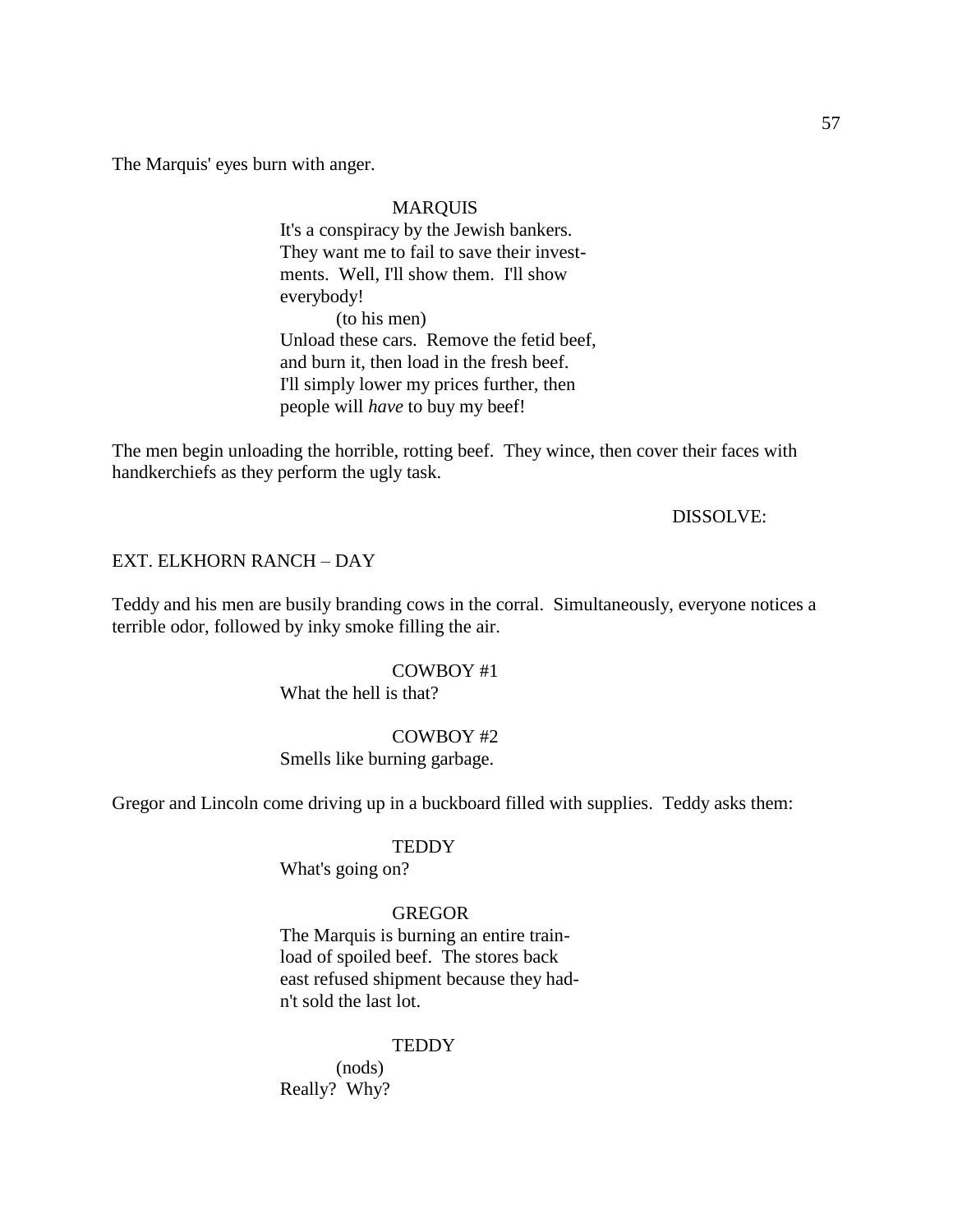The Marquis' eyes burn with anger.

MARQUIS
It's a conspiracy by the Jewish bankers. They want me to fail to save their investments. Well, I'll show them. I'll show everybody!
(to his men)
Unload these cars. Remove the fetid beef, and burn it, then load in the fresh beef. I'll simply lower my prices further, then people will *have* to buy my beef!

The men begin unloading the horrible, rotting beef. They wince, then cover their faces with handkerchiefs as they perform the ugly task.

DISSOLVE:

EXT. ELKHORN RANCH – DAY

Teddy and his men are busily branding cows in the corral. Simultaneously, everyone notices a terrible odor, followed by inky smoke filling the air.

COWBOY #1
What the hell is that?

COWBOY #2
Smells like burning garbage.

Gregor and Lincoln come driving up in a buckboard filled with supplies. Teddy asks them:

TEDDY
What's going on?

GREGOR
The Marquis is burning an entire trainload of spoiled beef. The stores back east refused shipment because they hadn't sold the last lot.

TEDDY
(nods)
Really? Why?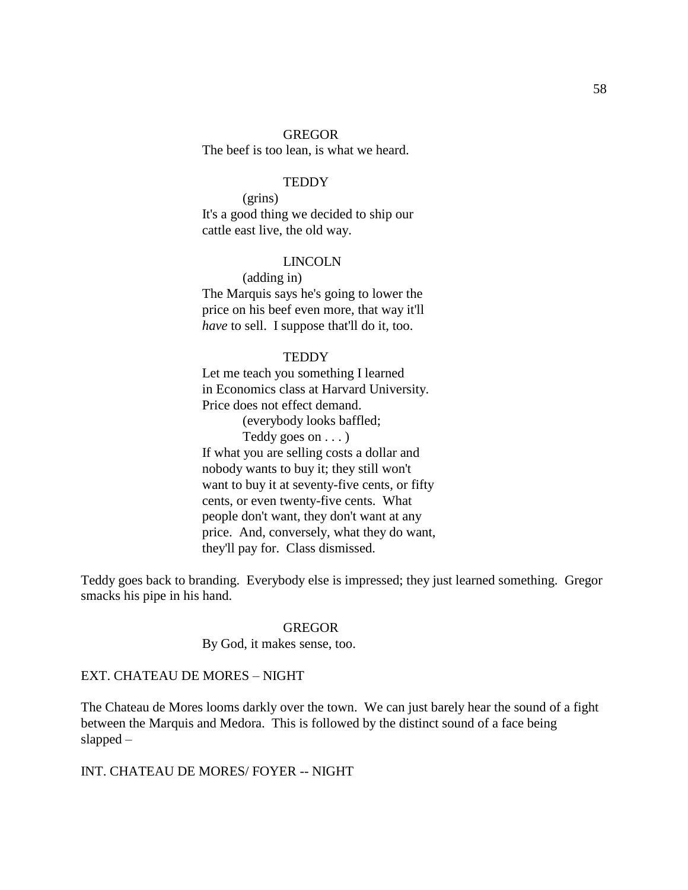GREGOR
The beef is too lean, is what we heard.

TEDDY
(grins)
It's a good thing we decided to ship our cattle east live, the old way.

LINCOLN
(adding in)
The Marquis says he's going to lower the price on his beef even more, that way it'll *have* to sell. I suppose that'll do it, too.

TEDDY
Let me teach you something I learned in Economics class at Harvard University. Price does not effect demand.
(everybody looks baffled;
Teddy goes on . . . )
If what you are selling costs a dollar and nobody wants to buy it; they still won't want to buy it at seventy-five cents, or fifty cents, or even twenty-five cents. What people don't want, they don't want at any price. And, conversely, what they do want, they'll pay for. Class dismissed.

Teddy goes back to branding. Everybody else is impressed; they just learned something. Gregor smacks his pipe in his hand.

GREGOR
By God, it makes sense, too.

EXT. CHATEAU DE MORES – NIGHT

The Chateau de Mores looms darkly over the town. We can just barely hear the sound of a fight between the Marquis and Medora. This is followed by the distinct sound of a face being slapped –

INT. CHATEAU DE MORES/ FOYER -- NIGHT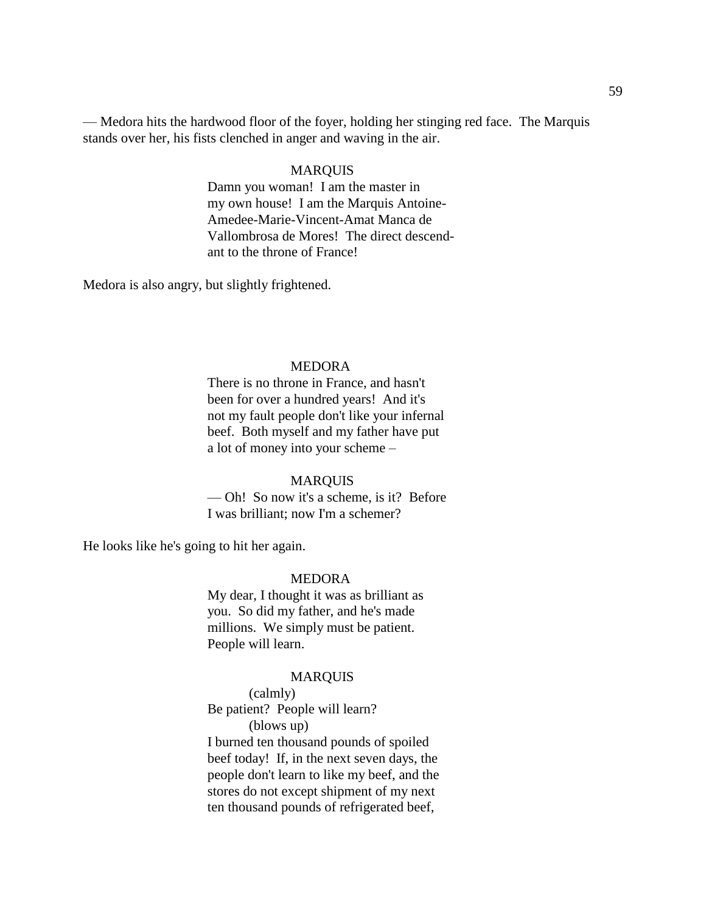— Medora hits the hardwood floor of the foyer, holding her stinging red face. The Marquis stands over her, his fists clenched in anger and waving in the air.

MARQUIS

Damn you woman! I am the master in my own house! I am the Marquis Antoine-Amedee-Marie-Vincent-Amat Manca de Vallombrosa de Mores! The direct descendant to the throne of France!

Medora is also angry, but slightly frightened.

MEDORA

There is no throne in France, and hasn't been for over a hundred years! And it's not my fault people don't like your infernal beef. Both myself and my father have put a lot of money into your scheme –

MARQUIS

— Oh! So now it's a scheme, is it? Before I was brilliant; now I'm a schemer?

He looks like he's going to hit her again.

MEDORA

My dear, I thought it was as brilliant as you. So did my father, and he's made millions. We simply must be patient. People will learn.

MARQUIS

(calmly)

Be patient? People will learn?

(blows up)

I burned ten thousand pounds of spoiled beef today! If, in the next seven days, the people don't learn to like my beef, and the stores do not except shipment of my next ten thousand pounds of refrigerated beef,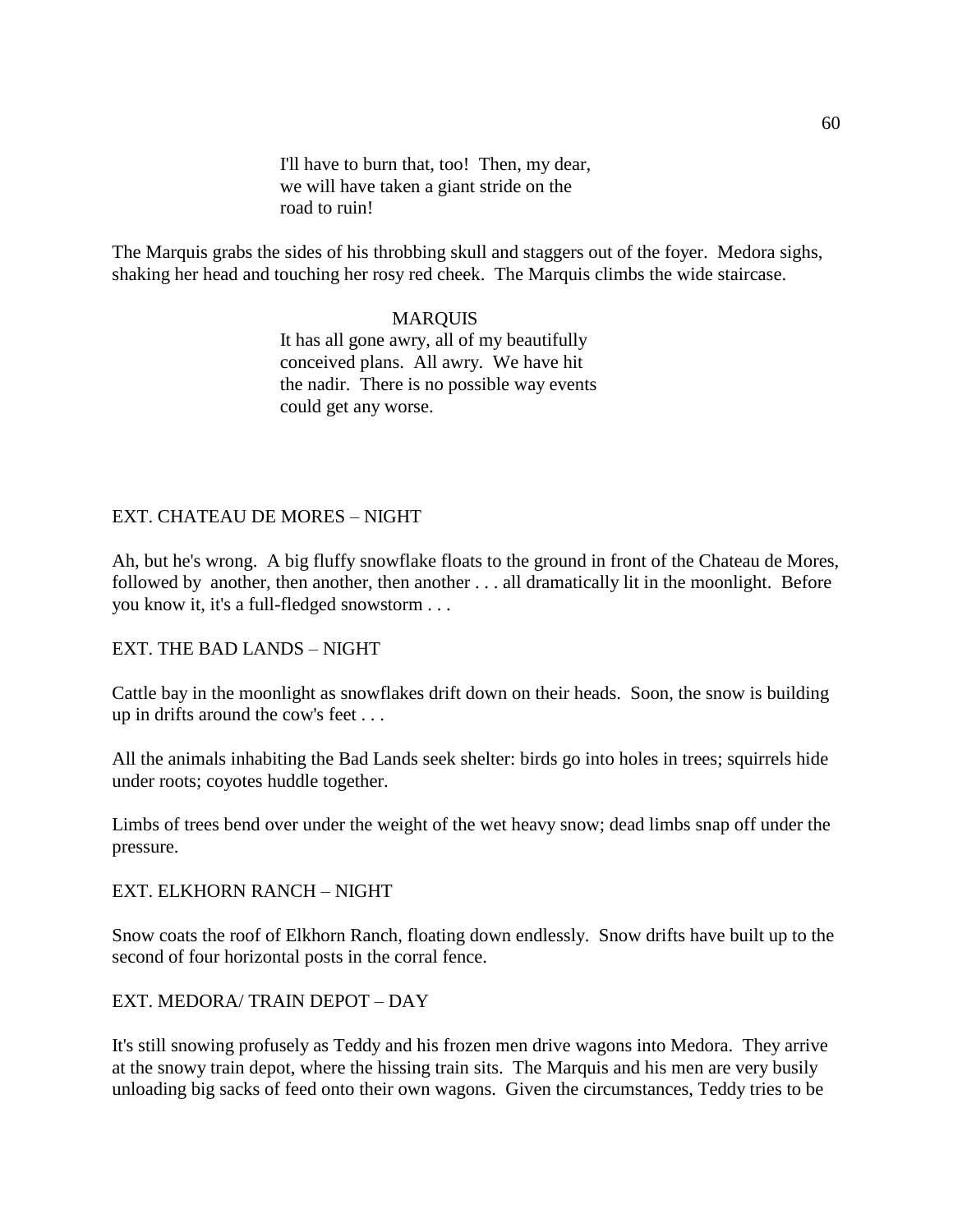I'll have to burn that, too! Then, my dear, we will have taken a giant stride on the road to ruin!

The Marquis grabs the sides of his throbbing skull and staggers out of the foyer. Medora sighs, shaking her head and touching her rosy red cheek. The Marquis climbs the wide staircase.

MARQUIS

It has all gone awry, all of my beautifully conceived plans. All awry. We have hit the nadir. There is no possible way events could get any worse.

EXT. CHATEAU DE MORES – NIGHT

Ah, but he's wrong. A big fluffy snowflake floats to the ground in front of the Chateau de Mores, followed by another, then another, then another . . . all dramatically lit in the moonlight. Before you know it, it's a full-fledged snowstorm . . .

EXT. THE BAD LANDS – NIGHT

Cattle bay in the moonlight as snowflakes drift down on their heads. Soon, the snow is building up in drifts around the cow's feet . . .

All the animals inhabiting the Bad Lands seek shelter: birds go into holes in trees; squirrels hide under roots; coyotes huddle together.

Limbs of trees bend over under the weight of the wet heavy snow; dead limbs snap off under the pressure.

EXT. ELKHORN RANCH – NIGHT

Snow coats the roof of Elkhorn Ranch, floating down endlessly. Snow drifts have built up to the second of four horizontal posts in the corral fence.

EXT. MEDORA/ TRAIN DEPOT – DAY

It's still snowing profusely as Teddy and his frozen men drive wagons into Medora. They arrive at the snowy train depot, where the hissing train sits. The Marquis and his men are very busily unloading big sacks of feed onto their own wagons. Given the circumstances, Teddy tries to be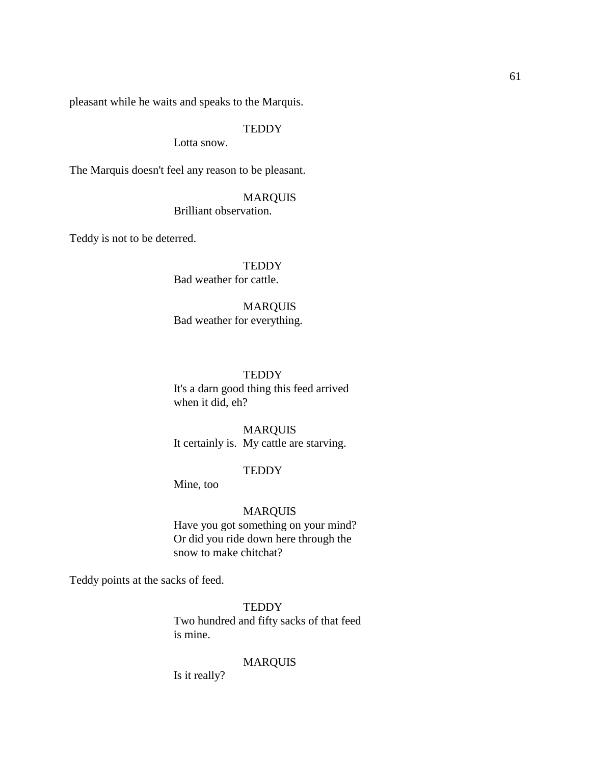pleasant while he waits and speaks to the Marquis.

TEDDY
Lotta snow.

The Marquis doesn't feel any reason to be pleasant.

MARQUIS
Brilliant observation.

Teddy is not to be deterred.

TEDDY
Bad weather for cattle.

MARQUIS
Bad weather for everything.

TEDDY
It's a darn good thing this feed arrived when it did, eh?

MARQUIS
It certainly is. My cattle are starving.

TEDDY
Mine, too

MARQUIS
Have you got something on your mind? Or did you ride down here through the snow to make chitchat?

Teddy points at the sacks of feed.

TEDDY
Two hundred and fifty sacks of that feed is mine.

MARQUIS
Is it really?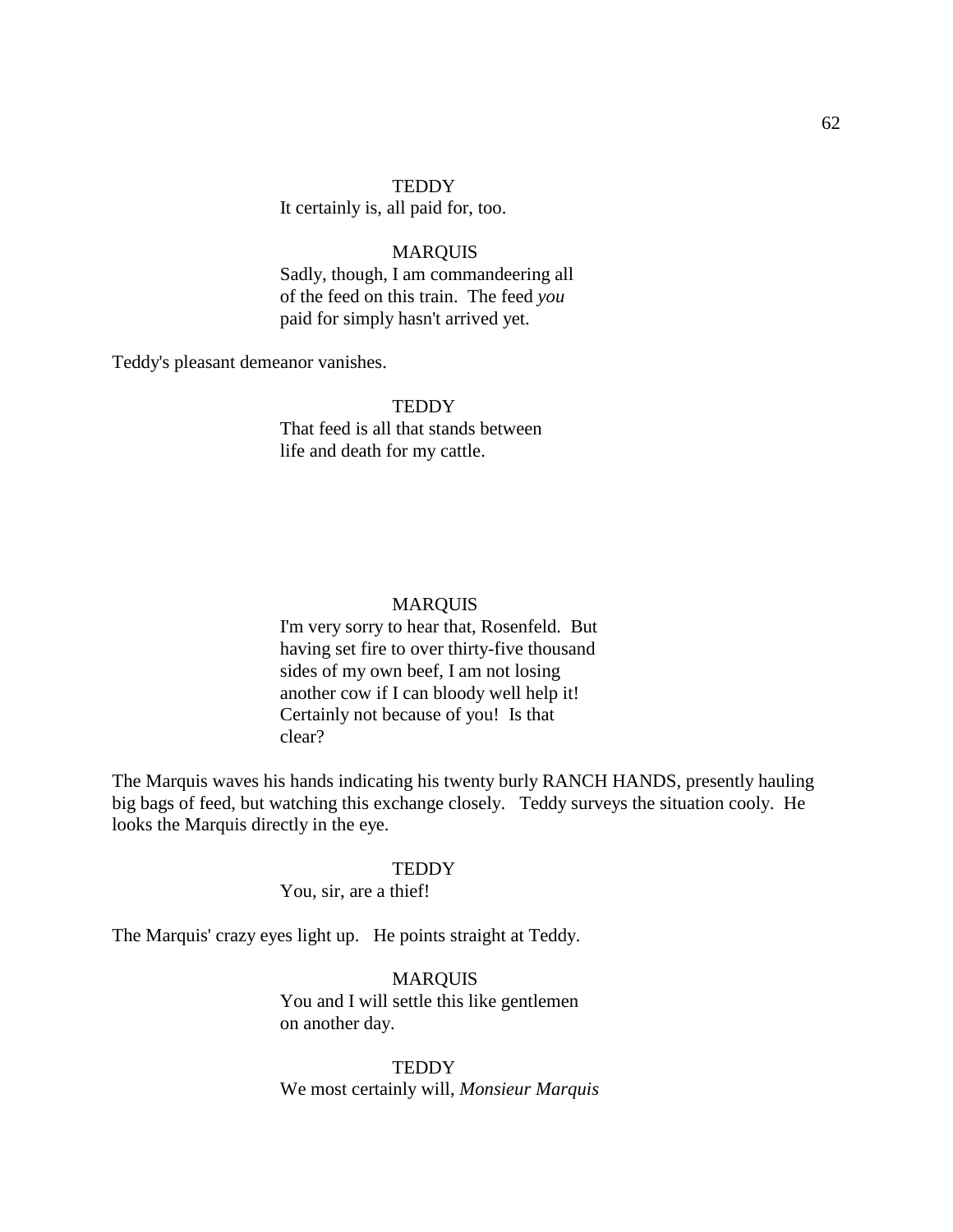TEDDY

It certainly is, all paid for, too.

MARQUIS

Sadly, though, I am commandeering all of the feed on this train. The feed *you* paid for simply hasn't arrived yet.

Teddy's pleasant demeanor vanishes.

TEDDY

That feed is all that stands between life and death for my cattle.

MARQUIS

I'm very sorry to hear that, Rosenfeld. But having set fire to over thirty-five thousand sides of my own beef, I am not losing another cow if I can bloody well help it! Certainly not because of you! Is that clear?

The Marquis waves his hands indicating his twenty burly RANCH HANDS, presently hauling big bags of feed, but watching this exchange closely. Teddy surveys the situation cooly. He looks the Marquis directly in the eye.

TEDDY

You, sir, are a thief!

The Marquis' crazy eyes light up. He points straight at Teddy.

MARQUIS

You and I will settle this like gentlemen on another day.

TEDDY

We most certainly will, *Monsieur Marquis*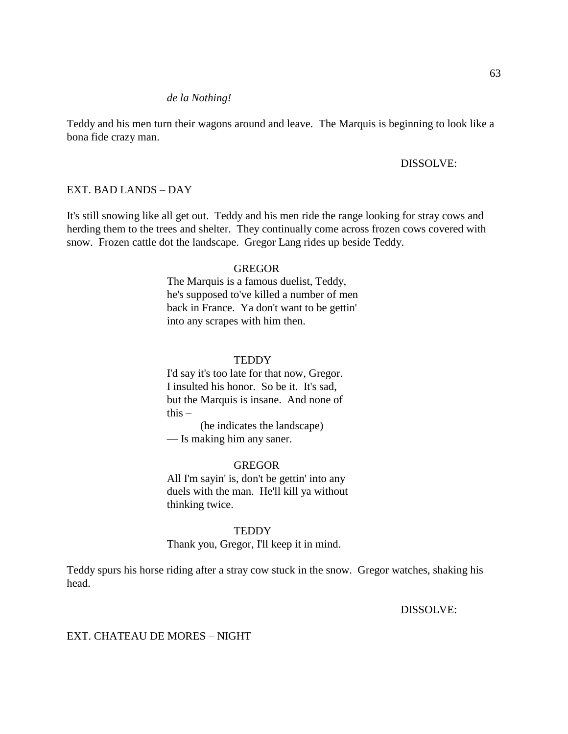*de la <u>Nothing</u>!*

Teddy and his men turn their wagons around and leave. The Marquis is beginning to look like a bona fide crazy man.

DISSOLVE:

EXT. BAD LANDS – DAY

It's still snowing like all get out. Teddy and his men ride the range looking for stray cows and herding them to the trees and shelter. They continually come across frozen cows covered with snow. Frozen cattle dot the landscape. Gregor Lang rides up beside Teddy.

GREGOR
The Marquis is a famous duelist, Teddy, he's supposed to've killed a number of men back in France. Ya don't want to be gettin' into any scrapes with him then.

TEDDY
I'd say it's too late for that now, Gregor. I insulted his honor. So be it. It's sad, but the Marquis is insane. And none of this –
(he indicates the landscape)
— Is making him any saner.

GREGOR
All I'm sayin' is, don't be gettin' into any duels with the man. He'll kill ya without thinking twice.

TEDDY
Thank you, Gregor, I'll keep it in mind.

Teddy spurs his horse riding after a stray cow stuck in the snow. Gregor watches, shaking his head.

DISSOLVE:

EXT. CHATEAU DE MORES – NIGHT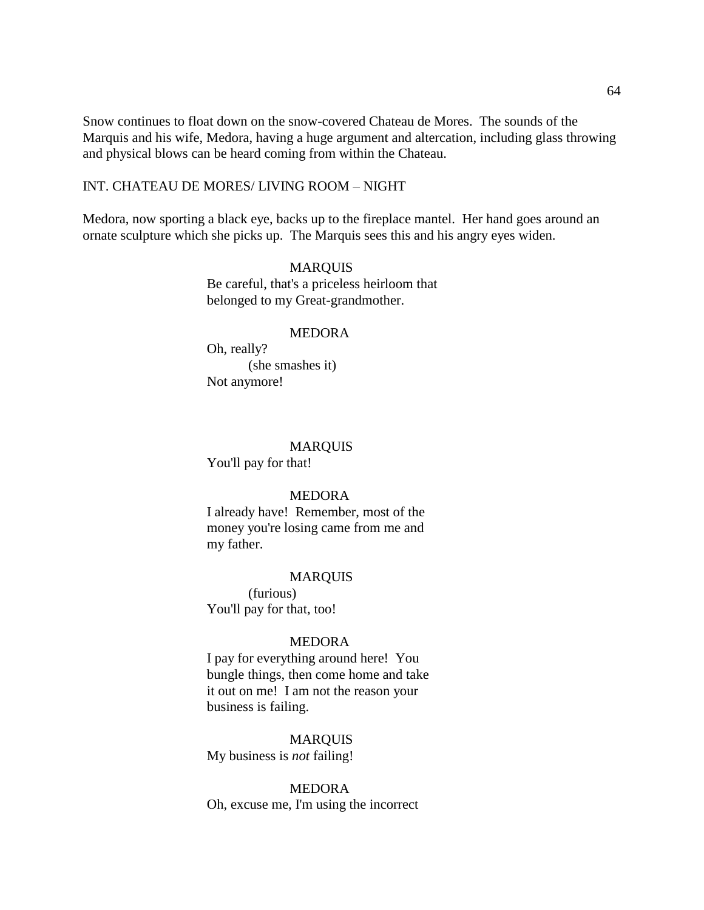Snow continues to float down on the snow-covered Chateau de Mores. The sounds of the Marquis and his wife, Medora, having a huge argument and altercation, including glass throwing and physical blows can be heard coming from within the Chateau.

INT. CHATEAU DE MORES/ LIVING ROOM – NIGHT

Medora, now sporting a black eye, backs up to the fireplace mantel. Her hand goes around an ornate sculpture which she picks up. The Marquis sees this and his angry eyes widen.

MARQUIS
Be careful, that's a priceless heirloom that belonged to my Great-grandmother.

MEDORA
Oh, really?
(she smashes it)
Not anymore!

MARQUIS
You'll pay for that!

MEDORA
I already have! Remember, most of the money you're losing came from me and my father.

MARQUIS
(furious)
You'll pay for that, too!

MEDORA
I pay for everything around here! You bungle things, then come home and take it out on me! I am not the reason your business is failing.

MARQUIS
My business is *not* failing!

MEDORA
Oh, excuse me, I'm using the incorrect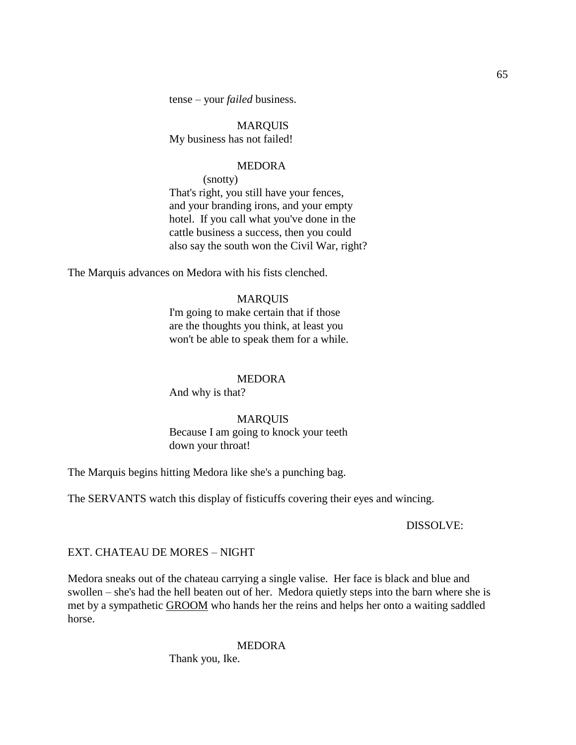tense – your *failed* business.

MARQUIS
My business has not failed!

MEDORA
(snotty)
That's right, you still have your fences, and your branding irons, and your empty hotel. If you call what you've done in the cattle business a success, then you could also say the south won the Civil War, right?

The Marquis advances on Medora with his fists clenched.

MARQUIS
I'm going to make certain that if those are the thoughts you think, at least you won't be able to speak them for a while.

MEDORA
And why is that?

MARQUIS
Because I am going to knock your teeth down your throat!

The Marquis begins hitting Medora like she's a punching bag.

The SERVANTS watch this display of fisticuffs covering their eyes and wincing.

DISSOLVE:

EXT. CHATEAU DE MORES – NIGHT

Medora sneaks out of the chateau carrying a single valise. Her face is black and blue and swollen – she's had the hell beaten out of her. Medora quietly steps into the barn where she is met by a sympathetic GROOM who hands her the reins and helps her onto a waiting saddled horse.

MEDORA
Thank you, Ike.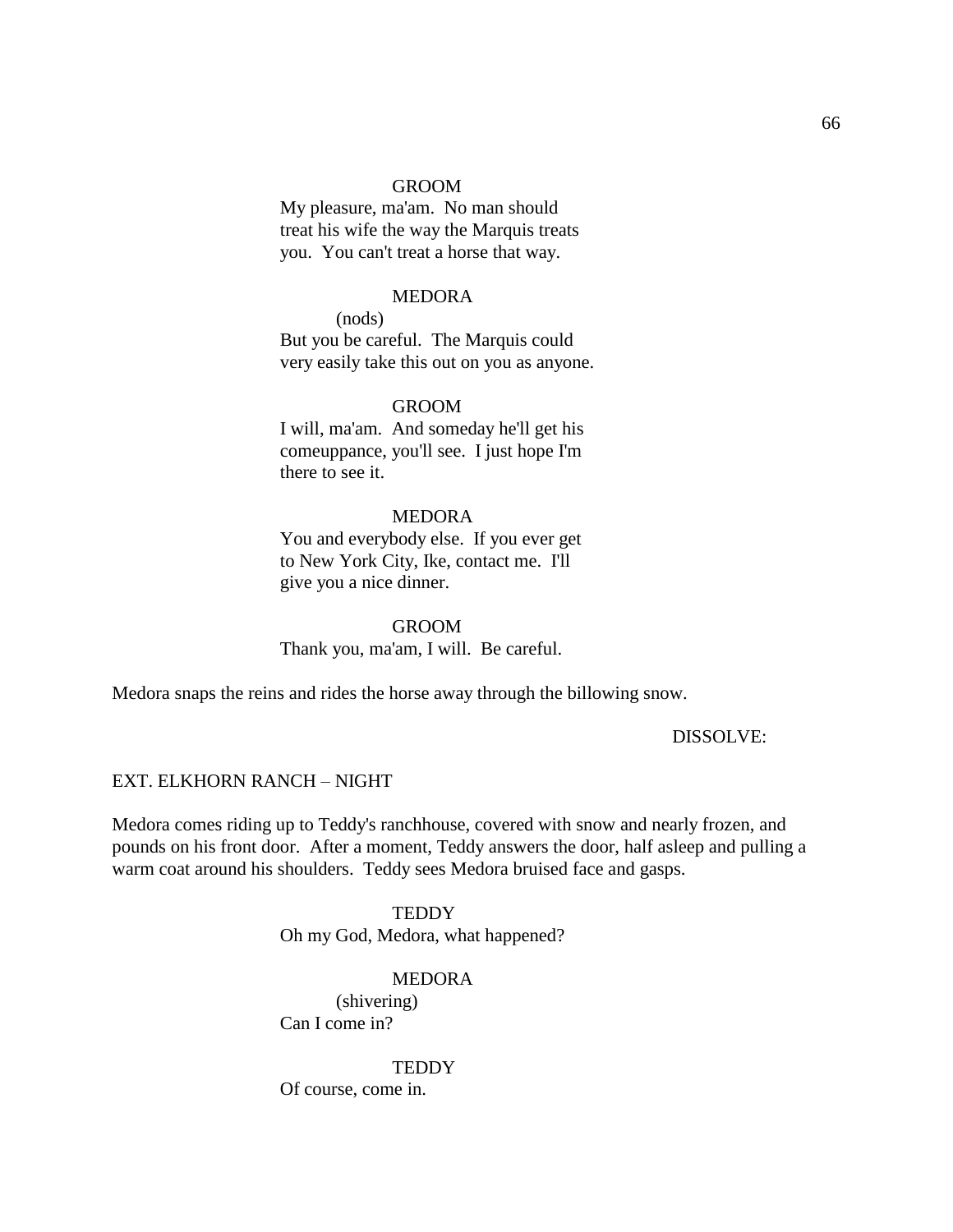GROOM
My pleasure, ma'am. No man should treat his wife the way the Marquis treats you. You can't treat a horse that way.

MEDORA
(nods)
But you be careful. The Marquis could very easily take this out on you as anyone.

GROOM
I will, ma'am. And someday he'll get his comeuppance, you'll see. I just hope I'm there to see it.

MEDORA
You and everybody else. If you ever get to New York City, Ike, contact me. I'll give you a nice dinner.

GROOM
Thank you, ma'am, I will. Be careful.

Medora snaps the reins and rides the horse away through the billowing snow.

DISSOLVE:

EXT. ELKHORN RANCH – NIGHT

Medora comes riding up to Teddy's ranchhouse, covered with snow and nearly frozen, and pounds on his front door. After a moment, Teddy answers the door, half asleep and pulling a warm coat around his shoulders. Teddy sees Medora bruised face and gasps.

TEDDY
Oh my God, Medora, what happened?

MEDORA
(shivering)
Can I come in?

TEDDY
Of course, come in.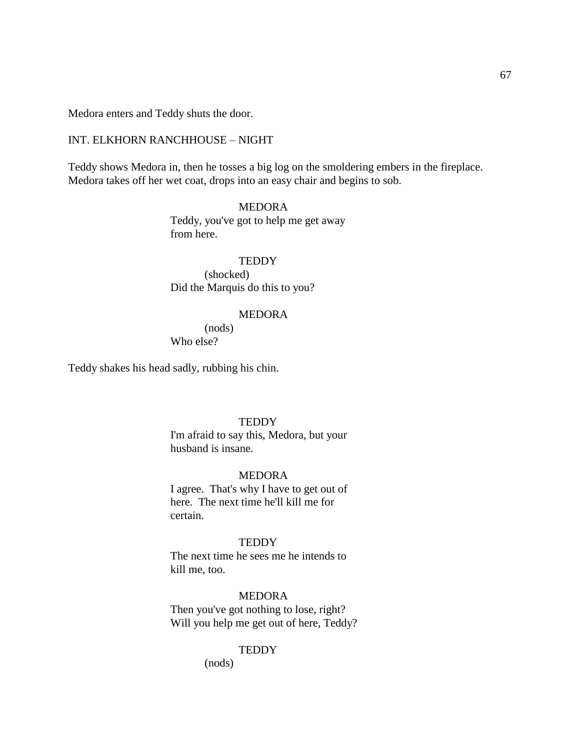Medora enters and Teddy shuts the door.

INT. ELKHORN RANCHHOUSE – NIGHT

Teddy shows Medora in, then he tosses a big log on the smoldering embers in the fireplace. Medora takes off her wet coat, drops into an easy chair and begins to sob.

MEDORA
Teddy, you've got to help me get away from here.

TEDDY
(shocked)
Did the Marquis do this to you?

MEDORA
(nods)
Who else?

Teddy shakes his head sadly, rubbing his chin.

TEDDY
I'm afraid to say this, Medora, but your husband is insane.

MEDORA
I agree. That's why I have to get out of here. The next time he'll kill me for certain.

TEDDY
The next time he sees me he intends to kill me, too.

MEDORA
Then you've got nothing to lose, right? Will you help me get out of here, Teddy?

TEDDY
(nods)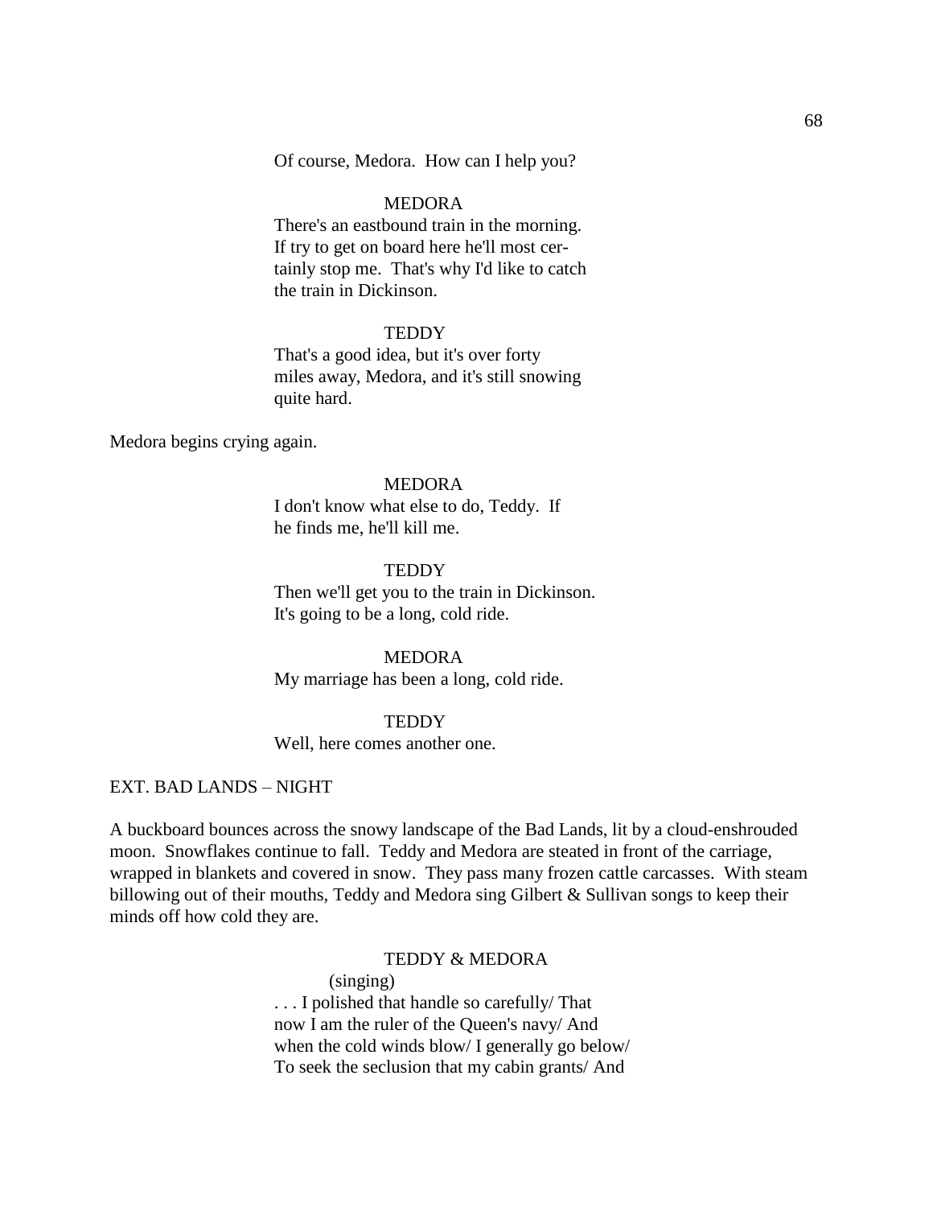Of course, Medora. How can I help you?

MEDORA
There's an eastbound train in the morning. If try to get on board here he'll most certainly stop me. That's why I'd like to catch the train in Dickinson.

TEDDY
That's a good idea, but it's over forty miles away, Medora, and it's still snowing quite hard.

Medora begins crying again.

MEDORA
I don't know what else to do, Teddy. If he finds me, he'll kill me.

TEDDY
Then we'll get you to the train in Dickinson. It's going to be a long, cold ride.

MEDORA
My marriage has been a long, cold ride.

TEDDY
Well, here comes another one.

EXT. BAD LANDS – NIGHT

A buckboard bounces across the snowy landscape of the Bad Lands, lit by a cloud-enshrouded moon. Snowflakes continue to fall. Teddy and Medora are steated in front of the carriage, wrapped in blankets and covered in snow. They pass many frozen cattle carcasses. With steam billowing out of their mouths, Teddy and Medora sing Gilbert & Sullivan songs to keep their minds off how cold they are.

TEDDY & MEDORA
(singing)
. . . I polished that handle so carefully/ That now I am the ruler of the Queen's navy/ And when the cold winds blow/ I generally go below/ To seek the seclusion that my cabin grants/ And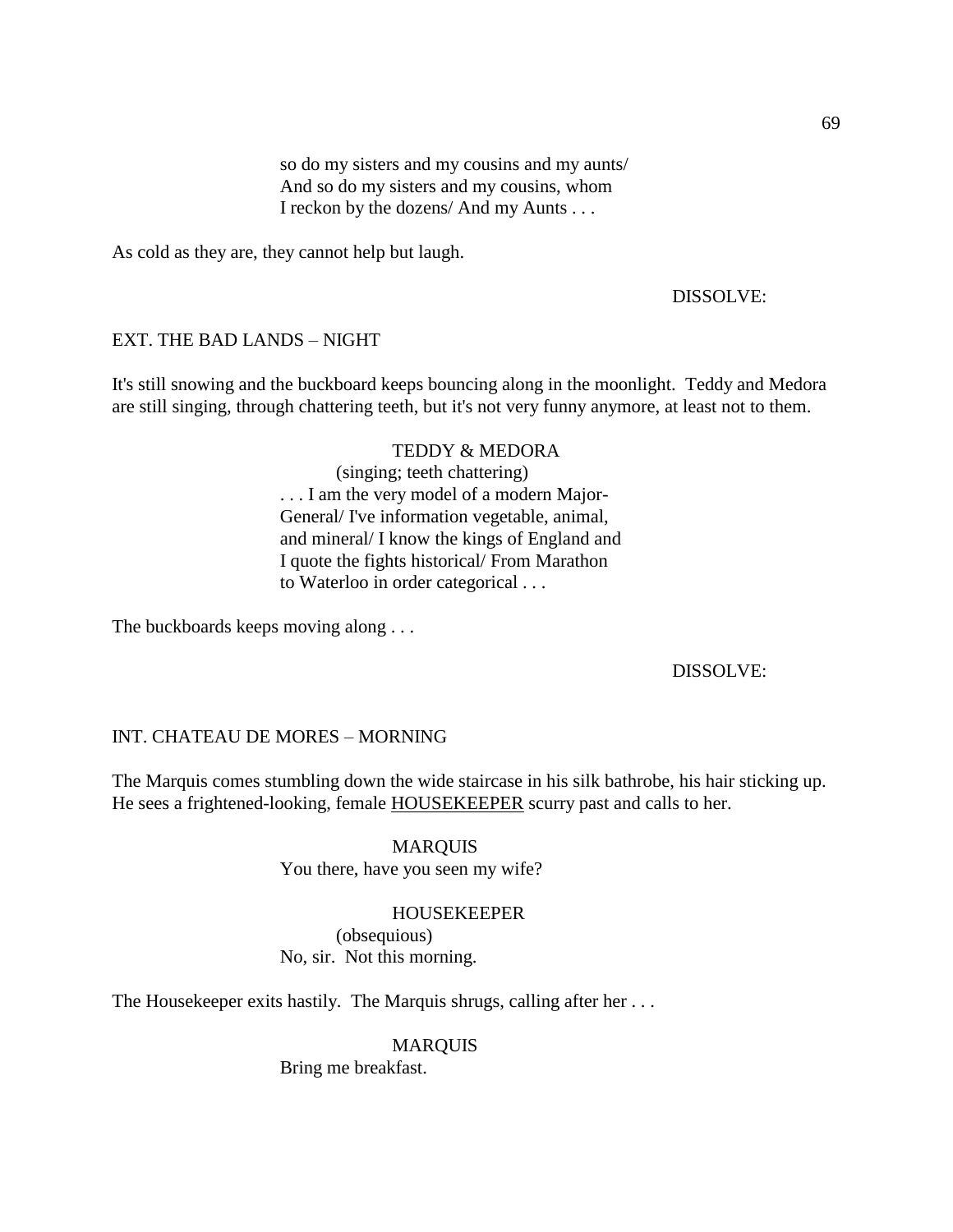so do my sisters and my cousins and my aunts/
And so do my sisters and my cousins, whom
I reckon by the dozens/ And my Aunts . . .

As cold as they are, they cannot help but laugh.

DISSOLVE:

EXT. THE BAD LANDS – NIGHT

It's still snowing and the buckboard keeps bouncing along in the moonlight. Teddy and Medora are still singing, through chattering teeth, but it's not very funny anymore, at least not to them.

TEDDY & MEDORA
(singing; teeth chattering)
. . . I am the very model of a modern Major-
General/ I've information vegetable, animal,
and mineral/ I know the kings of England and
I quote the fights historical/ From Marathon
to Waterloo in order categorical . . .

The buckboards keeps moving along . . .

DISSOLVE:

INT. CHATEAU DE MORES – MORNING

The Marquis comes stumbling down the wide staircase in his silk bathrobe, his hair sticking up. He sees a frightened-looking, female HOUSEKEEPER scurry past and calls to her.

MARQUIS
You there, have you seen my wife?

HOUSEKEEPER
(obsequious)
No, sir. Not this morning.

The Housekeeper exits hastily. The Marquis shrugs, calling after her . . .

MARQUIS
Bring me breakfast.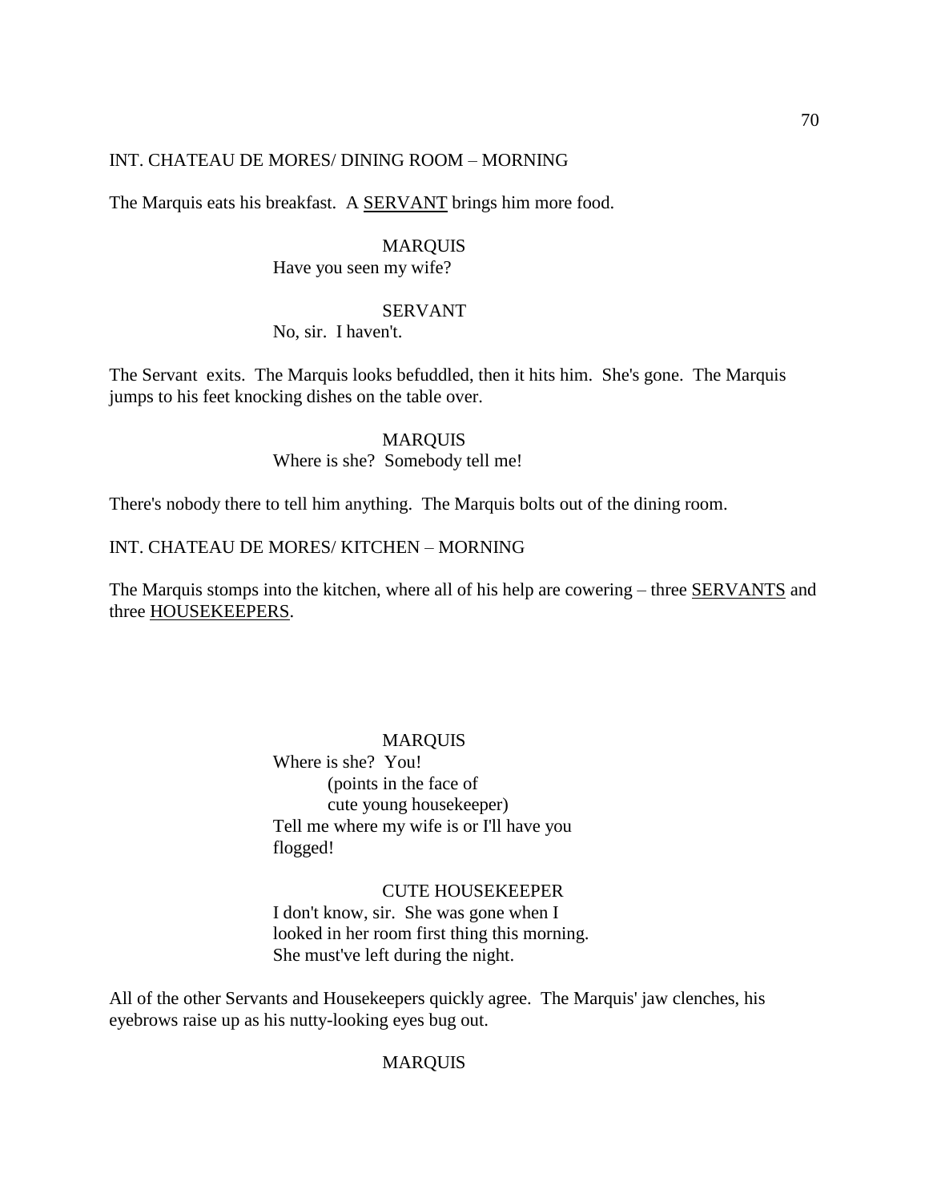INT. CHATEAU DE MORES/ DINING ROOM – MORNING

The Marquis eats his breakfast. A SERVANT brings him more food.

MARQUIS
Have you seen my wife?

SERVANT
No, sir. I haven't.

The Servant exits. The Marquis looks befuddled, then it hits him. She's gone. The Marquis jumps to his feet knocking dishes on the table over.

MARQUIS
Where is she? Somebody tell me!

There's nobody there to tell him anything. The Marquis bolts out of the dining room.

INT. CHATEAU DE MORES/ KITCHEN – MORNING

The Marquis stomps into the kitchen, where all of his help are cowering – three SERVANTS and three HOUSEKEEPERS.

MARQUIS
Where is she? You!
(points in the face of
cute young housekeeper)
Tell me where my wife is or I'll have you
flogged!

CUTE HOUSEKEEPER
I don't know, sir. She was gone when I
looked in her room first thing this morning.
She must've left during the night.

All of the other Servants and Housekeepers quickly agree. The Marquis' jaw clenches, his eyebrows raise up as his nutty-looking eyes bug out.

MARQUIS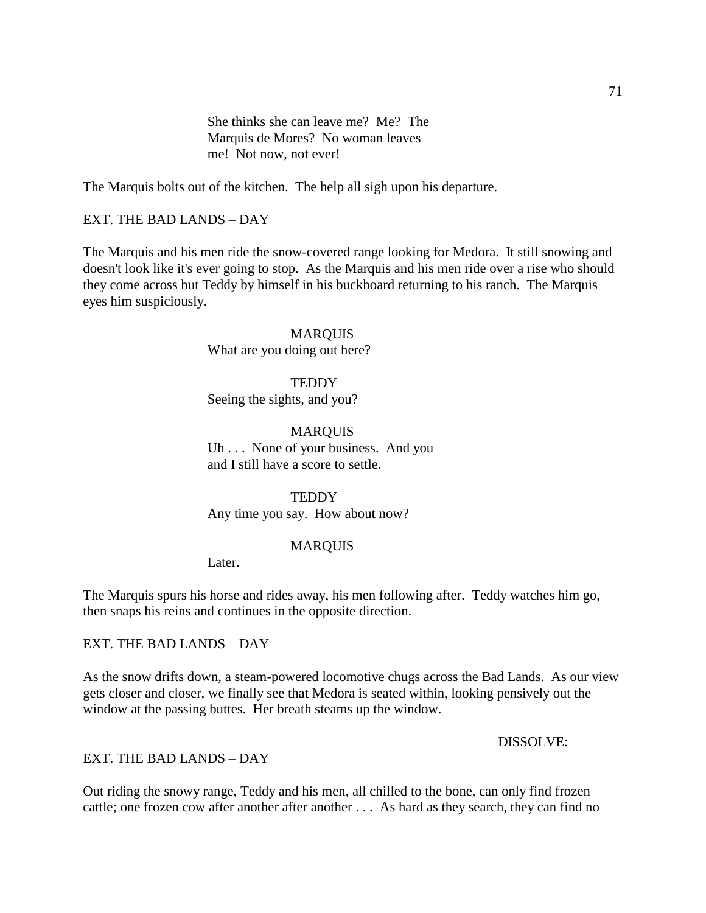She thinks she can leave me? Me? The Marquis de Mores? No woman leaves me! Not now, not ever!

The Marquis bolts out of the kitchen. The help all sigh upon his departure.

EXT. THE BAD LANDS – DAY

The Marquis and his men ride the snow-covered range looking for Medora. It still snowing and doesn't look like it's ever going to stop. As the Marquis and his men ride over a rise who should they come across but Teddy by himself in his buckboard returning to his ranch. The Marquis eyes him suspiciously.

MARQUIS
What are you doing out here?

TEDDY
Seeing the sights, and you?

MARQUIS
Uh . . . None of your business. And you and I still have a score to settle.

TEDDY
Any time you say. How about now?

MARQUIS
Later.

The Marquis spurs his horse and rides away, his men following after. Teddy watches him go, then snaps his reins and continues in the opposite direction.

EXT. THE BAD LANDS – DAY

As the snow drifts down, a steam-powered locomotive chugs across the Bad Lands. As our view gets closer and closer, we finally see that Medora is seated within, looking pensively out the window at the passing buttes. Her breath steams up the window.

DISSOLVE:

EXT. THE BAD LANDS – DAY

Out riding the snowy range, Teddy and his men, all chilled to the bone, can only find frozen cattle; one frozen cow after another after another . . . As hard as they search, they can find no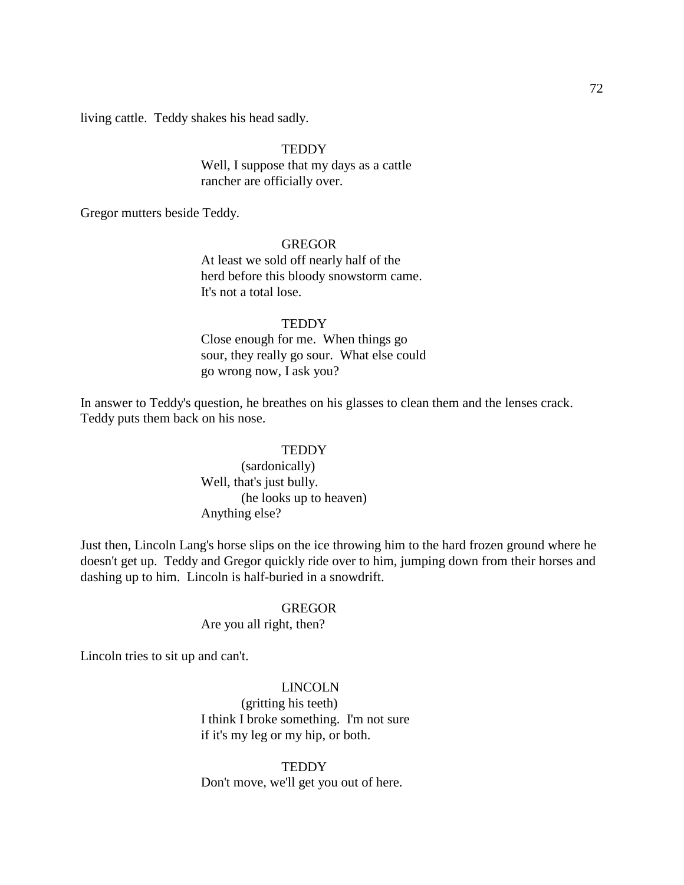living cattle. Teddy shakes his head sadly.

TEDDY
Well, I suppose that my days as a cattle rancher are officially over.

Gregor mutters beside Teddy.

GREGOR
At least we sold off nearly half of the herd before this bloody snowstorm came. It's not a total lose.

TEDDY
Close enough for me. When things go sour, they really go sour. What else could go wrong now, I ask you?

In answer to Teddy's question, he breathes on his glasses to clean them and the lenses crack. Teddy puts them back on his nose.

TEDDY
(sardonically)
Well, that's just bully.
(he looks up to heaven)
Anything else?

Just then, Lincoln Lang's horse slips on the ice throwing him to the hard frozen ground where he doesn't get up. Teddy and Gregor quickly ride over to him, jumping down from their horses and dashing up to him. Lincoln is half-buried in a snowdrift.

GREGOR
Are you all right, then?

Lincoln tries to sit up and can't.

LINCOLN
(gritting his teeth)
I think I broke something. I'm not sure if it's my leg or my hip, or both.

TEDDY
Don't move, we'll get you out of here.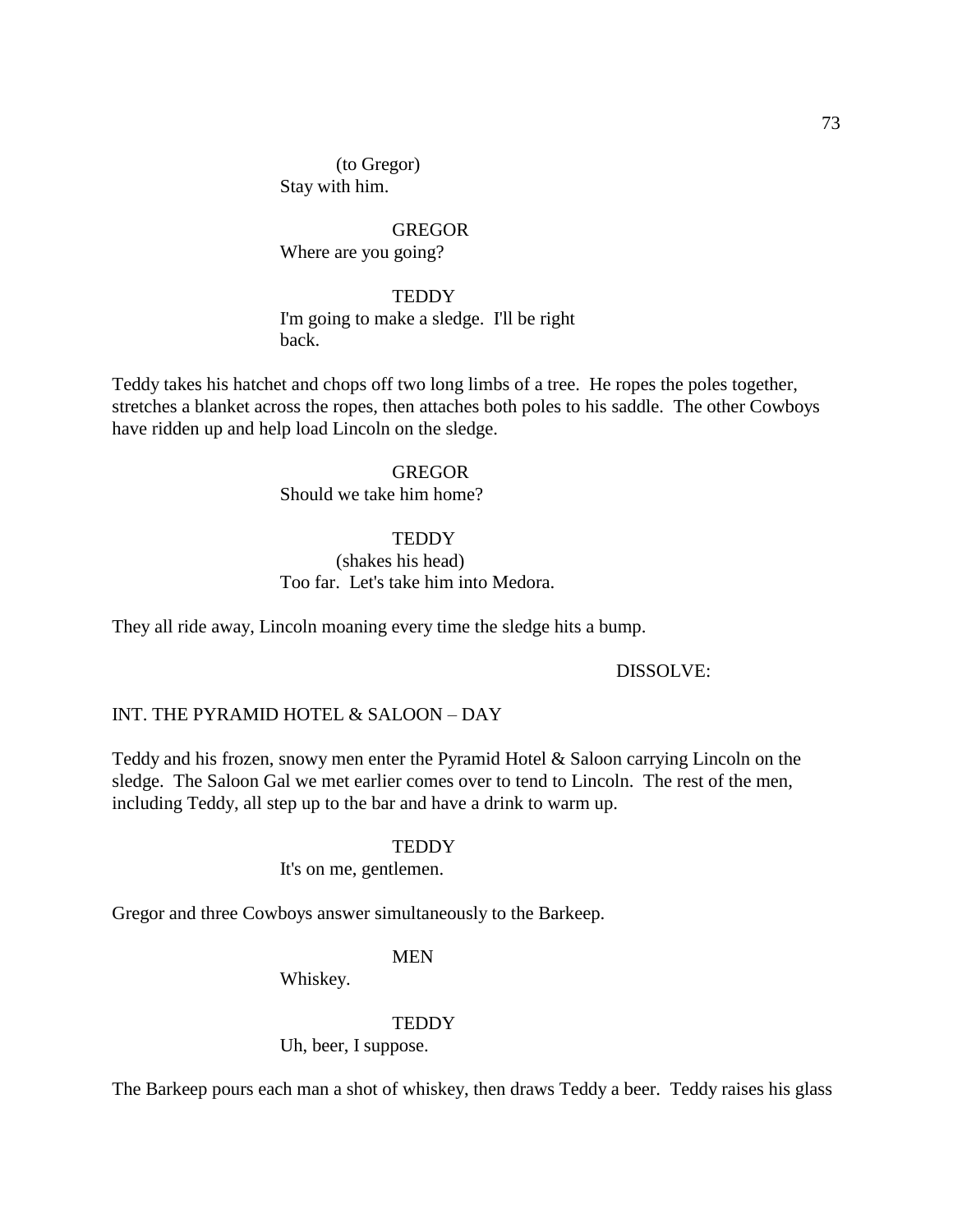(to Gregor)
Stay with him.

GREGOR
Where are you going?

TEDDY
I'm going to make a sledge. I'll be right back.

Teddy takes his hatchet and chops off two long limbs of a tree. He ropes the poles together, stretches a blanket across the ropes, then attaches both poles to his saddle. The other Cowboys have ridden up and help load Lincoln on the sledge.

GREGOR
Should we take him home?

TEDDY
(shakes his head)
Too far. Let's take him into Medora.

They all ride away, Lincoln moaning every time the sledge hits a bump.

DISSOLVE:

INT. THE PYRAMID HOTEL & SALOON – DAY

Teddy and his frozen, snowy men enter the Pyramid Hotel & Saloon carrying Lincoln on the sledge. The Saloon Gal we met earlier comes over to tend to Lincoln. The rest of the men, including Teddy, all step up to the bar and have a drink to warm up.

TEDDY
It's on me, gentlemen.

Gregor and three Cowboys answer simultaneously to the Barkeep.

MEN
Whiskey.

TEDDY
Uh, beer, I suppose.

The Barkeep pours each man a shot of whiskey, then draws Teddy a beer. Teddy raises his glass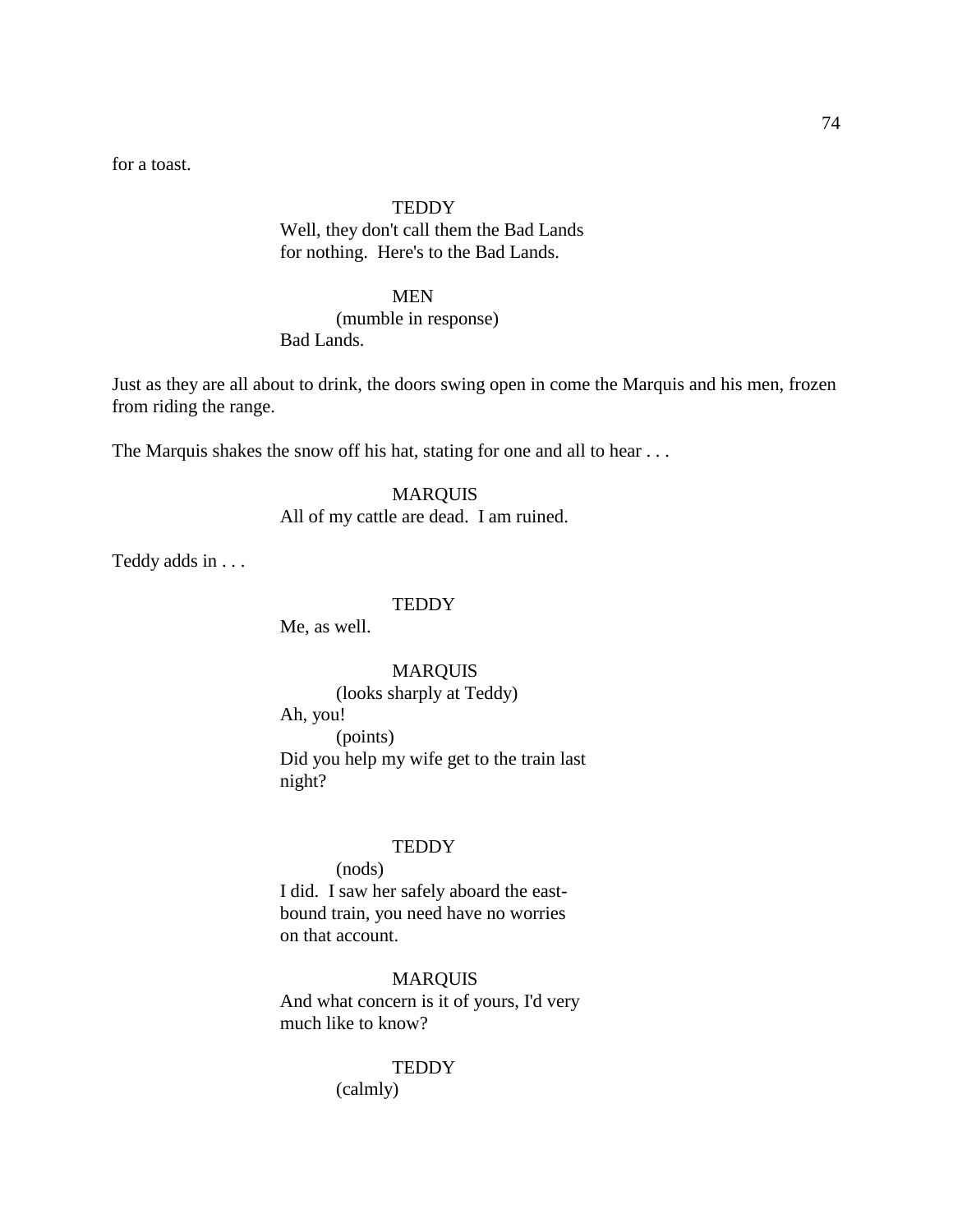for a toast.

TEDDY
Well, they don't call them the Bad Lands for nothing.  Here's to the Bad Lands.

MEN
(mumble in response)
Bad Lands.

Just as they are all about to drink, the doors swing open in come the Marquis and his men, frozen from riding the range.

The Marquis shakes the snow off his hat, stating for one and all to hear . . .

MARQUIS
All of my cattle are dead.  I am ruined.

Teddy adds in . . .

TEDDY
Me, as well.

MARQUIS
(looks sharply at Teddy)
Ah, you!
(points)
Did you help my wife get to the train last night?

TEDDY
(nods)
I did.  I saw her safely aboard the east-bound train, you need have no worries on that account.

MARQUIS
And what concern is it of yours, I'd very much like to know?

TEDDY
(calmly)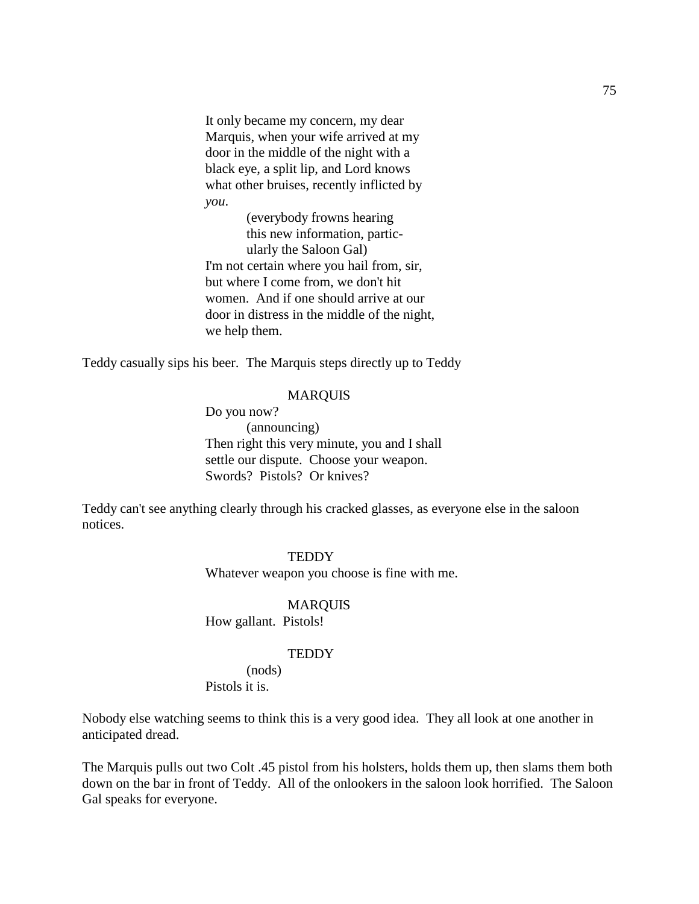It only became my concern, my dear Marquis, when your wife arrived at my door in the middle of the night with a black eye, a split lip, and Lord knows what other bruises, recently inflicted by *you*.

(everybody frowns hearing this new information, particularly the Saloon Gal)

I'm not certain where you hail from, sir, but where I come from, we don't hit women. And if one should arrive at our door in distress in the middle of the night, we help them.

Teddy casually sips his beer. The Marquis steps directly up to Teddy

MARQUIS

Do you now?

(announcing)

Then right this very minute, you and I shall settle our dispute. Choose your weapon. Swords? Pistols? Or knives?

Teddy can't see anything clearly through his cracked glasses, as everyone else in the saloon notices.

TEDDY

Whatever weapon you choose is fine with me.

MARQUIS

How gallant. Pistols!

TEDDY

(nods)

Pistols it is.

Nobody else watching seems to think this is a very good idea. They all look at one another in anticipated dread.

The Marquis pulls out two Colt .45 pistol from his holsters, holds them up, then slams them both down on the bar in front of Teddy. All of the onlookers in the saloon look horrified. The Saloon Gal speaks for everyone.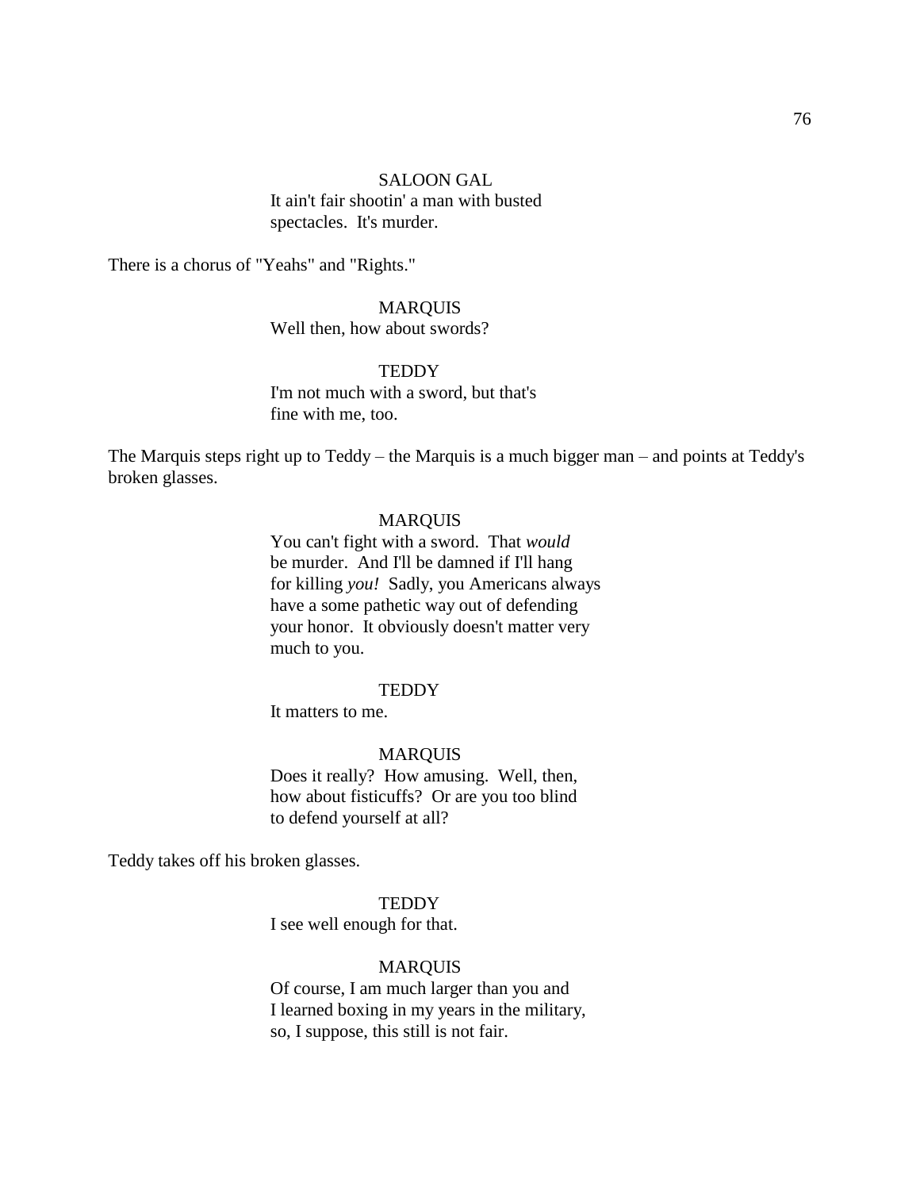SALOON GAL

It ain't fair shootin' a man with busted spectacles. It's murder.

There is a chorus of "Yeahs" and "Rights."

MARQUIS

Well then, how about swords?

TEDDY

I'm not much with a sword, but that's fine with me, too.

The Marquis steps right up to Teddy – the Marquis is a much bigger man – and points at Teddy's broken glasses.

MARQUIS

You can't fight with a sword. That *would* be murder. And I'll be damned if I'll hang for killing *you!* Sadly, you Americans always have a some pathetic way out of defending your honor. It obviously doesn't matter very much to you.

TEDDY

It matters to me.

MARQUIS

Does it really? How amusing. Well, then, how about fisticuffs? Or are you too blind to defend yourself at all?

Teddy takes off his broken glasses.

TEDDY

I see well enough for that.

MARQUIS

Of course, I am much larger than you and I learned boxing in my years in the military, so, I suppose, this still is not fair.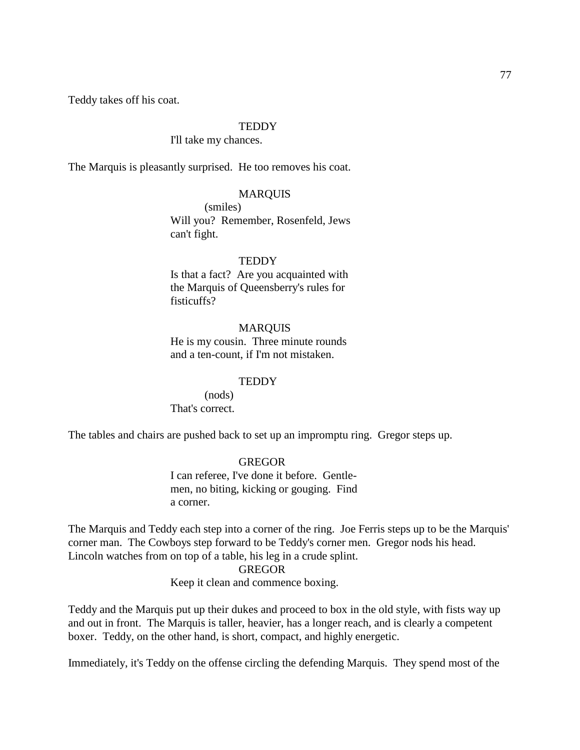Teddy takes off his coat.

TEDDY

I'll take my chances.

The Marquis is pleasantly surprised. He too removes his coat.

MARQUIS

(smiles)

Will you? Remember, Rosenfeld, Jews can't fight.

TEDDY

Is that a fact? Are you acquainted with the Marquis of Queensberry's rules for fisticuffs?

MARQUIS

He is my cousin. Three minute rounds and a ten-count, if I'm not mistaken.

TEDDY

(nods)

That's correct.

The tables and chairs are pushed back to set up an impromptu ring. Gregor steps up.

GREGOR

I can referee, I've done it before. Gentlemen, no biting, kicking or gouging. Find a corner.

The Marquis and Teddy each step into a corner of the ring. Joe Ferris steps up to be the Marquis' corner man. The Cowboys step forward to be Teddy's corner men. Gregor nods his head. Lincoln watches from on top of a table, his leg in a crude splint.

GREGOR

Keep it clean and commence boxing.

Teddy and the Marquis put up their dukes and proceed to box in the old style, with fists way up and out in front. The Marquis is taller, heavier, has a longer reach, and is clearly a competent boxer. Teddy, on the other hand, is short, compact, and highly energetic.

Immediately, it's Teddy on the offense circling the defending Marquis. They spend most of the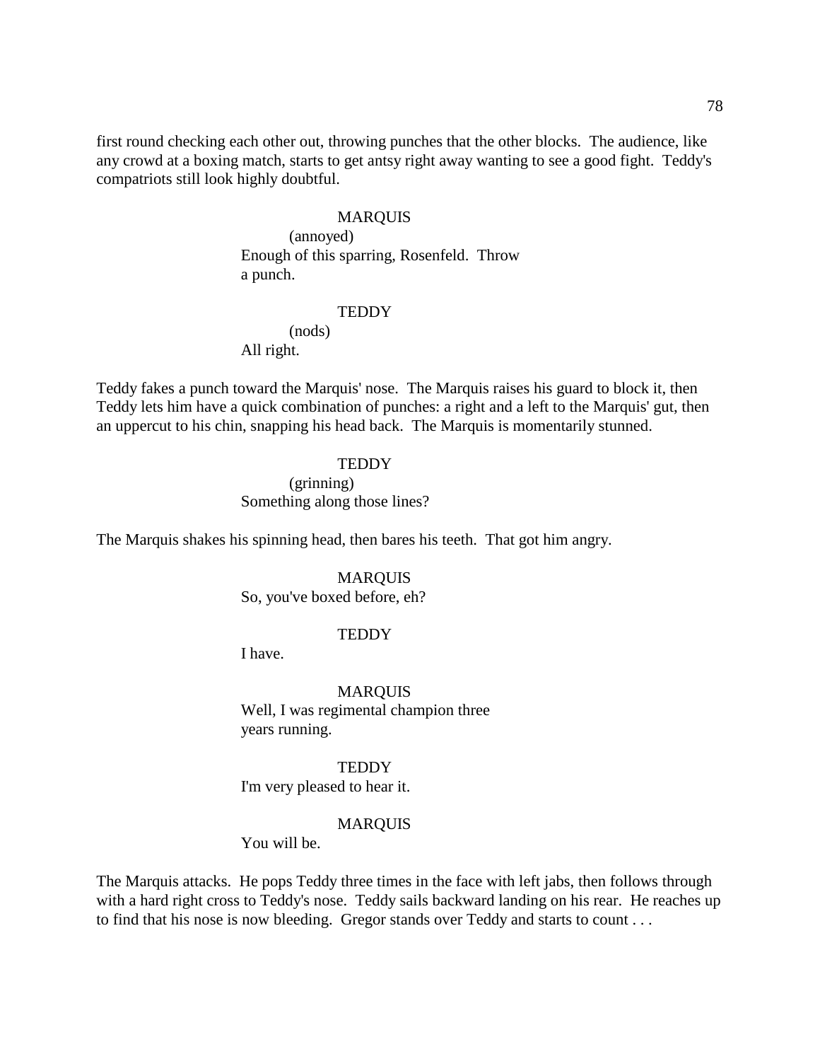first round checking each other out, throwing punches that the other blocks. The audience, like any crowd at a boxing match, starts to get antsy right away wanting to see a good fight. Teddy's compatriots still look highly doubtful.

MARQUIS
(annoyed)
Enough of this sparring, Rosenfeld. Throw a punch.

TEDDY
(nods)
All right.

Teddy fakes a punch toward the Marquis' nose. The Marquis raises his guard to block it, then Teddy lets him have a quick combination of punches: a right and a left to the Marquis' gut, then an uppercut to his chin, snapping his head back. The Marquis is momentarily stunned.

TEDDY
(grinning)
Something along those lines?

The Marquis shakes his spinning head, then bares his teeth. That got him angry.

MARQUIS
So, you've boxed before, eh?

TEDDY
I have.

MARQUIS
Well, I was regimental champion three years running.

TEDDY
I'm very pleased to hear it.

MARQUIS
You will be.

The Marquis attacks. He pops Teddy three times in the face with left jabs, then follows through with a hard right cross to Teddy's nose. Teddy sails backward landing on his rear. He reaches up to find that his nose is now bleeding. Gregor stands over Teddy and starts to count . . .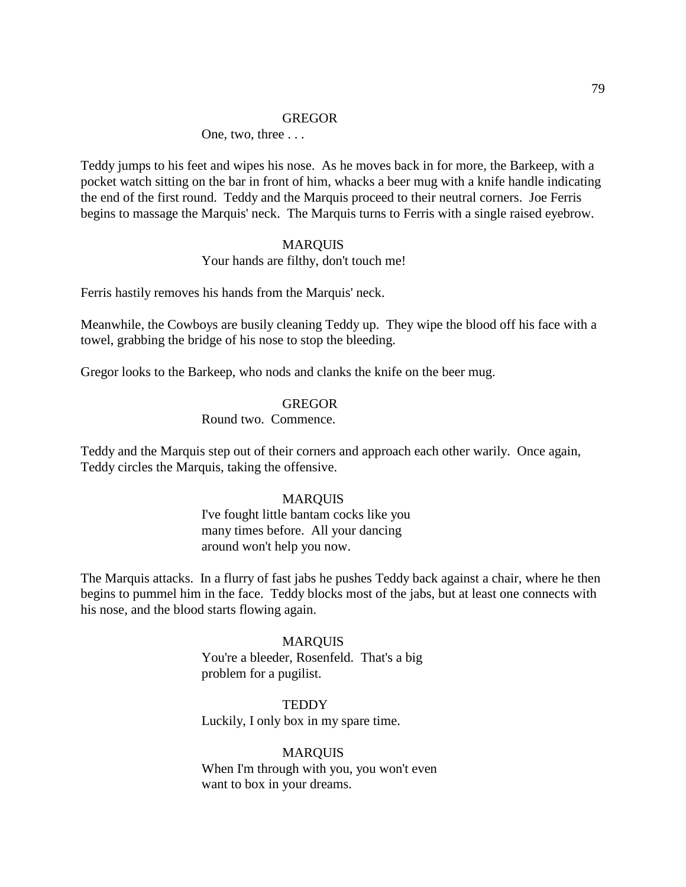GREGOR

One, two, three . . .

Teddy jumps to his feet and wipes his nose. As he moves back in for more, the Barkeep, with a pocket watch sitting on the bar in front of him, whacks a beer mug with a knife handle indicating the end of the first round. Teddy and the Marquis proceed to their neutral corners. Joe Ferris begins to massage the Marquis' neck. The Marquis turns to Ferris with a single raised eyebrow.

MARQUIS

Your hands are filthy, don't touch me!

Ferris hastily removes his hands from the Marquis' neck.

Meanwhile, the Cowboys are busily cleaning Teddy up. They wipe the blood off his face with a towel, grabbing the bridge of his nose to stop the bleeding.

Gregor looks to the Barkeep, who nods and clanks the knife on the beer mug.

GREGOR

Round two. Commence.

Teddy and the Marquis step out of their corners and approach each other warily. Once again, Teddy circles the Marquis, taking the offensive.

MARQUIS

I've fought little bantam cocks like you many times before. All your dancing around won't help you now.

The Marquis attacks. In a flurry of fast jabs he pushes Teddy back against a chair, where he then begins to pummel him in the face. Teddy blocks most of the jabs, but at least one connects with his nose, and the blood starts flowing again.

MARQUIS

You're a bleeder, Rosenfeld. That's a big problem for a pugilist.

TEDDY

Luckily, I only box in my spare time.

MARQUIS

When I'm through with you, you won't even want to box in your dreams.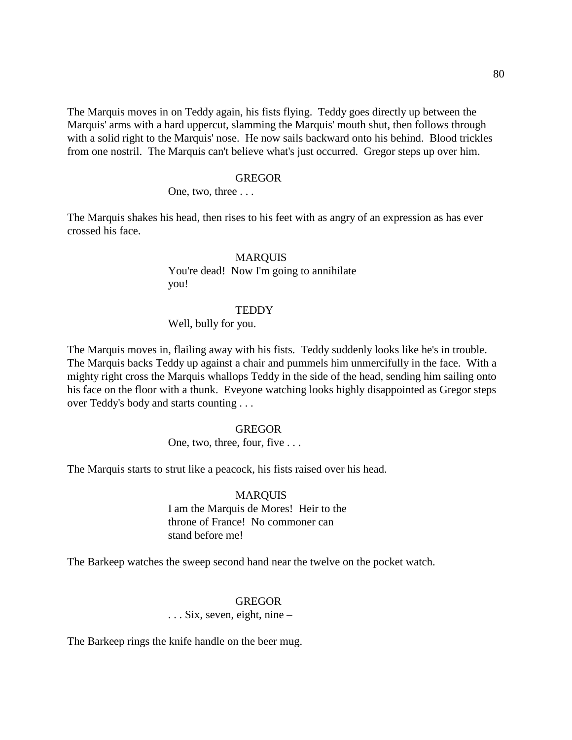The Marquis moves in on Teddy again, his fists flying. Teddy goes directly up between the Marquis' arms with a hard uppercut, slamming the Marquis' mouth shut, then follows through with a solid right to the Marquis' nose. He now sails backward onto his behind. Blood trickles from one nostril. The Marquis can't believe what's just occurred. Gregor steps up over him.

GREGOR

One, two, three . . .

The Marquis shakes his head, then rises to his feet with as angry of an expression as has ever crossed his face.

MARQUIS

You're dead! Now I'm going to annihilate you!

TEDDY

Well, bully for you.

The Marquis moves in, flailing away with his fists. Teddy suddenly looks like he's in trouble. The Marquis backs Teddy up against a chair and pummels him unmercifully in the face. With a mighty right cross the Marquis whallops Teddy in the side of the head, sending him sailing onto his face on the floor with a thunk. Eveyone watching looks highly disappointed as Gregor steps over Teddy's body and starts counting . . .

GREGOR

One, two, three, four, five . . .

The Marquis starts to strut like a peacock, his fists raised over his head.

MARQUIS

I am the Marquis de Mores! Heir to the throne of France! No commoner can stand before me!

The Barkeep watches the sweep second hand near the twelve on the pocket watch.

GREGOR

. . . Six, seven, eight, nine –

The Barkeep rings the knife handle on the beer mug.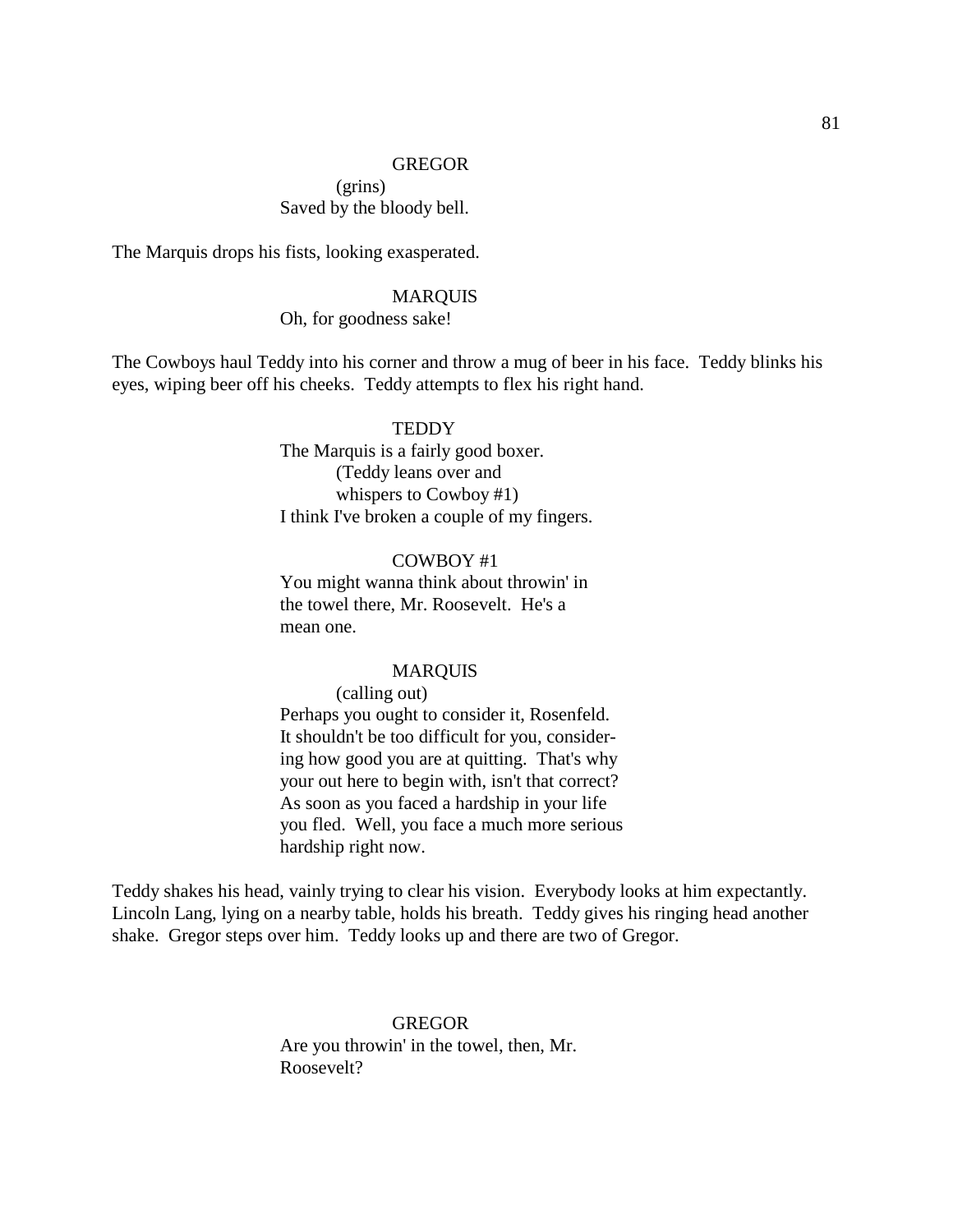GREGOR

(grins)

Saved by the bloody bell.

The Marquis drops his fists, looking exasperated.

MARQUIS

Oh, for goodness sake!

The Cowboys haul Teddy into his corner and throw a mug of beer in his face. Teddy blinks his eyes, wiping beer off his cheeks. Teddy attempts to flex his right hand.

TEDDY

The Marquis is a fairly good boxer.

(Teddy leans over and whispers to Cowboy #1)

I think I've broken a couple of my fingers.

COWBOY #1

You might wanna think about throwin' in the towel there, Mr. Roosevelt. He's a mean one.

MARQUIS

(calling out)

Perhaps you ought to consider it, Rosenfeld. It shouldn't be too difficult for you, considering how good you are at quitting. That's why your out here to begin with, isn't that correct? As soon as you faced a hardship in your life you fled. Well, you face a much more serious hardship right now.

Teddy shakes his head, vainly trying to clear his vision. Everybody looks at him expectantly. Lincoln Lang, lying on a nearby table, holds his breath. Teddy gives his ringing head another shake. Gregor steps over him. Teddy looks up and there are two of Gregor.

GREGOR

Are you throwin' in the towel, then, Mr. Roosevelt?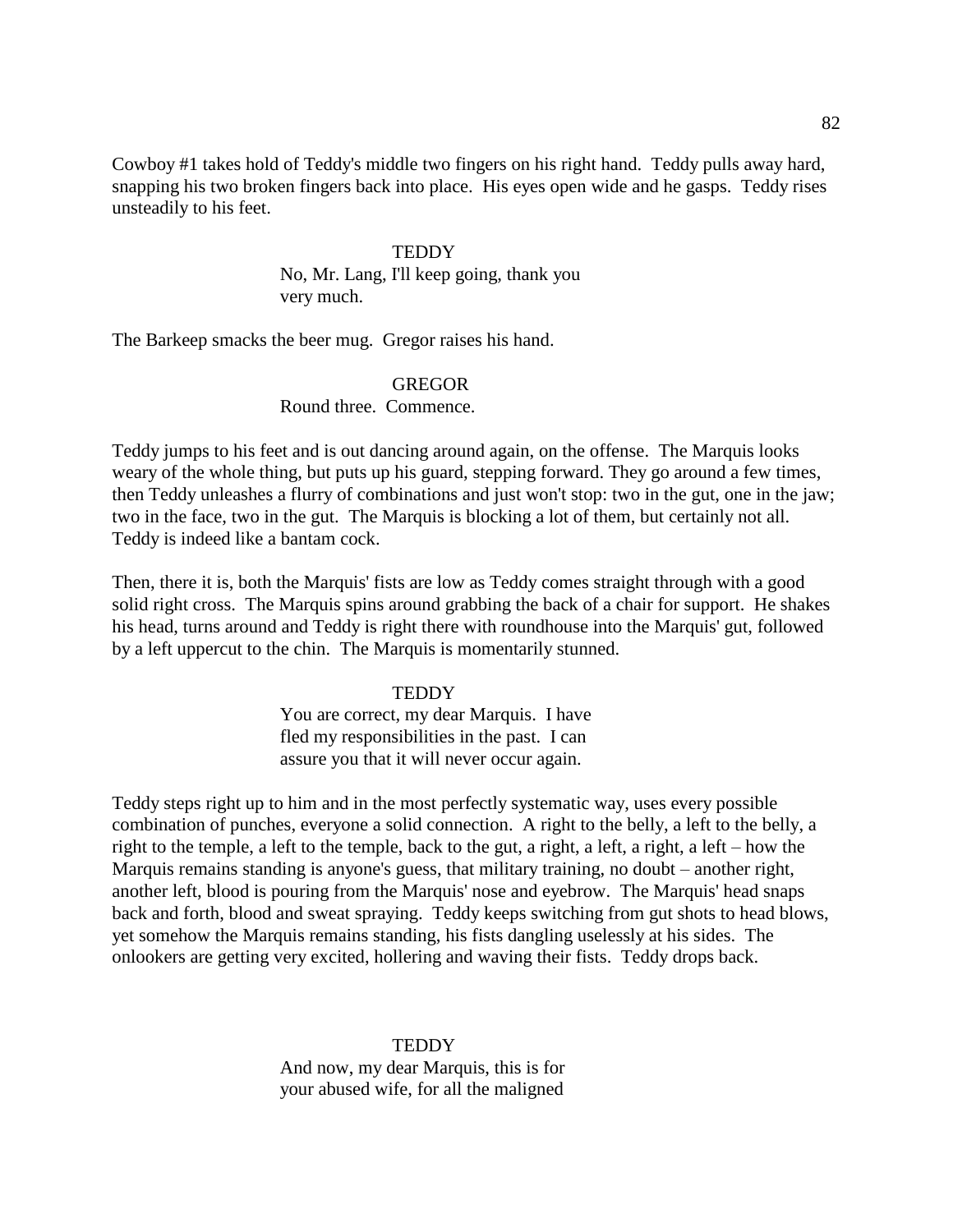Cowboy #1 takes hold of Teddy's middle two fingers on his right hand. Teddy pulls away hard, snapping his two broken fingers back into place. His eyes open wide and he gasps. Teddy rises unsteadily to his feet.

TEDDY
No, Mr. Lang, I'll keep going, thank you very much.

The Barkeep smacks the beer mug. Gregor raises his hand.

GREGOR
Round three. Commence.

Teddy jumps to his feet and is out dancing around again, on the offense. The Marquis looks weary of the whole thing, but puts up his guard, stepping forward. They go around a few times, then Teddy unleashes a flurry of combinations and just won't stop: two in the gut, one in the jaw; two in the face, two in the gut. The Marquis is blocking a lot of them, but certainly not all. Teddy is indeed like a bantam cock.

Then, there it is, both the Marquis' fists are low as Teddy comes straight through with a good solid right cross. The Marquis spins around grabbing the back of a chair for support. He shakes his head, turns around and Teddy is right there with roundhouse into the Marquis' gut, followed by a left uppercut to the chin. The Marquis is momentarily stunned.

TEDDY
You are correct, my dear Marquis. I have fled my responsibilities in the past. I can assure you that it will never occur again.

Teddy steps right up to him and in the most perfectly systematic way, uses every possible combination of punches, everyone a solid connection. A right to the belly, a left to the belly, a right to the temple, a left to the temple, back to the gut, a right, a left, a right, a left – how the Marquis remains standing is anyone's guess, that military training, no doubt – another right, another left, blood is pouring from the Marquis' nose and eyebrow. The Marquis' head snaps back and forth, blood and sweat spraying. Teddy keeps switching from gut shots to head blows, yet somehow the Marquis remains standing, his fists dangling uselessly at his sides. The onlookers are getting very excited, hollering and waving their fists. Teddy drops back.

TEDDY
And now, my dear Marquis, this is for your abused wife, for all the maligned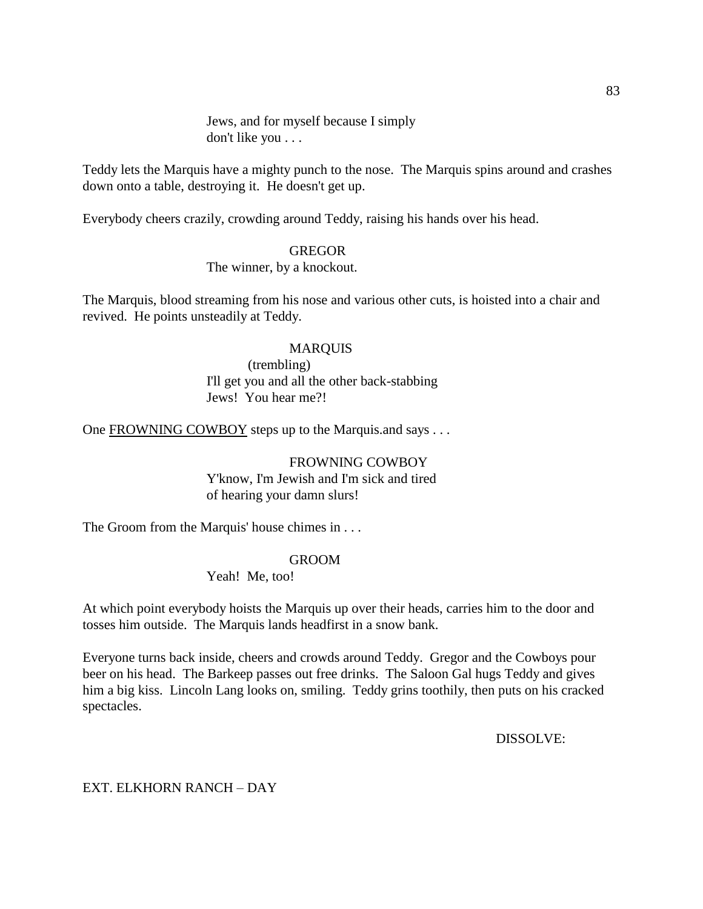Jews, and for myself because I simply
don't like you . . .

Teddy lets the Marquis have a mighty punch to the nose. The Marquis spins around and crashes down onto a table, destroying it. He doesn't get up.

Everybody cheers crazily, crowding around Teddy, raising his hands over his head.

GREGOR
The winner, by a knockout.

The Marquis, blood streaming from his nose and various other cuts, is hoisted into a chair and revived. He points unsteadily at Teddy.

MARQUIS
(trembling)
I'll get you and all the other back-stabbing
Jews! You hear me?!

One <u>FROWNING COWBOY</u> steps up to the Marquis.and says . . .

FROWNING COWBOY
Y'know, I'm Jewish and I'm sick and tired
of hearing your damn slurs!

The Groom from the Marquis' house chimes in . . .

GROOM
Yeah! Me, too!

At which point everybody hoists the Marquis up over their heads, carries him to the door and tosses him outside. The Marquis lands headfirst in a snow bank.

Everyone turns back inside, cheers and crowds around Teddy. Gregor and the Cowboys pour beer on his head. The Barkeep passes out free drinks. The Saloon Gal hugs Teddy and gives him a big kiss. Lincoln Lang looks on, smiling. Teddy grins toothily, then puts on his cracked spectacles.

DISSOLVE:

EXT. ELKHORN RANCH – DAY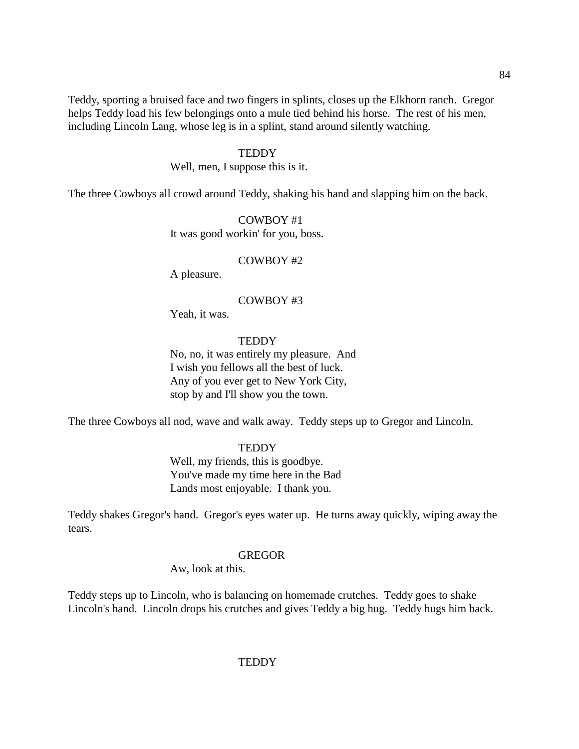Teddy, sporting a bruised face and two fingers in splints, closes up the Elkhorn ranch. Gregor helps Teddy load his few belongings onto a mule tied behind his horse. The rest of his men, including Lincoln Lang, whose leg is in a splint, stand around silently watching.

TEDDY

Well, men, I suppose this is it.

The three Cowboys all crowd around Teddy, shaking his hand and slapping him on the back.

COWBOY #1

It was good workin' for you, boss.

COWBOY #2

A pleasure.

COWBOY #3

Yeah, it was.

TEDDY

No, no, it was entirely my pleasure. And I wish you fellows all the best of luck. Any of you ever get to New York City, stop by and I'll show you the town.

The three Cowboys all nod, wave and walk away. Teddy steps up to Gregor and Lincoln.

TEDDY

Well, my friends, this is goodbye. You've made my time here in the Bad Lands most enjoyable. I thank you.

Teddy shakes Gregor's hand. Gregor's eyes water up. He turns away quickly, wiping away the tears.

GREGOR

Aw, look at this.

Teddy steps up to Lincoln, who is balancing on homemade crutches. Teddy goes to shake Lincoln's hand. Lincoln drops his crutches and gives Teddy a big hug. Teddy hugs him back.

TEDDY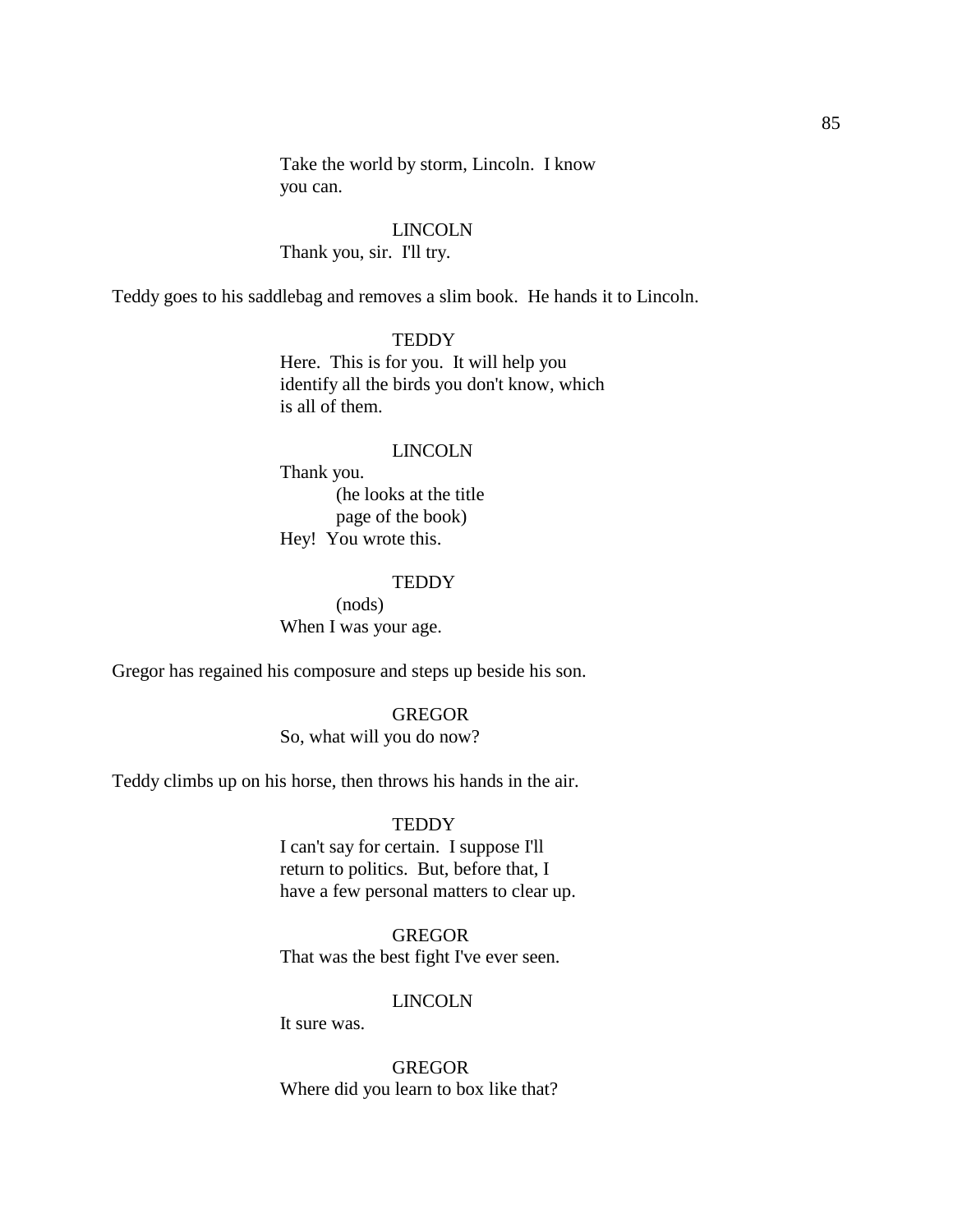Take the world by storm, Lincoln. I know you can.

LINCOLN
Thank you, sir. I'll try.

Teddy goes to his saddlebag and removes a slim book. He hands it to Lincoln.

TEDDY
Here. This is for you. It will help you identify all the birds you don't know, which is all of them.

LINCOLN
Thank you.
(he looks at the title page of the book)
Hey! You wrote this.

TEDDY
(nods)
When I was your age.

Gregor has regained his composure and steps up beside his son.

GREGOR
So, what will you do now?

Teddy climbs up on his horse, then throws his hands in the air.

TEDDY
I can't say for certain. I suppose I'll return to politics. But, before that, I have a few personal matters to clear up.

GREGOR
That was the best fight I've ever seen.

LINCOLN
It sure was.

GREGOR
Where did you learn to box like that?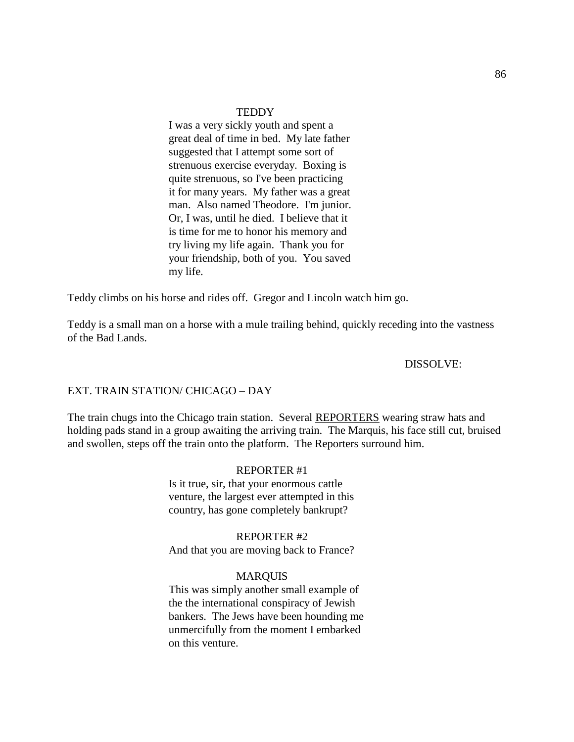TEDDY

I was a very sickly youth and spent a great deal of time in bed. My late father suggested that I attempt some sort of strenuous exercise everyday. Boxing is quite strenuous, so I've been practicing it for many years. My father was a great man. Also named Theodore. I'm junior. Or, I was, until he died. I believe that it is time for me to honor his memory and try living my life again. Thank you for your friendship, both of you. You saved my life.

Teddy climbs on his horse and rides off. Gregor and Lincoln watch him go.

Teddy is a small man on a horse with a mule trailing behind, quickly receding into the vastness of the Bad Lands.

DISSOLVE:

EXT. TRAIN STATION/ CHICAGO – DAY

The train chugs into the Chicago train station. Several REPORTERS wearing straw hats and holding pads stand in a group awaiting the arriving train. The Marquis, his face still cut, bruised and swollen, steps off the train onto the platform. The Reporters surround him.

REPORTER #1

Is it true, sir, that your enormous cattle venture, the largest ever attempted in this country, has gone completely bankrupt?

REPORTER #2

And that you are moving back to France?

MARQUIS

This was simply another small example of the the international conspiracy of Jewish bankers. The Jews have been hounding me unmercifully from the moment I embarked on this venture.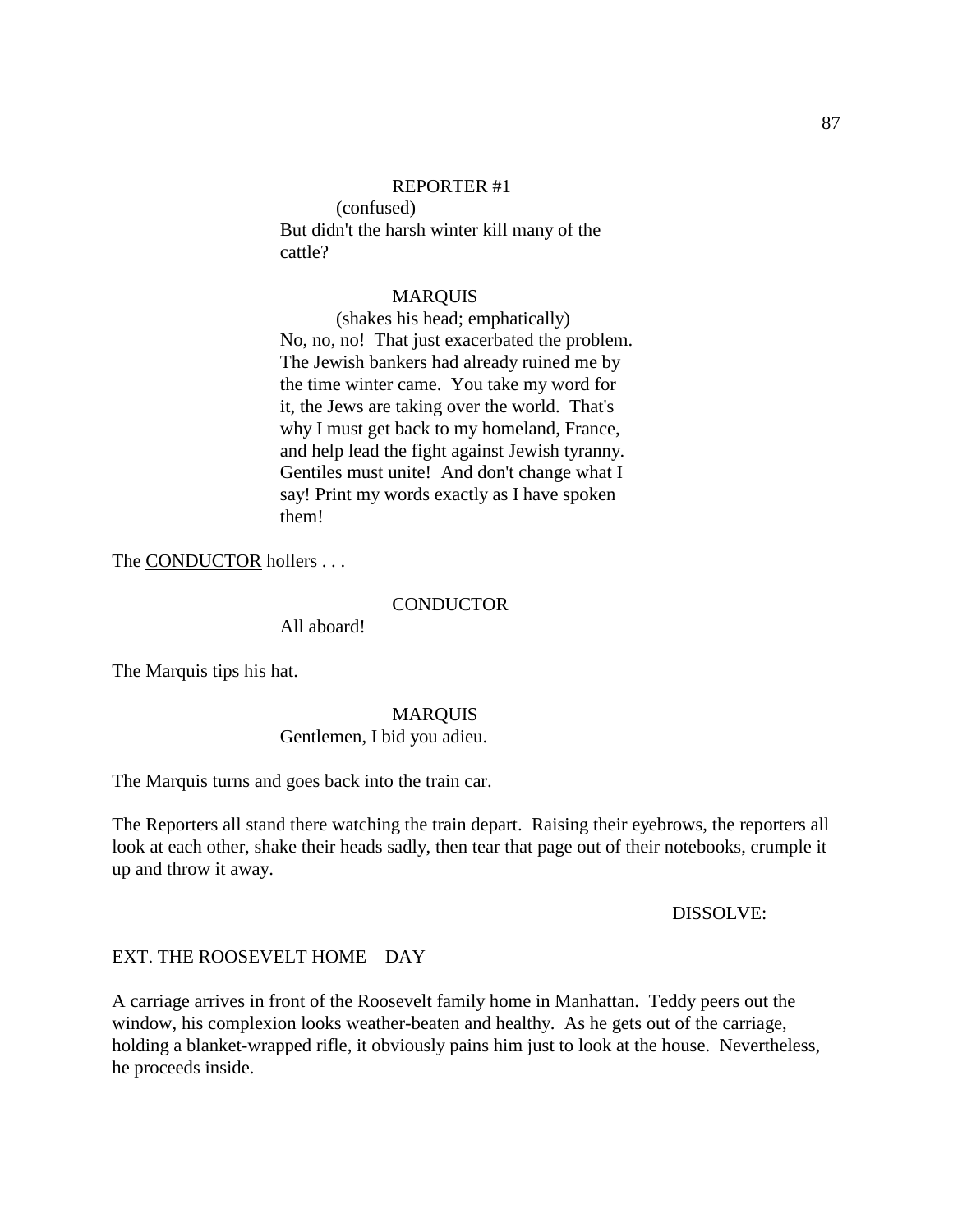REPORTER #1

(confused)

But didn't the harsh winter kill many of the cattle?

MARQUIS

(shakes his head; emphatically)

No, no, no!  That just exacerbated the problem. The Jewish bankers had already ruined me by the time winter came.  You take my word for it, the Jews are taking over the world.  That's why I must get back to my homeland, France, and help lead the fight against Jewish tyranny. Gentiles must unite!  And don't change what I say! Print my words exactly as I have spoken them!

The CONDUCTOR hollers . . .

CONDUCTOR

All aboard!

The Marquis tips his hat.

MARQUIS

Gentlemen, I bid you adieu.

The Marquis turns and goes back into the train car.

The Reporters all stand there watching the train depart.  Raising their eyebrows, the reporters all look at each other, shake their heads sadly, then tear that page out of their notebooks, crumple it up and throw it away.

DISSOLVE:

EXT. THE ROOSEVELT HOME – DAY

A carriage arrives in front of the Roosevelt family home in Manhattan.  Teddy peers out the window, his complexion looks weather-beaten and healthy.  As he gets out of the carriage, holding a blanket-wrapped rifle, it obviously pains him just to look at the house.  Nevertheless, he proceeds inside.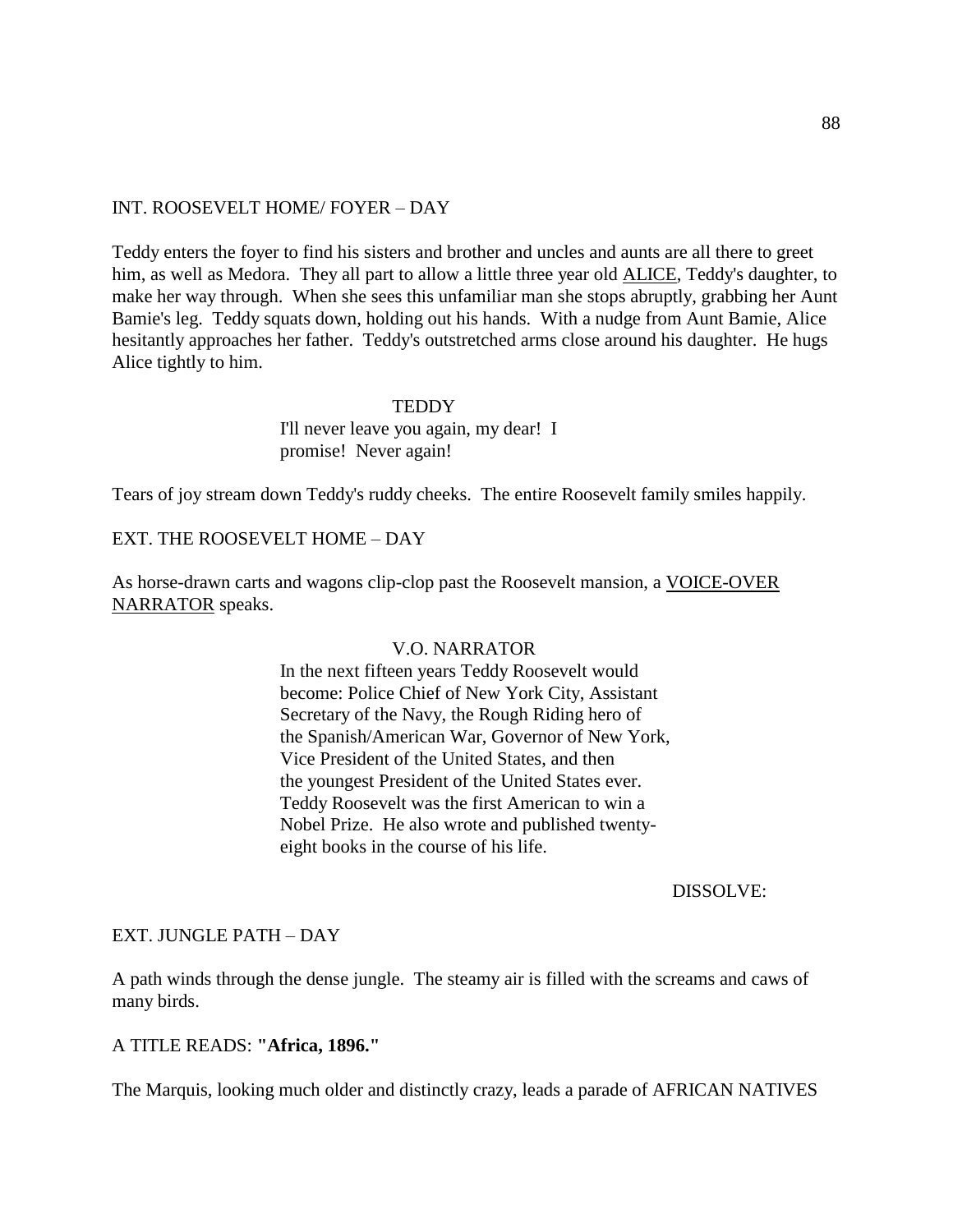INT. ROOSEVELT HOME/ FOYER – DAY

Teddy enters the foyer to find his sisters and brother and uncles and aunts are all there to greet him, as well as Medora. They all part to allow a little three year old ALICE, Teddy's daughter, to make her way through. When she sees this unfamiliar man she stops abruptly, grabbing her Aunt Bamie's leg. Teddy squats down, holding out his hands. With a nudge from Aunt Bamie, Alice hesitantly approaches her father. Teddy's outstretched arms close around his daughter. He hugs Alice tightly to him.

TEDDY
I'll never leave you again, my dear! I promise! Never again!

Tears of joy stream down Teddy's ruddy cheeks. The entire Roosevelt family smiles happily.

EXT. THE ROOSEVELT HOME – DAY

As horse-drawn carts and wagons clip-clop past the Roosevelt mansion, a VOICE-OVER NARRATOR speaks.

V.O. NARRATOR
In the next fifteen years Teddy Roosevelt would become: Police Chief of New York City, Assistant Secretary of the Navy, the Rough Riding hero of the Spanish/American War, Governor of New York, Vice President of the United States, and then the youngest President of the United States ever. Teddy Roosevelt was the first American to win a Nobel Prize. He also wrote and published twenty-eight books in the course of his life.

DISSOLVE:

EXT. JUNGLE PATH – DAY

A path winds through the dense jungle. The steamy air is filled with the screams and caws of many birds.

A TITLE READS: **"Africa, 1896."**

The Marquis, looking much older and distinctly crazy, leads a parade of AFRICAN NATIVES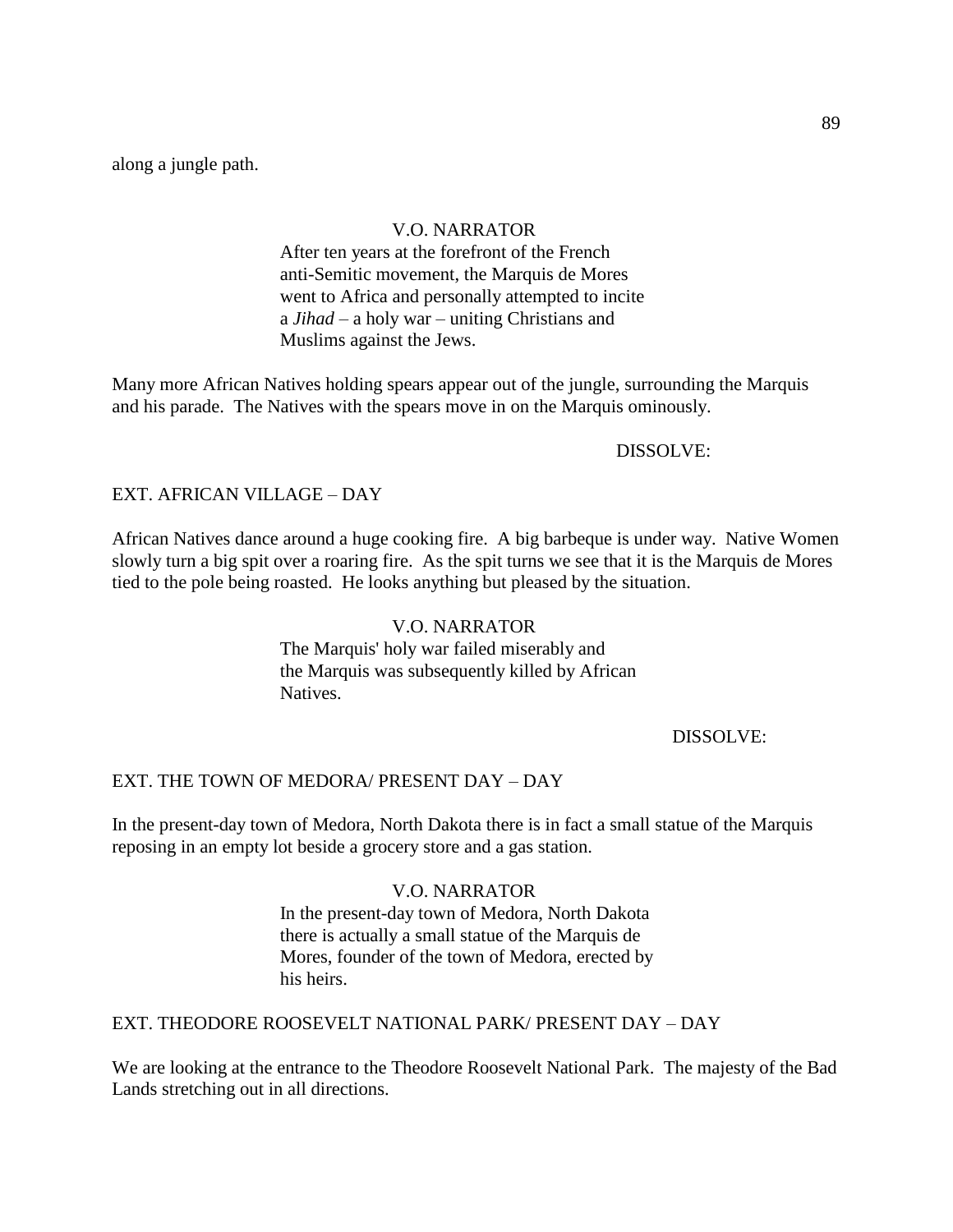along a jungle path.

V.O. NARRATOR

After ten years at the forefront of the French anti-Semitic movement, the Marquis de Mores went to Africa and personally attempted to incite a *Jihad* – a holy war – uniting Christians and Muslims against the Jews.

Many more African Natives holding spears appear out of the jungle, surrounding the Marquis and his parade. The Natives with the spears move in on the Marquis ominously.

DISSOLVE:

EXT. AFRICAN VILLAGE – DAY

African Natives dance around a huge cooking fire. A big barbeque is under way. Native Women slowly turn a big spit over a roaring fire. As the spit turns we see that it is the Marquis de Mores tied to the pole being roasted. He looks anything but pleased by the situation.

V.O. NARRATOR

The Marquis' holy war failed miserably and the Marquis was subsequently killed by African Natives.

DISSOLVE:

EXT. THE TOWN OF MEDORA/ PRESENT DAY – DAY

In the present-day town of Medora, North Dakota there is in fact a small statue of the Marquis reposing in an empty lot beside a grocery store and a gas station.

V.O. NARRATOR

In the present-day town of Medora, North Dakota there is actually a small statue of the Marquis de Mores, founder of the town of Medora, erected by his heirs.

EXT. THEODORE ROOSEVELT NATIONAL PARK/ PRESENT DAY – DAY

We are looking at the entrance to the Theodore Roosevelt National Park. The majesty of the Bad Lands stretching out in all directions.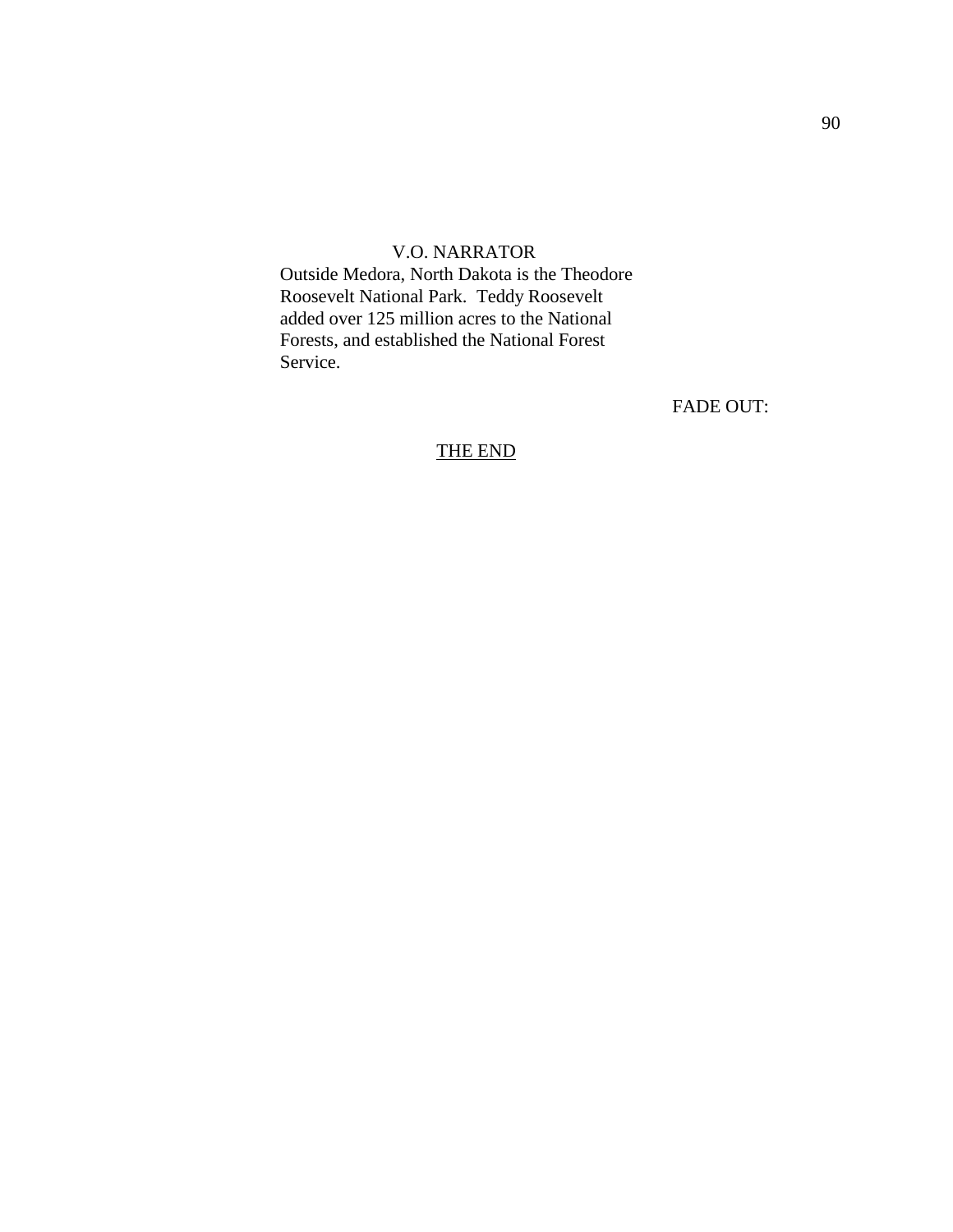V.O. NARRATOR

Outside Medora, North Dakota is the Theodore Roosevelt National Park. Teddy Roosevelt added over 125 million acres to the National Forests, and established the National Forest Service.

FADE OUT:

THE END